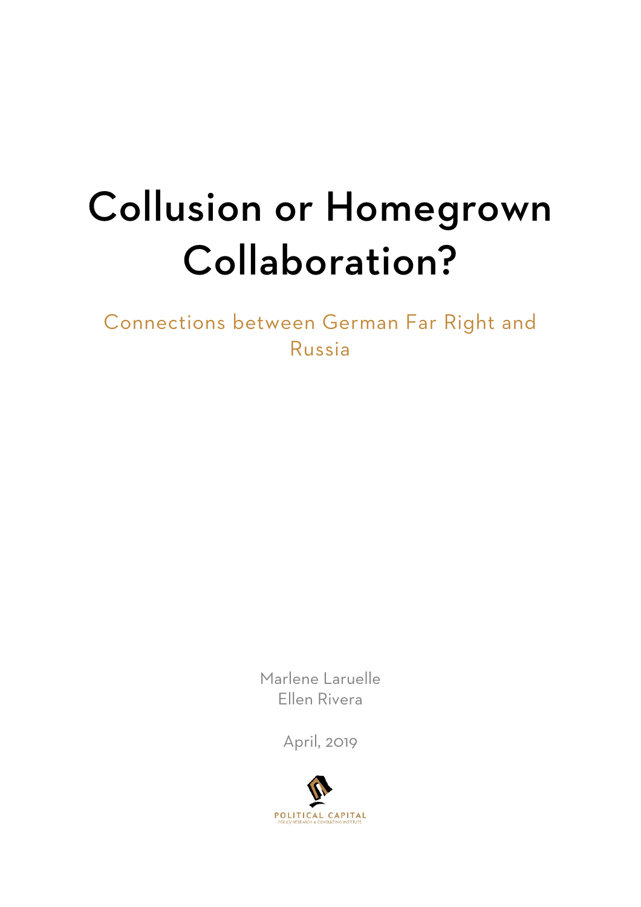# Collusion or Homegrown Collaboration?

## Connections between German Far Right and Russia

Marlene Laruelle
Ellen Rivera

April, 2019

POLITICAL CAPITAL
POLICY RESEARCH & CONSULTING INSTITUTE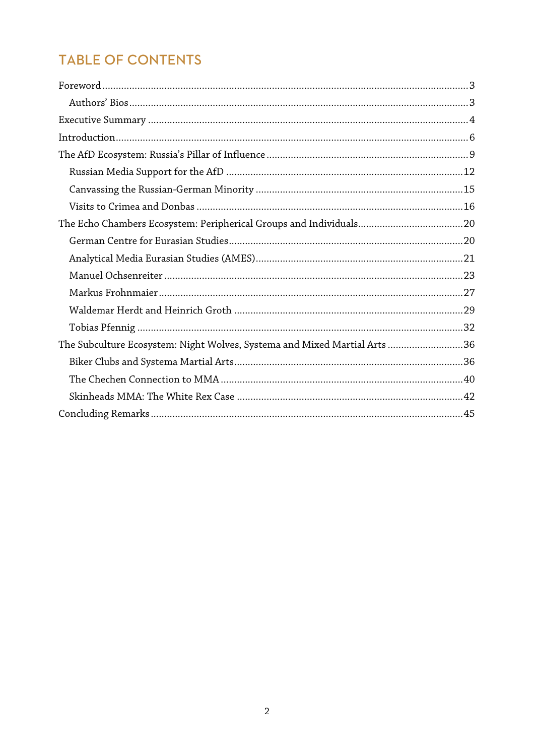## TABLE OF CONTENTS

- Foreword ... 3
  - Authors' Bios ... 3
- Executive Summary ... 4
- Introduction ... 6
- The AfD Ecosystem: Russia's Pillar of Influence ... 9
  - Russian Media Support for the AfD ... 12
  - Canvassing the Russian-German Minority ... 15
  - Visits to Crimea and Donbas ... 16
- The Echo Chambers Ecosystem: Peripherical Groups and Individuals ... 20
  - German Centre for Eurasian Studies ... 20
  - Analytical Media Eurasian Studies (AMES) ... 21
  - Manuel Ochsenreiter ... 23
  - Markus Frohnmaier ... 27
  - Waldemar Herdt and Heinrich Groth ... 29
  - Tobias Pfennig ... 32
- The Subculture Ecosystem: Night Wolves, Systema and Mixed Martial Arts ... 36
  - Biker Clubs and Systema Martial Arts ... 36
  - The Chechen Connection to MMA ... 40
  - Skinheads MMA: The White Rex Case ... 42
- Concluding Remarks ... 45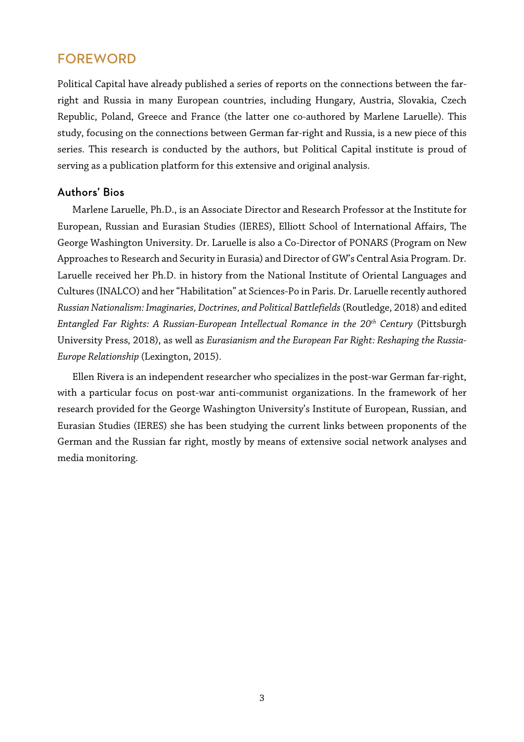# FOREWORD

Political Capital have already published a series of reports on the connections between the far-right and Russia in many European countries, including Hungary, Austria, Slovakia, Czech Republic, Poland, Greece and France (the latter one co-authored by Marlene Laruelle). This study, focusing on the connections between German far-right and Russia, is a new piece of this series. This research is conducted by the authors, but Political Capital institute is proud of serving as a publication platform for this extensive and original analysis.

## Authors' Bios

Marlene Laruelle, Ph.D., is an Associate Director and Research Professor at the Institute for European, Russian and Eurasian Studies (IERES), Elliott School of International Affairs, The George Washington University. Dr. Laruelle is also a Co-Director of PONARS (Program on New Approaches to Research and Security in Eurasia) and Director of GW's Central Asia Program. Dr. Laruelle received her Ph.D. in history from the National Institute of Oriental Languages and Cultures (INALCO) and her "Habilitation" at Sciences-Po in Paris. Dr. Laruelle recently authored *Russian Nationalism: Imaginaries, Doctrines, and Political Battlefields* (Routledge, 2018) and edited *Entangled Far Rights: A Russian-European Intellectual Romance in the 20th Century* (Pittsburgh University Press, 2018), as well as *Eurasianism and the European Far Right: Reshaping the Russia-Europe Relationship* (Lexington, 2015).

Ellen Rivera is an independent researcher who specializes in the post-war German far-right, with a particular focus on post-war anti-communist organizations. In the framework of her research provided for the George Washington University's Institute of European, Russian, and Eurasian Studies (IERES) she has been studying the current links between proponents of the German and the Russian far right, mostly by means of extensive social network analyses and media monitoring.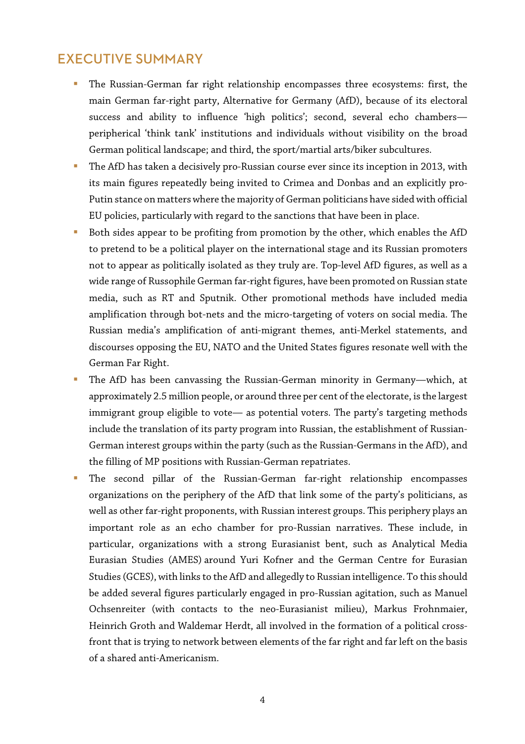## EXECUTIVE SUMMARY

- The Russian-German far right relationship encompasses three ecosystems: first, the main German far-right party, Alternative for Germany (AfD), because of its electoral success and ability to influence 'high politics'; second, several echo chambers—peripherical 'think tank' institutions and individuals without visibility on the broad German political landscape; and third, the sport/martial arts/biker subcultures.
- The AfD has taken a decisively pro-Russian course ever since its inception in 2013, with its main figures repeatedly being invited to Crimea and Donbas and an explicitly pro-Putin stance on matters where the majority of German politicians have sided with official EU policies, particularly with regard to the sanctions that have been in place.
- Both sides appear to be profiting from promotion by the other, which enables the AfD to pretend to be a political player on the international stage and its Russian promoters not to appear as politically isolated as they truly are. Top-level AfD figures, as well as a wide range of Russophile German far-right figures, have been promoted on Russian state media, such as RT and Sputnik. Other promotional methods have included media amplification through bot-nets and the micro-targeting of voters on social media. The Russian media's amplification of anti-migrant themes, anti-Merkel statements, and discourses opposing the EU, NATO and the United States figures resonate well with the German Far Right.
- The AfD has been canvassing the Russian-German minority in Germany—which, at approximately 2.5 million people, or around three per cent of the electorate, is the largest immigrant group eligible to vote— as potential voters. The party's targeting methods include the translation of its party program into Russian, the establishment of Russian-German interest groups within the party (such as the Russian-Germans in the AfD), and the filling of MP positions with Russian-German repatriates.
- The second pillar of the Russian-German far-right relationship encompasses organizations on the periphery of the AfD that link some of the party's politicians, as well as other far-right proponents, with Russian interest groups. This periphery plays an important role as an echo chamber for pro-Russian narratives. These include, in particular, organizations with a strong Eurasianist bent, such as Analytical Media Eurasian Studies (AMES) around Yuri Kofner and the German Centre for Eurasian Studies (GCES), with links to the AfD and allegedly to Russian intelligence. To this should be added several figures particularly engaged in pro-Russian agitation, such as Manuel Ochsenreiter (with contacts to the neo-Eurasianist milieu), Markus Frohnmaier, Heinrich Groth and Waldemar Herdt, all involved in the formation of a political cross-front that is trying to network between elements of the far right and far left on the basis of a shared anti-Americanism.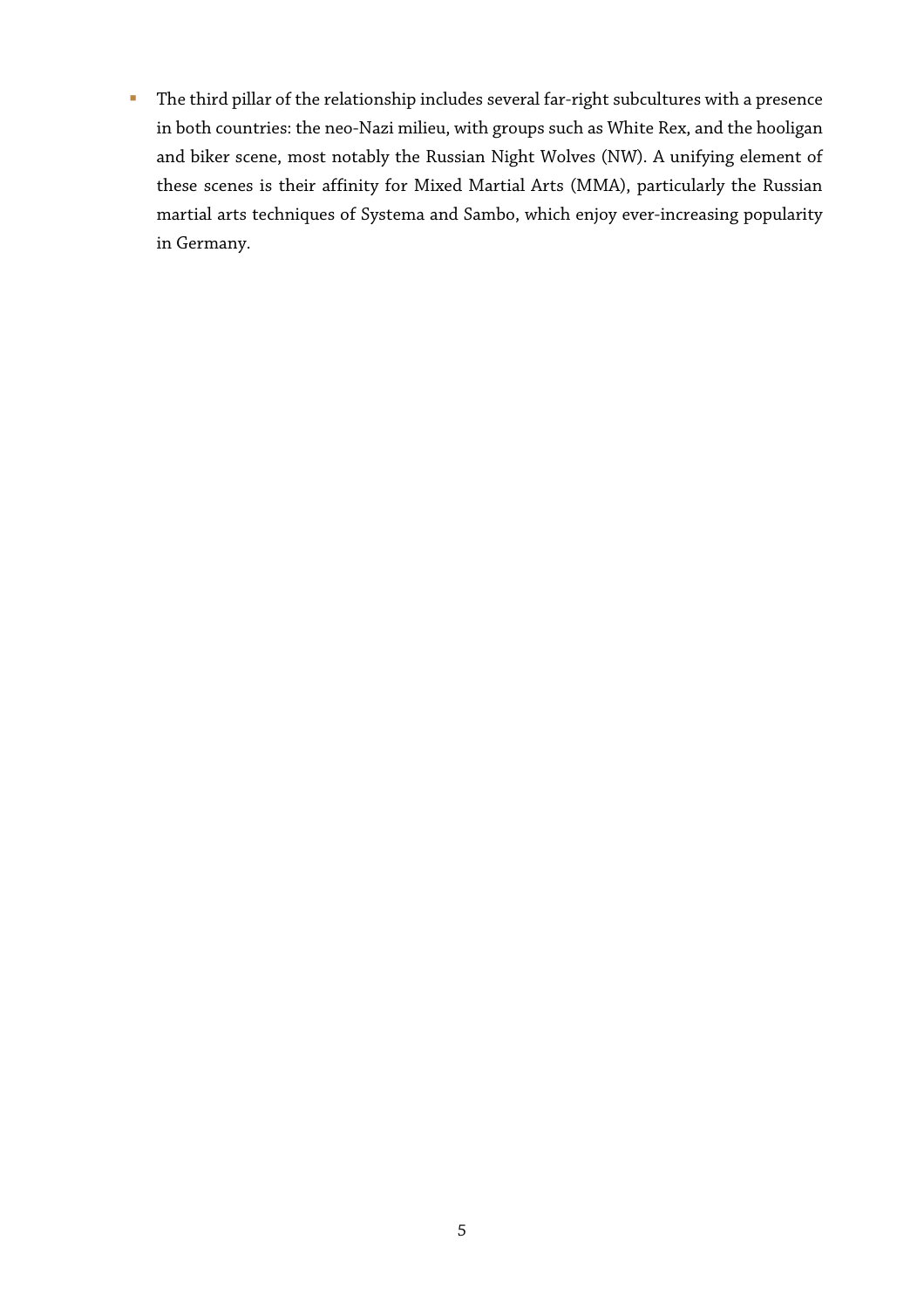- The third pillar of the relationship includes several far-right subcultures with a presence in both countries: the neo-Nazi milieu, with groups such as White Rex, and the hooligan and biker scene, most notably the Russian Night Wolves (NW). A unifying element of these scenes is their affinity for Mixed Martial Arts (MMA), particularly the Russian martial arts techniques of Systema and Sambo, which enjoy ever-increasing popularity in Germany.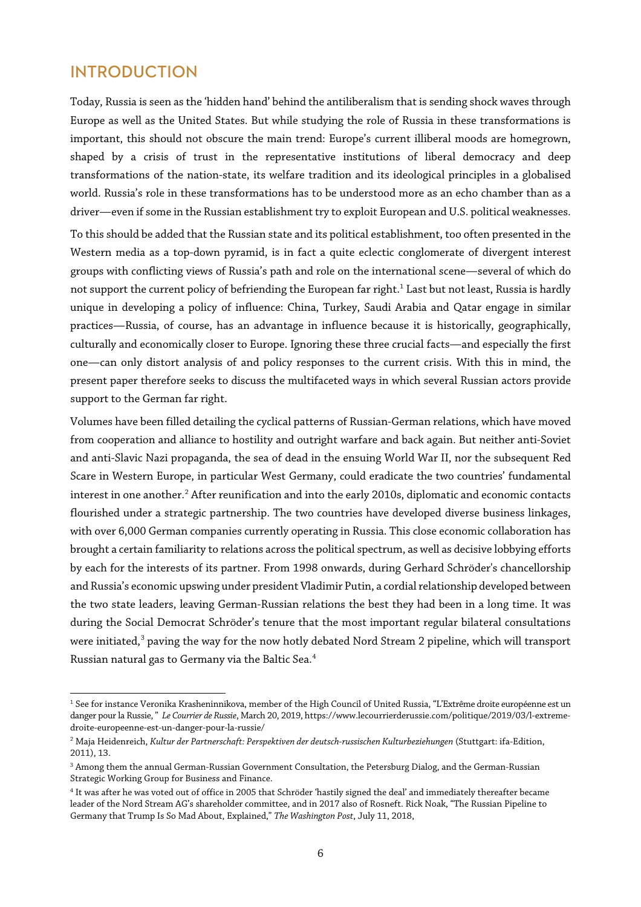## INTRODUCTION

Today, Russia is seen as the 'hidden hand' behind the antiliberalism that is sending shock waves through Europe as well as the United States. But while studying the role of Russia in these transformations is important, this should not obscure the main trend: Europe's current illiberal moods are homegrown, shaped by a crisis of trust in the representative institutions of liberal democracy and deep transformations of the nation-state, its welfare tradition and its ideological principles in a globalised world. Russia's role in these transformations has to be understood more as an echo chamber than as a driver—even if some in the Russian establishment try to exploit European and U.S. political weaknesses.

To this should be added that the Russian state and its political establishment, too often presented in the Western media as a top-down pyramid, is in fact a quite eclectic conglomerate of divergent interest groups with conflicting views of Russia's path and role on the international scene—several of which do not support the current policy of befriending the European far right.[1] Last but not least, Russia is hardly unique in developing a policy of influence: China, Turkey, Saudi Arabia and Qatar engage in similar practices—Russia, of course, has an advantage in influence because it is historically, geographically, culturally and economically closer to Europe. Ignoring these three crucial facts—and especially the first one—can only distort analysis of and policy responses to the current crisis. With this in mind, the present paper therefore seeks to discuss the multifaceted ways in which several Russian actors provide support to the German far right.

Volumes have been filled detailing the cyclical patterns of Russian-German relations, which have moved from cooperation and alliance to hostility and outright warfare and back again. But neither anti-Soviet and anti-Slavic Nazi propaganda, the sea of dead in the ensuing World War II, nor the subsequent Red Scare in Western Europe, in particular West Germany, could eradicate the two countries' fundamental interest in one another.[2] After reunification and into the early 2010s, diplomatic and economic contacts flourished under a strategic partnership. The two countries have developed diverse business linkages, with over 6,000 German companies currently operating in Russia. This close economic collaboration has brought a certain familiarity to relations across the political spectrum, as well as decisive lobbying efforts by each for the interests of its partner. From 1998 onwards, during Gerhard Schröder's chancellorship and Russia's economic upswing under president Vladimir Putin, a cordial relationship developed between the two state leaders, leaving German-Russian relations the best they had been in a long time. It was during the Social Democrat Schröder's tenure that the most important regular bilateral consultations were initiated,[3] paving the way for the now hotly debated Nord Stream 2 pipeline, which will transport Russian natural gas to Germany via the Baltic Sea.[4]

---

[1] See for instance Veronika Krasheninnikova, member of the High Council of United Russia, "L'Extrême droite européenne est un danger pour la Russie," *Le Courrier de Russie*, March 20, 2019, https://www.lecourrierderussie.com/politique/2019/03/l-extreme-droite-europeenne-est-un-danger-pour-la-russie/

[2] Maja Heidenreich, *Kultur der Partnerschaft: Perspektiven der deutsch-russischen Kulturbeziehungen* (Stuttgart: ifa-Edition, 2011), 13.

[3] Among them the annual German-Russian Government Consultation, the Petersburg Dialog, and the German-Russian Strategic Working Group for Business and Finance.

[4] It was after he was voted out of office in 2005 that Schröder 'hastily signed the deal' and immediately thereafter became leader of the Nord Stream AG's shareholder committee, and in 2017 also of Rosneft. Rick Noak, "The Russian Pipeline to Germany that Trump Is So Mad About, Explained," *The Washington Post*, July 11, 2018,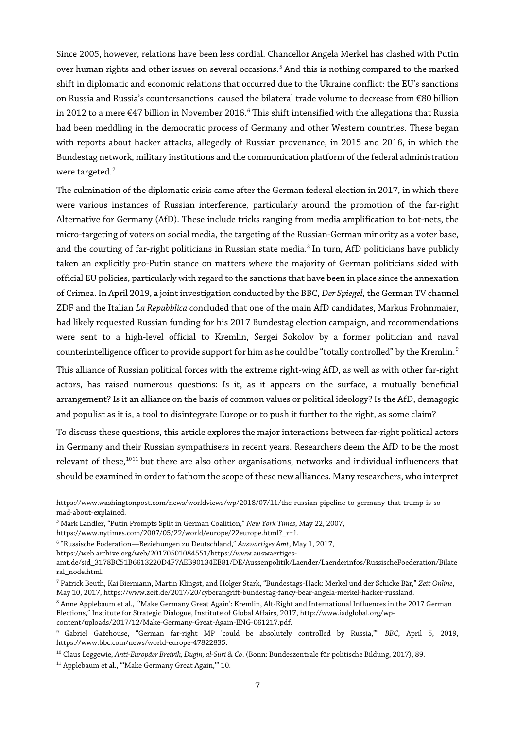Since 2005, however, relations have been less cordial. Chancellor Angela Merkel has clashed with Putin over human rights and other issues on several occasions.[5] And this is nothing compared to the marked shift in diplomatic and economic relations that occurred due to the Ukraine conflict: the EU's sanctions on Russia and Russia's countersanctions caused the bilateral trade volume to decrease from €80 billion in 2012 to a mere €47 billion in November 2016.[6] This shift intensified with the allegations that Russia had been meddling in the democratic process of Germany and other Western countries. These began with reports about hacker attacks, allegedly of Russian provenance, in 2015 and 2016, in which the Bundestag network, military institutions and the communication platform of the federal administration were targeted.[7]

The culmination of the diplomatic crisis came after the German federal election in 2017, in which there were various instances of Russian interference, particularly around the promotion of the far-right Alternative for Germany (AfD). These include tricks ranging from media amplification to bot-nets, the micro-targeting of voters on social media, the targeting of the Russian-German minority as a voter base, and the courting of far-right politicians in Russian state media.[8] In turn, AfD politicians have publicly taken an explicitly pro-Putin stance on matters where the majority of German politicians sided with official EU policies, particularly with regard to the sanctions that have been in place since the annexation of Crimea. In April 2019, a joint investigation conducted by the BBC, *Der Spiegel*, the German TV channel ZDF and the Italian *La Repubblica* concluded that one of the main AfD candidates, Markus Frohnmaier, had likely requested Russian funding for his 2017 Bundestag election campaign, and recommendations were sent to a high-level official to Kremlin, Sergei Sokolov by a former politician and naval counterintelligence officer to provide support for him as he could be "totally controlled" by the Kremlin.[9]

This alliance of Russian political forces with the extreme right-wing AfD, as well as with other far-right actors, has raised numerous questions: Is it, as it appears on the surface, a mutually beneficial arrangement? Is it an alliance on the basis of common values or political ideology? Is the AfD, demagogic and populist as it is, a tool to disintegrate Europe or to push it further to the right, as some claim?

To discuss these questions, this article explores the major interactions between far-right political actors in Germany and their Russian sympathisers in recent years. Researchers deem the AfD to be the most relevant of these,[10][11] but there are also other organisations, networks and individual influencers that should be examined in order to fathom the scope of these new alliances. Many researchers, who interpret

---

https://www.washingtonpost.com/news/worldviews/wp/2018/07/11/the-russian-pipeline-to-germany-that-trump-is-so-mad-about-explained.

[5] Mark Landler, "Putin Prompts Split in German Coalition," *New York Times*, May 22, 2007, https://www.nytimes.com/2007/05/22/world/europe/22europe.html?_r=1.

[6] "Russische Föderation—Beziehungen zu Deutschland," *Auswärtiges Amt*, May 1, 2017, https://web.archive.org/web/20170501084551/https://www.auswaertiges-amt.de/sid_3178BC51B6613220D4F7AEB90134EE81/DE/Aussenpolitik/Laender/Laenderinfos/RussischeFoederation/Bilateral_node.html.

[7] Patrick Beuth, Kai Biermann, Martin Klingst, and Holger Stark, "Bundestags-Hack: Merkel und der Schicke Bär," *Zeit Online*, May 10, 2017, https://www.zeit.de/2017/20/cyberangriff-bundestag-fancy-bear-angela-merkel-hacker-russland.

[8] Anne Applebaum et al., "'Make Germany Great Again': Kremlin, Alt-Right and International Influences in the 2017 German Elections," Institute for Strategic Dialogue, Institute of Global Affairs, 2017, http://www.isdglobal.org/wp-content/uploads/2017/12/Make-Germany-Great-Again-ENG-061217.pdf.

[9] Gabriel Gatehouse, "German far-right MP 'could be absolutely controlled by Russia,'" *BBC*, April 5, 2019, https://www.bbc.com/news/world-europe-47822835.

[10] Claus Leggewie, *Anti-Europäer Breivik, Dugin, al-Suri & Co*. (Bonn: Bundeszentrale für politische Bildung, 2017), 89.

[11] Applebaum et al., "'Make Germany Great Again,'" 10.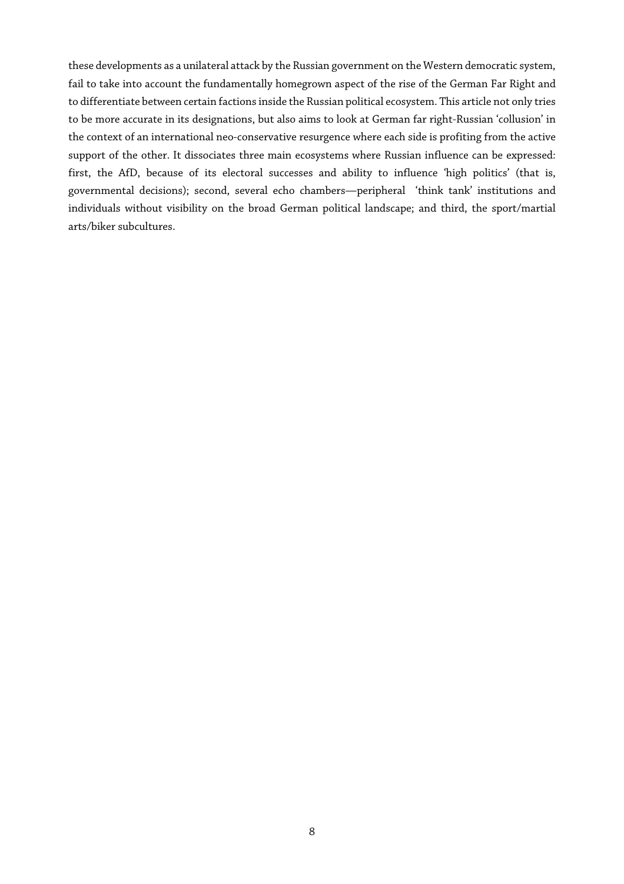these developments as a unilateral attack by the Russian government on the Western democratic system, fail to take into account the fundamentally homegrown aspect of the rise of the German Far Right and to differentiate between certain factions inside the Russian political ecosystem. This article not only tries to be more accurate in its designations, but also aims to look at German far right-Russian 'collusion' in the context of an international neo-conservative resurgence where each side is profiting from the active support of the other. It dissociates three main ecosystems where Russian influence can be expressed: first, the AfD, because of its electoral successes and ability to influence 'high politics' (that is, governmental decisions); second, several echo chambers—peripheral 'think tank' institutions and individuals without visibility on the broad German political landscape; and third, the sport/martial arts/biker subcultures.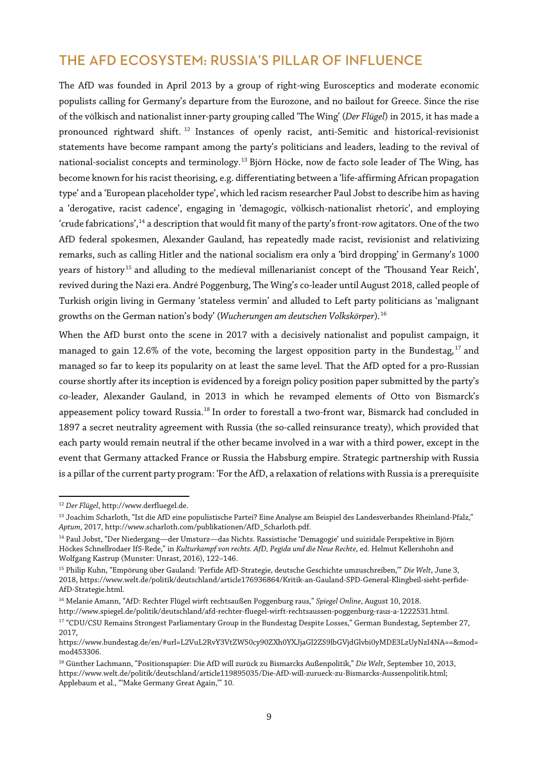## THE AFD ECOSYSTEM: RUSSIA'S PILLAR OF INFLUENCE

The AfD was founded in April 2013 by a group of right-wing Eurosceptics and moderate economic populists calling for Germany's departure from the Eurozone, and no bailout for Greece. Since the rise of the völkisch and nationalist inner-party grouping called 'The Wing' (*Der Flügel*) in 2015, it has made a pronounced rightward shift.[12] Instances of openly racist, anti-Semitic and historical-revisionist statements have become rampant among the party's politicians and leaders, leading to the revival of national-socialist concepts and terminology.[13] Björn Höcke, now de facto sole leader of The Wing, has become known for his racist theorising, e.g. differentiating between a 'life-affirming African propagation type' and a 'European placeholder type', which led racism researcher Paul Jobst to describe him as having a 'derogative, racist cadence', engaging in 'demagogic, völkisch-nationalist rhetoric', and employing 'crude fabrications',[14] a description that would fit many of the party's front-row agitators. One of the two AfD federal spokesmen, Alexander Gauland, has repeatedly made racist, revisionist and relativizing remarks, such as calling Hitler and the national socialism era only a 'bird dropping' in Germany's 1000 years of history[15] and alluding to the medieval millenarianist concept of the 'Thousand Year Reich', revived during the Nazi era. André Poggenburg, The Wing's co-leader until August 2018, called people of Turkish origin living in Germany 'stateless vermin' and alluded to Left party politicians as 'malignant growths on the German nation's body' (*Wucherungen am deutschen Volkskörper*).[16]

When the AfD burst onto the scene in 2017 with a decisively nationalist and populist campaign, it managed to gain 12.6% of the vote, becoming the largest opposition party in the Bundestag,[17] and managed so far to keep its popularity on at least the same level. That the AfD opted for a pro-Russian course shortly after its inception is evidenced by a foreign policy position paper submitted by the party's co-leader, Alexander Gauland, in 2013 in which he revamped elements of Otto von Bismarck's appeasement policy toward Russia.[18] In order to forestall a two-front war, Bismarck had concluded in 1897 a secret neutrality agreement with Russia (the so-called reinsurance treaty), which provided that each party would remain neutral if the other became involved in a war with a third power, except in the event that Germany attacked France or Russia the Habsburg empire. Strategic partnership with Russia is a pillar of the current party program: 'For the AfD, a relaxation of relations with Russia is a prerequisite

---

[12] *Der Flügel*, http://www.derfluegel.de.

[13] Joachim Scharloth, "Ist die AfD eine populistische Partei? Eine Analyse am Beispiel des Landesverbandes Rheinland-Pfalz," *Aptum*, 2017, http://www.scharloth.com/publikationen/AfD_Scharloth.pdf.

[14] Paul Jobst, "Der Niedergang—der Umsturz—das Nichts. Rassistische 'Demagogie' und suizidale Perspektive in Björn Höckes Schnellrodaer IfS-Rede," in *Kulturkampf von rechts. AfD, Pegida und die Neue Rechte*, ed. Helmut Kellershohn and Wolfgang Kastrup (Munster: Unrast, 2016), 122–146.

[15] Philip Kuhn, "Empörung über Gauland: 'Perfide AfD-Strategie, deutsche Geschichte umzuschreiben,'" *Die Welt*, June 3, 2018, https://www.welt.de/politik/deutschland/article176936864/Kritik-an-Gauland-SPD-General-Klingbeil-sieht-perfide-AfD-Strategie.html.

[16] Melanie Amann, "AfD: Rechter Flügel wirft rechtsaußen Poggenburg raus," *Spiegel Online*, August 10, 2018. http://www.spiegel.de/politik/deutschland/afd-rechter-fluegel-wirft-rechtsaussen-poggenburg-raus-a-1222531.html.

[17] "CDU/CSU Remains Strongest Parliamentary Group in the Bundestag Despite Losses," German Bundestag, September 27, 2017, https://www.bundestag.de/en/#url=L2VuL2RvY3VtZW50cy90ZXh0YXJjaGl2ZS9lbGVjdGlvbi0yMDE3LzUyNzI4NA==&mod=mod453306.

[18] Günther Lachmann, "Positionspapier: Die AfD will zurück zu Bismarcks Außenpolitik," *Die Welt*, September 10, 2013, https://www.welt.de/politik/deutschland/article119895035/Die-AfD-will-zurueck-zu-Bismarcks-Aussenpolitik.html; Applebaum et al., "'Make Germany Great Again,'" 10.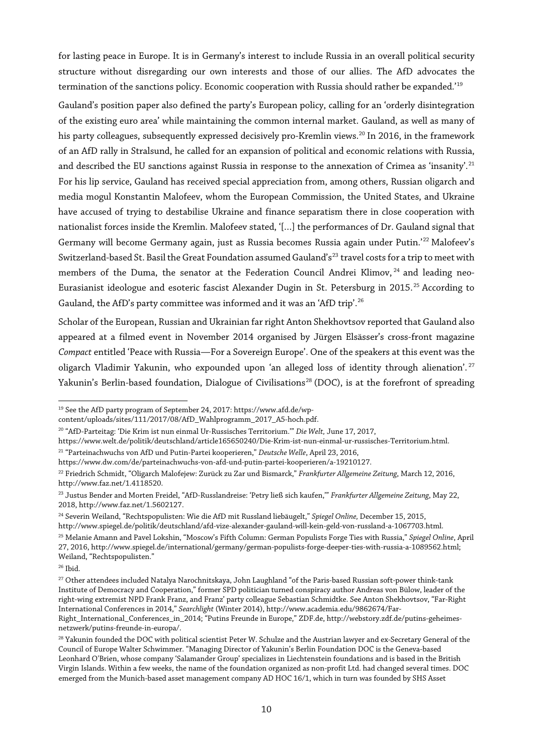for lasting peace in Europe. It is in Germany's interest to include Russia in an overall political security structure without disregarding our own interests and those of our allies. The AfD advocates the termination of the sanctions policy. Economic cooperation with Russia should rather be expanded.'[19]

Gauland's position paper also defined the party's European policy, calling for an 'orderly disintegration of the existing euro area' while maintaining the common internal market. Gauland, as well as many of his party colleagues, subsequently expressed decisively pro-Kremlin views.[20] In 2016, in the framework of an AfD rally in Stralsund, he called for an expansion of political and economic relations with Russia, and described the EU sanctions against Russia in response to the annexation of Crimea as 'insanity'.[21] For his lip service, Gauland has received special appreciation from, among others, Russian oligarch and media mogul Konstantin Malofeev, whom the European Commission, the United States, and Ukraine have accused of trying to destabilise Ukraine and finance separatism there in close cooperation with nationalist forces inside the Kremlin. Malofeev stated, '[…] the performances of Dr. Gauland signal that Germany will become Germany again, just as Russia becomes Russia again under Putin.'[22] Malofeev's Switzerland-based St. Basil the Great Foundation assumed Gauland's[23] travel costs for a trip to meet with members of the Duma, the senator at the Federation Council Andrei Klimov,[24] and leading neo-Eurasianist ideologue and esoteric fascist Alexander Dugin in St. Petersburg in 2015.[25] According to Gauland, the AfD's party committee was informed and it was an 'AfD trip'.[26]

Scholar of the European, Russian and Ukrainian far right Anton Shekhovtsov reported that Gauland also appeared at a filmed event in November 2014 organised by Jürgen Elsässer's cross-front magazine *Compact* entitled 'Peace with Russia—For a Sovereign Europe'. One of the speakers at this event was the oligarch Vladimir Yakunin, who expounded upon 'an alleged loss of identity through alienation'.[27] Yakunin's Berlin-based foundation, Dialogue of Civilisations[28] (DOC), is at the forefront of spreading

---

[19] See the AfD party program of September 24, 2017: https://www.afd.de/wp-content/uploads/sites/111/2017/08/AfD_Wahlprogramm_2017_A5-hoch.pdf.

[20] "AfD-Parteitag: 'Die Krim ist nun einmal Ur-Russisches Territorium.'" *Die Welt,* June 17, 2017, https://www.welt.de/politik/deutschland/article165650240/Die-Krim-ist-nun-einmal-ur-russisches-Territorium.html.

[21] "Parteinachwuchs von AfD und Putin-Partei kooperieren," *Deutsche Welle*, April 23, 2016, https://www.dw.com/de/parteinachwuchs-von-afd-und-putin-partei-kooperieren/a-19210127.

[22] Friedrich Schmidt, "Oligarch Malofejew: Zurück zu Zar und Bismarck," *Frankfurter Allgemeine Zeitung*, March 12, 2016, http://www.faz.net/1.4118520.

[23] Justus Bender and Morten Freidel, "AfD-Russlandreise: 'Petry ließ sich kaufen,'" *Frankfurter Allgemeine Zeitung*, May 22, 2018, http://www.faz.net/1.5602127.

[24] Severin Weiland, "Rechtspopulisten: Wie die AfD mit Russland liebäugelt," *Spiegel Online,* December 15, 2015, http://www.spiegel.de/politik/deutschland/afd-vize-alexander-gauland-will-kein-geld-von-russland-a-1067703.html.

[25] Melanie Amann and Pavel Lokshin, "Moscow's Fifth Column: German Populists Forge Ties with Russia," *Spiegel Online*, April 27, 2016, http://www.spiegel.de/international/germany/german-populists-forge-deeper-ties-with-russia-a-1089562.html; Weiland, "Rechtspopulisten."

[26] Ibid.

[27] Other attendees included Natalya Narochnitskaya, John Laughland "of the Paris-based Russian soft-power think-tank Institute of Democracy and Cooperation," former SPD politician turned conspiracy author Andreas von Bülow, leader of the right-wing extremist NPD Frank Franz, and Franz' party colleague Sebastian Schmidtke. See Anton Shekhovtsov, "Far-Right International Conferences in 2014," *Searchlight* (Winter 2014), http://www.academia.edu/9862674/Far-Right_International_Conferences_in_2014; "Putins Freunde in Europe," ZDF.de, http://webstory.zdf.de/putins-geheimes-netzwerk/putins-freunde-in-europa/.

[28] Yakunin founded the DOC with political scientist Peter W. Schulze and the Austrian lawyer and ex-Secretary General of the Council of Europe Walter Schwimmer. "Managing Director of Yakunin's Berlin Foundation DOC is the Geneva-based Leonhard O'Brien, whose company 'Salamander Group' specializes in Liechtenstein foundations and is based in the British Virgin Islands. Within a few weeks, the name of the foundation organized as non-profit Ltd. had changed several times. DOC emerged from the Munich-based asset management company AD HOC 16/1, which in turn was founded by SHS Asset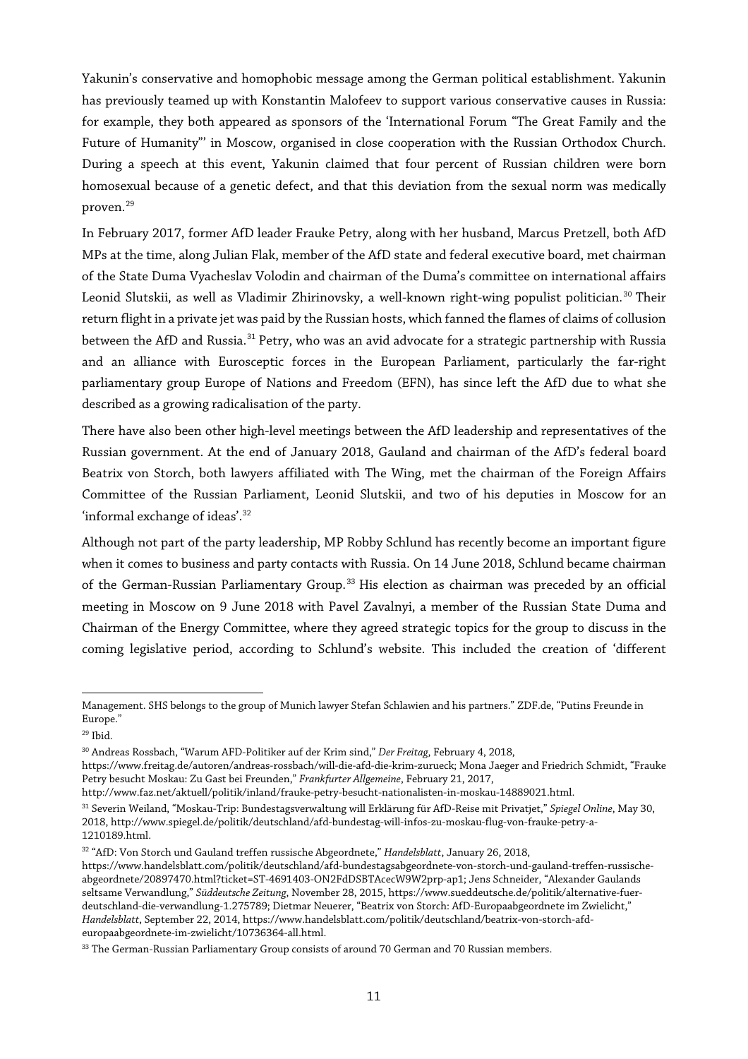Yakunin's conservative and homophobic message among the German political establishment. Yakunin has previously teamed up with Konstantin Malofeev to support various conservative causes in Russia: for example, they both appeared as sponsors of the 'International Forum "The Great Family and the Future of Humanity"' in Moscow, organised in close cooperation with the Russian Orthodox Church. During a speech at this event, Yakunin claimed that four percent of Russian children were born homosexual because of a genetic defect, and that this deviation from the sexual norm was medically proven.[29]

In February 2017, former AfD leader Frauke Petry, along with her husband, Marcus Pretzell, both AfD MPs at the time, along Julian Flak, member of the AfD state and federal executive board, met chairman of the State Duma Vyacheslav Volodin and chairman of the Duma's committee on international affairs Leonid Slutskii, as well as Vladimir Zhirinovsky, a well-known right-wing populist politician.[30] Their return flight in a private jet was paid by the Russian hosts, which fanned the flames of claims of collusion between the AfD and Russia.[31] Petry, who was an avid advocate for a strategic partnership with Russia and an alliance with Eurosceptic forces in the European Parliament, particularly the far-right parliamentary group Europe of Nations and Freedom (EFN), has since left the AfD due to what she described as a growing radicalisation of the party.

There have also been other high-level meetings between the AfD leadership and representatives of the Russian government. At the end of January 2018, Gauland and chairman of the AfD's federal board Beatrix von Storch, both lawyers affiliated with The Wing, met the chairman of the Foreign Affairs Committee of the Russian Parliament, Leonid Slutskii, and two of his deputies in Moscow for an 'informal exchange of ideas'.[32]

Although not part of the party leadership, MP Robby Schlund has recently become an important figure when it comes to business and party contacts with Russia. On 14 June 2018, Schlund became chairman of the German-Russian Parliamentary Group.[33] His election as chairman was preceded by an official meeting in Moscow on 9 June 2018 with Pavel Zavalnyi, a member of the Russian State Duma and Chairman of the Energy Committee, where they agreed strategic topics for the group to discuss in the coming legislative period, according to Schlund's website. This included the creation of 'different

---

Management. SHS belongs to the group of Munich lawyer Stefan Schlawien and his partners." ZDF.de, "Putins Freunde in Europe."

[29] Ibid.

[30] Andreas Rossbach, "Warum AFD-Politiker auf der Krim sind," *Der Freitag*, February 4, 2018, https://www.freitag.de/autoren/andreas-rossbach/will-die-afd-die-krim-zurueck; Mona Jaeger and Friedrich Schmidt, "Frauke Petry besucht Moskau: Zu Gast bei Freunden," *Frankfurter Allgemeine*, February 21, 2017, http://www.faz.net/aktuell/politik/inland/frauke-petry-besucht-nationalisten-in-moskau-14889021.html.

[31] Severin Weiland, "Moskau-Trip: Bundestagsverwaltung will Erklärung für AfD-Reise mit Privatjet," *Spiegel Online*, May 30, 2018, http://www.spiegel.de/politik/deutschland/afd-bundestag-will-infos-zu-moskau-flug-von-frauke-petry-a-1210189.html.

[32] "AfD: Von Storch und Gauland treffen russische Abgeordnete," *Handelsblatt*, January 26, 2018, https://www.handelsblatt.com/politik/deutschland/afd-bundestagsabgeordnete-von-storch-und-gauland-treffen-russische-abgeordnete/20897470.html?ticket=ST-4691403-ON2FdDSBTAcecW9W2prp-ap1; Jens Schneider, "Alexander Gaulands seltsame Verwandlung," *Süddeutsche Zeitung*, November 28, 2015, https://www.sueddeutsche.de/politik/alternative-fuer-deutschland-die-verwandlung-1.275789; Dietmar Neuerer, "Beatrix von Storch: AfD-Europaabgeordnete im Zwielicht," *Handelsblatt*, September 22, 2014, https://www.handelsblatt.com/politik/deutschland/beatrix-von-storch-afd-europaabgeordnete-im-zwielicht/10736364-all.html.

[33] The German-Russian Parliamentary Group consists of around 70 German and 70 Russian members.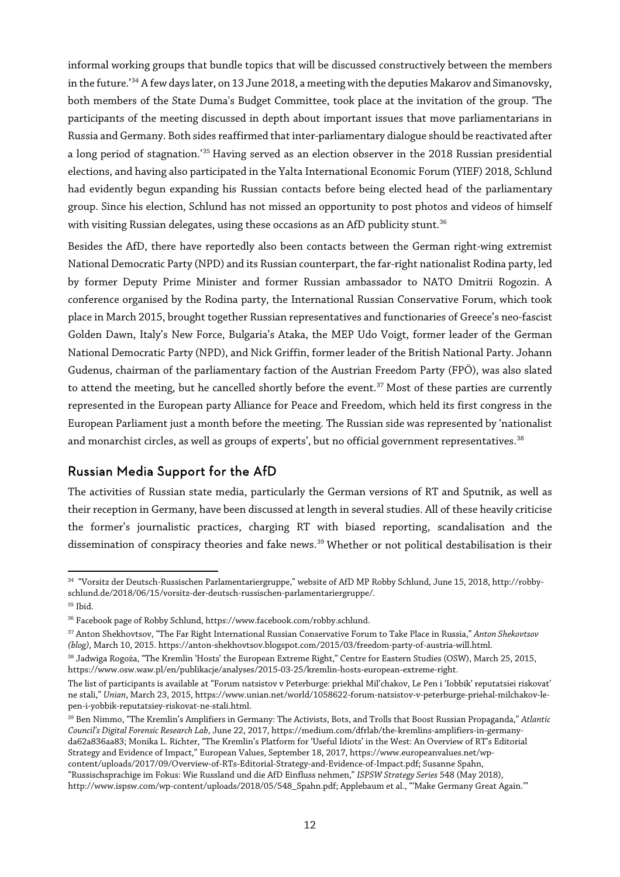informal working groups that bundle topics that will be discussed constructively between the members in the future.'[34] A few days later, on 13 June 2018, a meeting with the deputies Makarov and Simanovsky, both members of the State Duma's Budget Committee, took place at the invitation of the group. 'The participants of the meeting discussed in depth about important issues that move parliamentarians in Russia and Germany. Both sides reaffirmed that inter-parliamentary dialogue should be reactivated after a long period of stagnation.'[35] Having served as an election observer in the 2018 Russian presidential elections, and having also participated in the Yalta International Economic Forum (YIEF) 2018, Schlund had evidently begun expanding his Russian contacts before being elected head of the parliamentary group. Since his election, Schlund has not missed an opportunity to post photos and videos of himself with visiting Russian delegates, using these occasions as an AfD publicity stunt.[36]

Besides the AfD, there have reportedly also been contacts between the German right-wing extremist National Democratic Party (NPD) and its Russian counterpart, the far-right nationalist Rodina party, led by former Deputy Prime Minister and former Russian ambassador to NATO Dmitrii Rogozin. A conference organised by the Rodina party, the International Russian Conservative Forum, which took place in March 2015, brought together Russian representatives and functionaries of Greece's neo-fascist Golden Dawn, Italy's New Force, Bulgaria's Ataka, the MEP Udo Voigt, former leader of the German National Democratic Party (NPD), and Nick Griffin, former leader of the British National Party. Johann Gudenus, chairman of the parliamentary faction of the Austrian Freedom Party (FPÖ), was also slated to attend the meeting, but he cancelled shortly before the event.[37] Most of these parties are currently represented in the European party Alliance for Peace and Freedom, which held its first congress in the European Parliament just a month before the meeting. The Russian side was represented by 'nationalist and monarchist circles, as well as groups of experts', but no official government representatives.[38]

## Russian Media Support for the AfD

The activities of Russian state media, particularly the German versions of RT and Sputnik, as well as their reception in Germany, have been discussed at length in several studies. All of these heavily criticise the former's journalistic practices, charging RT with biased reporting, scandalisation and the dissemination of conspiracy theories and fake news.[39] Whether or not political destabilisation is their

---

[34] "Vorsitz der Deutsch-Russischen Parlamentariergruppe," website of AfD MP Robby Schlund, June 15, 2018, http://robby-schlund.de/2018/06/15/vorsitz-der-deutsch-russischen-parlamentariergruppe/.

[35] Ibid.

[36] Facebook page of Robby Schlund, https://www.facebook.com/robby.schlund.

[37] Anton Shekhovtsov, "The Far Right International Russian Conservative Forum to Take Place in Russia," *Anton Shekovtsov (blog)*, March 10, 2015. https://anton-shekhovtsov.blogspot.com/2015/03/freedom-party-of-austria-will.html.

[38] Jadwiga Rogoża, "The Kremlin 'Hosts' the European Extreme Right," Centre for Eastern Studies (OSW), March 25, 2015, https://www.osw.waw.pl/en/publikacje/analyses/2015-03-25/kremlin-hosts-european-extreme-right.

The list of participants is available at "Forum natsistov v Peterburge: priekhal Mil'chakov, Le Pen i 'Iobbik' reputatsiei riskovat' ne stali," *Unian*, March 23, 2015, https://www.unian.net/world/1058622-forum-natsistov-v-peterburge-priehal-milchakov-le-pen-i-yobbik-reputatsiey-riskovat-ne-stali.html.

[39] Ben Nimmo, "The Kremlin's Amplifiers in Germany: The Activists, Bots, and Trolls that Boost Russian Propaganda," *Atlantic Council's Digital Forensic Research Lab*, June 22, 2017, https://medium.com/dfrlab/the-kremlins-amplifiers-in-germany-da62a836aa83; Monika L. Richter, "The Kremlin's Platform for 'Useful Idiots' in the West: An Overview of RT's Editorial Strategy and Evidence of Impact," European Values, September 18, 2017, https://www.europeanvalues.net/wp-content/uploads/2017/09/Overview-of-RTs-Editorial-Strategy-and-Evidence-of-Impact.pdf; Susanne Spahn, "Russischsprachige im Fokus: Wie Russland und die AfD Einfluss nehmen," *ISPSW Strategy Series* 548 (May 2018), http://www.ispsw.com/wp-content/uploads/2018/05/548_Spahn.pdf; Applebaum et al., "'Make Germany Great Again.'"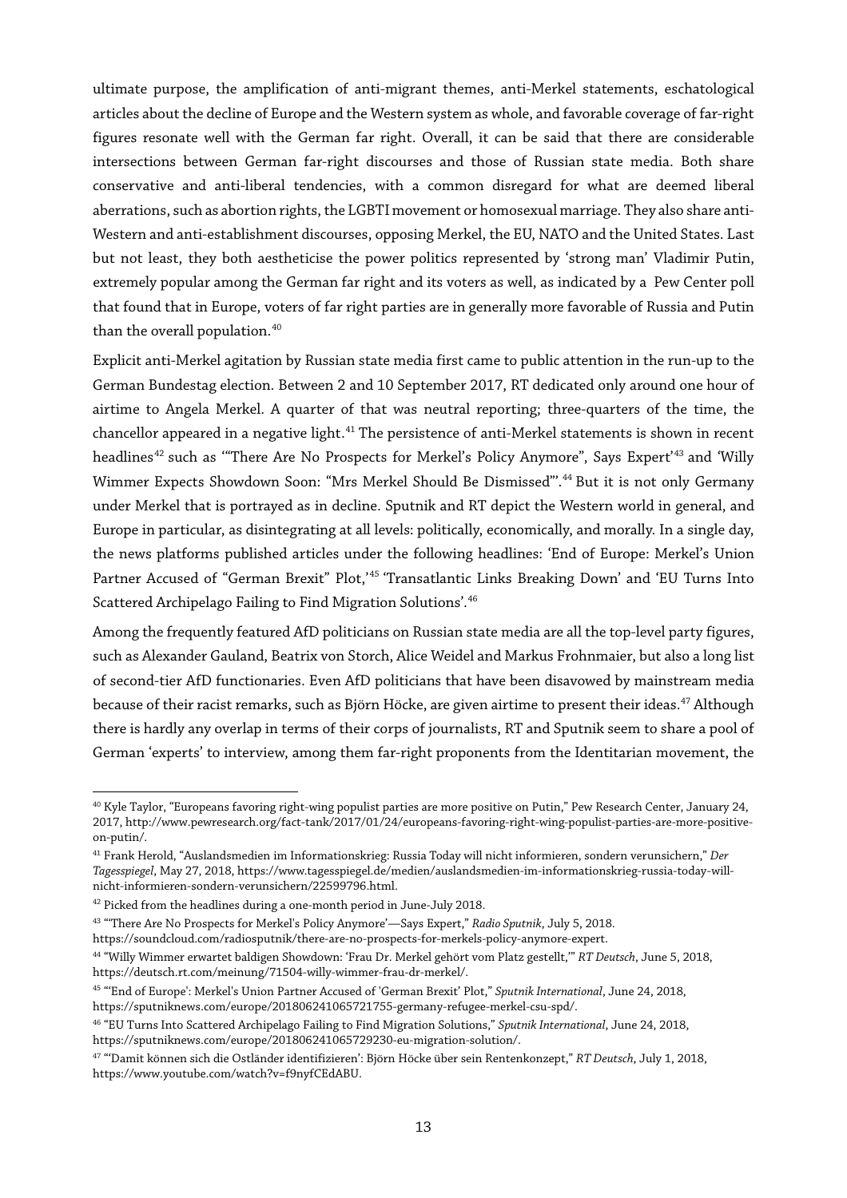ultimate purpose, the amplification of anti-migrant themes, anti-Merkel statements, eschatological articles about the decline of Europe and the Western system as whole, and favorable coverage of far-right figures resonate well with the German far right. Overall, it can be said that there are considerable intersections between German far-right discourses and those of Russian state media. Both share conservative and anti-liberal tendencies, with a common disregard for what are deemed liberal aberrations, such as abortion rights, the LGBTI movement or homosexual marriage. They also share anti-Western and anti-establishment discourses, opposing Merkel, the EU, NATO and the United States. Last but not least, they both aestheticise the power politics represented by 'strong man' Vladimir Putin, extremely popular among the German far right and its voters as well, as indicated by a Pew Center poll that found that in Europe, voters of far right parties are in generally more favorable of Russia and Putin than the overall population.[40]

Explicit anti-Merkel agitation by Russian state media first came to public attention in the run-up to the German Bundestag election. Between 2 and 10 September 2017, RT dedicated only around one hour of airtime to Angela Merkel. A quarter of that was neutral reporting; three-quarters of the time, the chancellor appeared in a negative light.[41] The persistence of anti-Merkel statements is shown in recent headlines[42] such as '"There Are No Prospects for Merkel's Policy Anymore", Says Expert'[43] and 'Willy Wimmer Expects Showdown Soon: "Mrs Merkel Should Be Dismissed"'.[44] But it is not only Germany under Merkel that is portrayed as in decline. Sputnik and RT depict the Western world in general, and Europe in particular, as disintegrating at all levels: politically, economically, and morally. In a single day, the news platforms published articles under the following headlines: 'End of Europe: Merkel's Union Partner Accused of "German Brexit" Plot,'[45] 'Transatlantic Links Breaking Down' and 'EU Turns Into Scattered Archipelago Failing to Find Migration Solutions'.[46]

Among the frequently featured AfD politicians on Russian state media are all the top-level party figures, such as Alexander Gauland, Beatrix von Storch, Alice Weidel and Markus Frohnmaier, but also a long list of second-tier AfD functionaries. Even AfD politicians that have been disavowed by mainstream media because of their racist remarks, such as Björn Höcke, are given airtime to present their ideas.[47] Although there is hardly any overlap in terms of their corps of journalists, RT and Sputnik seem to share a pool of German 'experts' to interview, among them far-right proponents from the Identitarian movement, the

---

[40] Kyle Taylor, "Europeans favoring right-wing populist parties are more positive on Putin," Pew Research Center, January 24, 2017, http://www.pewresearch.org/fact-tank/2017/01/24/europeans-favoring-right-wing-populist-parties-are-more-positive-on-putin/.

[41] Frank Herold, "Auslandsmedien im Informationskrieg: Russia Today will nicht informieren, sondern verunsichern," *Der Tagesspiegel*, May 27, 2018, https://www.tagesspiegel.de/medien/auslandsmedien-im-informationskrieg-russia-today-will-nicht-informieren-sondern-verunsichern/22599796.html.

[42] Picked from the headlines during a one-month period in June-July 2018.

[43] "'There Are No Prospects for Merkel's Policy Anymore'—Says Expert," *Radio Sputnik*, July 5, 2018. https://soundcloud.com/radiosputnik/there-are-no-prospects-for-merkels-policy-anymore-expert.

[44] "Willy Wimmer erwartet baldigen Showdown: 'Frau Dr. Merkel gehört vom Platz gestellt,'" *RT Deutsch*, June 5, 2018, https://deutsch.rt.com/meinung/71504-willy-wimmer-frau-dr-merkel/.

[45] "'End of Europe': Merkel's Union Partner Accused of 'German Brexit' Plot," *Sputnik International*, June 24, 2018, https://sputniknews.com/europe/201806241065721755-germany-refugee-merkel-csu-spd/.

[46] "EU Turns Into Scattered Archipelago Failing to Find Migration Solutions," *Sputnik International*, June 24, 2018, https://sputniknews.com/europe/201806241065729230-eu-migration-solution/.

[47] "'Damit können sich die Ostländer identifizieren': Björn Höcke über sein Rentenkonzept," *RT Deutsch*, July 1, 2018, https://www.youtube.com/watch?v=f9nyfCEdABU.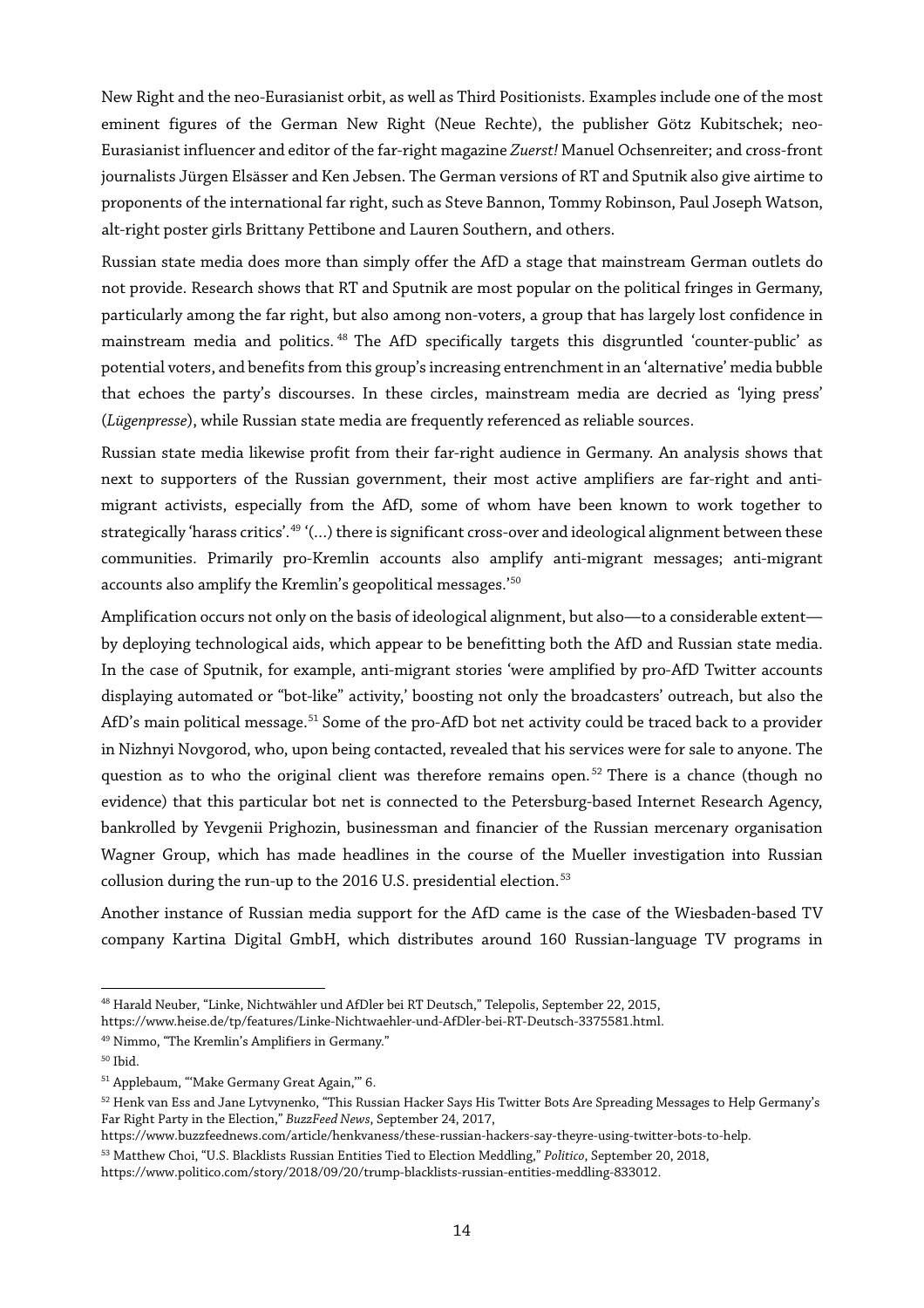New Right and the neo-Eurasianist orbit, as well as Third Positionists. Examples include one of the most eminent figures of the German New Right (Neue Rechte), the publisher Götz Kubitschek; neo-Eurasianist influencer and editor of the far-right magazine *Zuerst!* Manuel Ochsenreiter; and cross-front journalists Jürgen Elsässer and Ken Jebsen. The German versions of RT and Sputnik also give airtime to proponents of the international far right, such as Steve Bannon, Tommy Robinson, Paul Joseph Watson, alt-right poster girls Brittany Pettibone and Lauren Southern, and others.

Russian state media does more than simply offer the AfD a stage that mainstream German outlets do not provide. Research shows that RT and Sputnik are most popular on the political fringes in Germany, particularly among the far right, but also among non-voters, a group that has largely lost confidence in mainstream media and politics.[48] The AfD specifically targets this disgruntled 'counter-public' as potential voters, and benefits from this group's increasing entrenchment in an 'alternative' media bubble that echoes the party's discourses. In these circles, mainstream media are decried as 'lying press' (*Lügenpresse*), while Russian state media are frequently referenced as reliable sources.

Russian state media likewise profit from their far-right audience in Germany. An analysis shows that next to supporters of the Russian government, their most active amplifiers are far-right and anti-migrant activists, especially from the AfD, some of whom have been known to work together to strategically 'harass critics'.[49] '(...) there is significant cross-over and ideological alignment between these communities. Primarily pro-Kremlin accounts also amplify anti-migrant messages; anti-migrant accounts also amplify the Kremlin's geopolitical messages.'[50]

Amplification occurs not only on the basis of ideological alignment, but also—to a considerable extent—by deploying technological aids, which appear to be benefitting both the AfD and Russian state media. In the case of Sputnik, for example, anti-migrant stories 'were amplified by pro-AfD Twitter accounts displaying automated or "bot-like" activity,' boosting not only the broadcasters' outreach, but also the AfD's main political message.[51] Some of the pro-AfD bot net activity could be traced back to a provider in Nizhnyi Novgorod, who, upon being contacted, revealed that his services were for sale to anyone. The question as to who the original client was therefore remains open.[52] There is a chance (though no evidence) that this particular bot net is connected to the Petersburg-based Internet Research Agency, bankrolled by Yevgenii Prighozin, businessman and financier of the Russian mercenary organisation Wagner Group, which has made headlines in the course of the Mueller investigation into Russian collusion during the run-up to the 2016 U.S. presidential election.[53]

Another instance of Russian media support for the AfD came is the case of the Wiesbaden-based TV company Kartina Digital GmbH, which distributes around 160 Russian-language TV programs in

---

[48] Harald Neuber, "Linke, Nichtwähler und AfDler bei RT Deutsch," Telepolis, September 22, 2015, https://www.heise.de/tp/features/Linke-Nichtwaehler-und-AfDler-bei-RT-Deutsch-3375581.html.

[49] Nimmo, "The Kremlin's Amplifiers in Germany."

[50] Ibid.

[51] Applebaum, "'Make Germany Great Again,'" 6.

[52] Henk van Ess and Jane Lytvynenko, "This Russian Hacker Says His Twitter Bots Are Spreading Messages to Help Germany's Far Right Party in the Election," *BuzzFeed News*, September 24, 2017, https://www.buzzfeednews.com/article/henkvaness/these-russian-hackers-say-theyre-using-twitter-bots-to-help.

[53] Matthew Choi, "U.S. Blacklists Russian Entities Tied to Election Meddling," *Politico*, September 20, 2018, https://www.politico.com/story/2018/09/20/trump-blacklists-russian-entities-meddling-833012.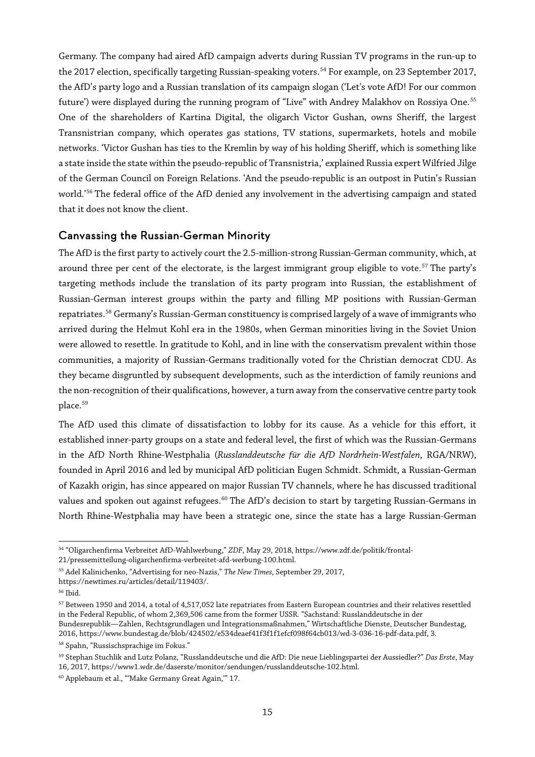Germany. The company had aired AfD campaign adverts during Russian TV programs in the run-up to the 2017 election, specifically targeting Russian-speaking voters.[54] For example, on 23 September 2017, the AfD's party logo and a Russian translation of its campaign slogan ('Let's vote AfD! For our common future') were displayed during the running program of "Live" with Andrey Malakhov on Rossiya One.[55] One of the shareholders of Kartina Digital, the oligarch Victor Gushan, owns Sheriff, the largest Transnistrian company, which operates gas stations, TV stations, supermarkets, hotels and mobile networks. 'Victor Gushan has ties to the Kremlin by way of his holding Sheriff, which is something like a state inside the state within the pseudo-republic of Transnistria,' explained Russia expert Wilfried Jilge of the German Council on Foreign Relations. 'And the pseudo-republic is an outpost in Putin's Russian world.'[56] The federal office of the AfD denied any involvement in the advertising campaign and stated that it does not know the client.

## Canvassing the Russian-German Minority

The AfD is the first party to actively court the 2.5-million-strong Russian-German community, which, at around three per cent of the electorate, is the largest immigrant group eligible to vote.[57] The party's targeting methods include the translation of its party program into Russian, the establishment of Russian-German interest groups within the party and filling MP positions with Russian-German repatriates.[58] Germany's Russian-German constituency is comprised largely of a wave of immigrants who arrived during the Helmut Kohl era in the 1980s, when German minorities living in the Soviet Union were allowed to resettle. In gratitude to Kohl, and in line with the conservatism prevalent within those communities, a majority of Russian-Germans traditionally voted for the Christian democrat CDU. As they became disgruntled by subsequent developments, such as the interdiction of family reunions and the non-recognition of their qualifications, however, a turn away from the conservative centre party took place.[59]

The AfD used this climate of dissatisfaction to lobby for its cause. As a vehicle for this effort, it established inner-party groups on a state and federal level, the first of which was the Russian-Germans in the AfD North Rhine-Westphalia (*Russlanddeutsche für die AfD Nordrhein-Westfalen*, RGA/NRW), founded in April 2016 and led by municipal AfD politician Eugen Schmidt. Schmidt, a Russian-German of Kazakh origin, has since appeared on major Russian TV channels, where he has discussed traditional values and spoken out against refugees.[60] The AfD's decision to start by targeting Russian-Germans in North Rhine-Westphalia may have been a strategic one, since the state has a large Russian-German

---

[54] "Oligarchenfirma Verbreitet AfD-Wahlwerbung," *ZDF*, May 29, 2018, https://www.zdf.de/politik/frontal-21/pressemitteilung-oligarchenfirma-verbreitet-afd-werbung-100.html.

[55] Adel Kalinichenko, "Advertising for neo-Nazis," *The New Times*, September 29, 2017, https://newtimes.ru/articles/detail/119403/.

[56] Ibid.

[57] Between 1950 and 2014, a total of 4,517,052 late repatriates from Eastern European countries and their relatives resettled in the Federal Republic, of whom 2,369,506 came from the former USSR. "Sachstand: Russlanddeutsche in der Bundesrepublik—Zahlen, Rechtsgrundlagen und Integrationsmaßnahmen," Wirtschaftliche Dienste, Deutscher Bundestag, 2016, https://www.bundestag.de/blob/424502/e534deaef41f3f1f1efcf098f64cb013/wd-3-036-16-pdf-data.pdf, 3.

[58] Spahn, "Russischsprachige im Fokus."

[59] Stephan Stuchlik and Lutz Polanz, "Russlanddeutsche und die AfD: Die neue Lieblingspartei der Aussiedler?" *Das Erste*, May 16, 2017, https://www1.wdr.de/daserste/monitor/sendungen/russlanddeutsche-102.html.

[60] Applebaum et al., "'Make Germany Great Again,'" 17.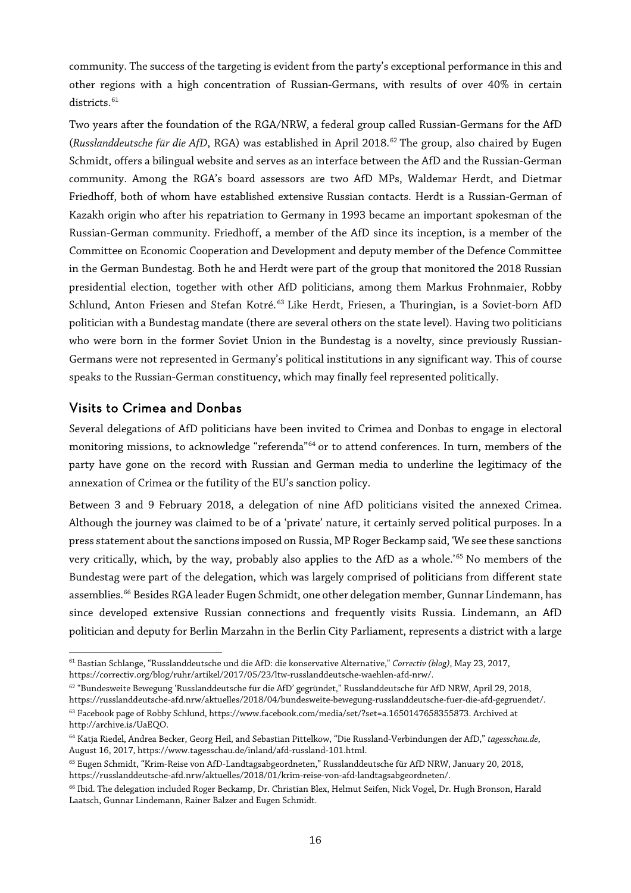community. The success of the targeting is evident from the party's exceptional performance in this and other regions with a high concentration of Russian-Germans, with results of over 40% in certain districts.[61]

Two years after the foundation of the RGA/NRW, a federal group called Russian-Germans for the AfD (*Russlanddeutsche für die AfD*, RGA) was established in April 2018.[62] The group, also chaired by Eugen Schmidt, offers a bilingual website and serves as an interface between the AfD and the Russian-German community. Among the RGA's board assessors are two AfD MPs, Waldemar Herdt, and Dietmar Friedhoff, both of whom have established extensive Russian contacts. Herdt is a Russian-German of Kazakh origin who after his repatriation to Germany in 1993 became an important spokesman of the Russian-German community. Friedhoff, a member of the AfD since its inception, is a member of the Committee on Economic Cooperation and Development and deputy member of the Defence Committee in the German Bundestag. Both he and Herdt were part of the group that monitored the 2018 Russian presidential election, together with other AfD politicians, among them Markus Frohnmaier, Robby Schlund, Anton Friesen and Stefan Kotré.[63] Like Herdt, Friesen, a Thuringian, is a Soviet-born AfD politician with a Bundestag mandate (there are several others on the state level). Having two politicians who were born in the former Soviet Union in the Bundestag is a novelty, since previously Russian-Germans were not represented in Germany's political institutions in any significant way. This of course speaks to the Russian-German constituency, which may finally feel represented politically.

## Visits to Crimea and Donbas

Several delegations of AfD politicians have been invited to Crimea and Donbas to engage in electoral monitoring missions, to acknowledge "referenda"[64] or to attend conferences. In turn, members of the party have gone on the record with Russian and German media to underline the legitimacy of the annexation of Crimea or the futility of the EU's sanction policy.

Between 3 and 9 February 2018, a delegation of nine AfD politicians visited the annexed Crimea. Although the journey was claimed to be of a 'private' nature, it certainly served political purposes. In a press statement about the sanctions imposed on Russia, MP Roger Beckamp said, 'We see these sanctions very critically, which, by the way, probably also applies to the AfD as a whole.'[65] No members of the Bundestag were part of the delegation, which was largely comprised of politicians from different state assemblies.[66] Besides RGA leader Eugen Schmidt, one other delegation member, Gunnar Lindemann, has since developed extensive Russian connections and frequently visits Russia. Lindemann, an AfD politician and deputy for Berlin Marzahn in the Berlin City Parliament, represents a district with a large

---

[61] Bastian Schlange, "Russlanddeutsche und die AfD: die konservative Alternative," *Correctiv (blog)*, May 23, 2017, https://correctiv.org/blog/ruhr/artikel/2017/05/23/ltw-russlanddeutsche-waehlen-afd-nrw/.

[62] "Bundesweite Bewegung 'Russlanddeutsche für die AfD' gegründet," Russlanddeutsche für AfD NRW, April 29, 2018, https://russlanddeutsche-afd.nrw/aktuelles/2018/04/bundesweite-bewegung-russlanddeutsche-fuer-die-afd-gegruendet/.

[63] Facebook page of Robby Schlund, https://www.facebook.com/media/set/?set=a.1650147658355873. Archived at http://archive.is/UaEQO.

[64] Katja Riedel, Andrea Becker, Georg Heil, and Sebastian Pittelkow, "Die Russland-Verbindungen der AfD," *tagesschau.de*, August 16, 2017, https://www.tagesschau.de/inland/afd-russland-101.html.

[65] Eugen Schmidt, "Krim-Reise von AfD-Landtagsabgeordneten," Russlanddeutsche für AfD NRW, January 20, 2018, https://russlanddeutsche-afd.nrw/aktuelles/2018/01/krim-reise-von-afd-landtagsabgeordneten/.

[66] Ibid. The delegation included Roger Beckamp, Dr. Christian Blex, Helmut Seifen, Nick Vogel, Dr. Hugh Bronson, Harald Laatsch, Gunnar Lindemann, Rainer Balzer and Eugen Schmidt.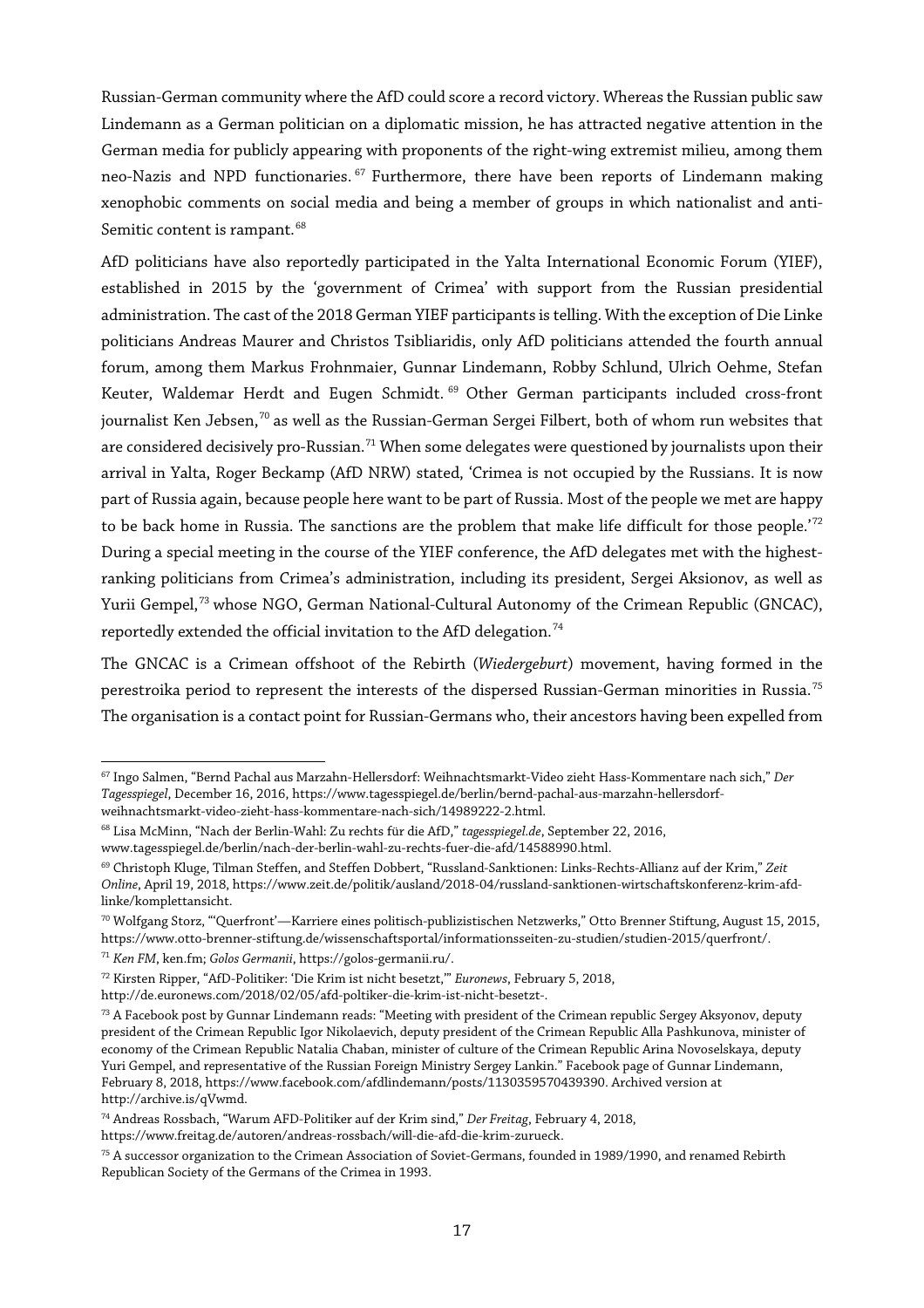Russian-German community where the AfD could score a record victory. Whereas the Russian public saw Lindemann as a German politician on a diplomatic mission, he has attracted negative attention in the German media for publicly appearing with proponents of the right-wing extremist milieu, among them neo-Nazis and NPD functionaries.[67] Furthermore, there have been reports of Lindemann making xenophobic comments on social media and being a member of groups in which nationalist and anti-Semitic content is rampant.[68]

AfD politicians have also reportedly participated in the Yalta International Economic Forum (YIEF), established in 2015 by the 'government of Crimea' with support from the Russian presidential administration. The cast of the 2018 German YIEF participants is telling. With the exception of Die Linke politicians Andreas Maurer and Christos Tsibliaridis, only AfD politicians attended the fourth annual forum, among them Markus Frohnmaier, Gunnar Lindemann, Robby Schlund, Ulrich Oehme, Stefan Keuter, Waldemar Herdt and Eugen Schmidt.[69] Other German participants included cross-front journalist Ken Jebsen,[70] as well as the Russian-German Sergei Filbert, both of whom run websites that are considered decisively pro-Russian.[71] When some delegates were questioned by journalists upon their arrival in Yalta, Roger Beckamp (AfD NRW) stated, 'Crimea is not occupied by the Russians. It is now part of Russia again, because people here want to be part of Russia. Most of the people we met are happy to be back home in Russia. The sanctions are the problem that make life difficult for those people.'[72] During a special meeting in the course of the YIEF conference, the AfD delegates met with the highest-ranking politicians from Crimea's administration, including its president, Sergei Aksionov, as well as Yurii Gempel,[73] whose NGO, German National-Cultural Autonomy of the Crimean Republic (GNCAC), reportedly extended the official invitation to the AfD delegation.[74]

The GNCAC is a Crimean offshoot of the Rebirth (*Wiedergeburt*) movement, having formed in the perestroika period to represent the interests of the dispersed Russian-German minorities in Russia.[75] The organisation is a contact point for Russian-Germans who, their ancestors having been expelled from

---

[67] Ingo Salmen, "Bernd Pachal aus Marzahn-Hellersdorf: Weihnachtsmarkt-Video zieht Hass-Kommentare nach sich," *Der Tagesspiegel*, December 16, 2016, https://www.tagesspiegel.de/berlin/bernd-pachal-aus-marzahn-hellersdorf-weihnachtsmarkt-video-zieht-hass-kommentare-nach-sich/14989222-2.html.

[68] Lisa McMinn, "Nach der Berlin-Wahl: Zu rechts für die AfD," *tagesspiegel.de*, September 22, 2016, www.tagesspiegel.de/berlin/nach-der-berlin-wahl-zu-rechts-fuer-die-afd/14588990.html.

[69] Christoph Kluge, Tilman Steffen, and Steffen Dobbert, "Russland-Sanktionen: Links-Rechts-Allianz auf der Krim," *Zeit Online*, April 19, 2018, https://www.zeit.de/politik/ausland/2018-04/russland-sanktionen-wirtschaftskonferenz-krim-afd-linke/komplettansicht.

[70] Wolfgang Storz, "'Querfront'—Karriere eines politisch-publizistischen Netzwerks," Otto Brenner Stiftung, August 15, 2015, https://www.otto-brenner-stiftung.de/wissenschaftsportal/informationsseiten-zu-studien/studien-2015/querfront/.

[71] *Ken FM*, ken.fm; *Golos Germanii*, https://golos-germanii.ru/.

[72] Kirsten Ripper, "AfD-Politiker: 'Die Krim ist nicht besetzt,'" *Euronews*, February 5, 2018, http://de.euronews.com/2018/02/05/afd-poltiker-die-krim-ist-nicht-besetzt-.

[73] A Facebook post by Gunnar Lindemann reads: "Meeting with president of the Crimean republic Sergey Aksyonov, deputy president of the Crimean Republic Igor Nikolaevich, deputy president of the Crimean Republic Alla Pashkunova, minister of economy of the Crimean Republic Natalia Chaban, minister of culture of the Crimean Republic Arina Novoselskaya, deputy Yuri Gempel, and representative of the Russian Foreign Ministry Sergey Lankin." Facebook page of Gunnar Lindemann, February 8, 2018, https://www.facebook.com/afdlindemann/posts/1130359570439390. Archived version at http://archive.is/qVwmd.

[74] Andreas Rossbach, "Warum AFD-Politiker auf der Krim sind," *Der Freitag*, February 4, 2018, https://www.freitag.de/autoren/andreas-rossbach/will-die-afd-die-krim-zurueck.

[75] A successor organization to the Crimean Association of Soviet-Germans, founded in 1989/1990, and renamed Rebirth Republican Society of the Germans of the Crimea in 1993.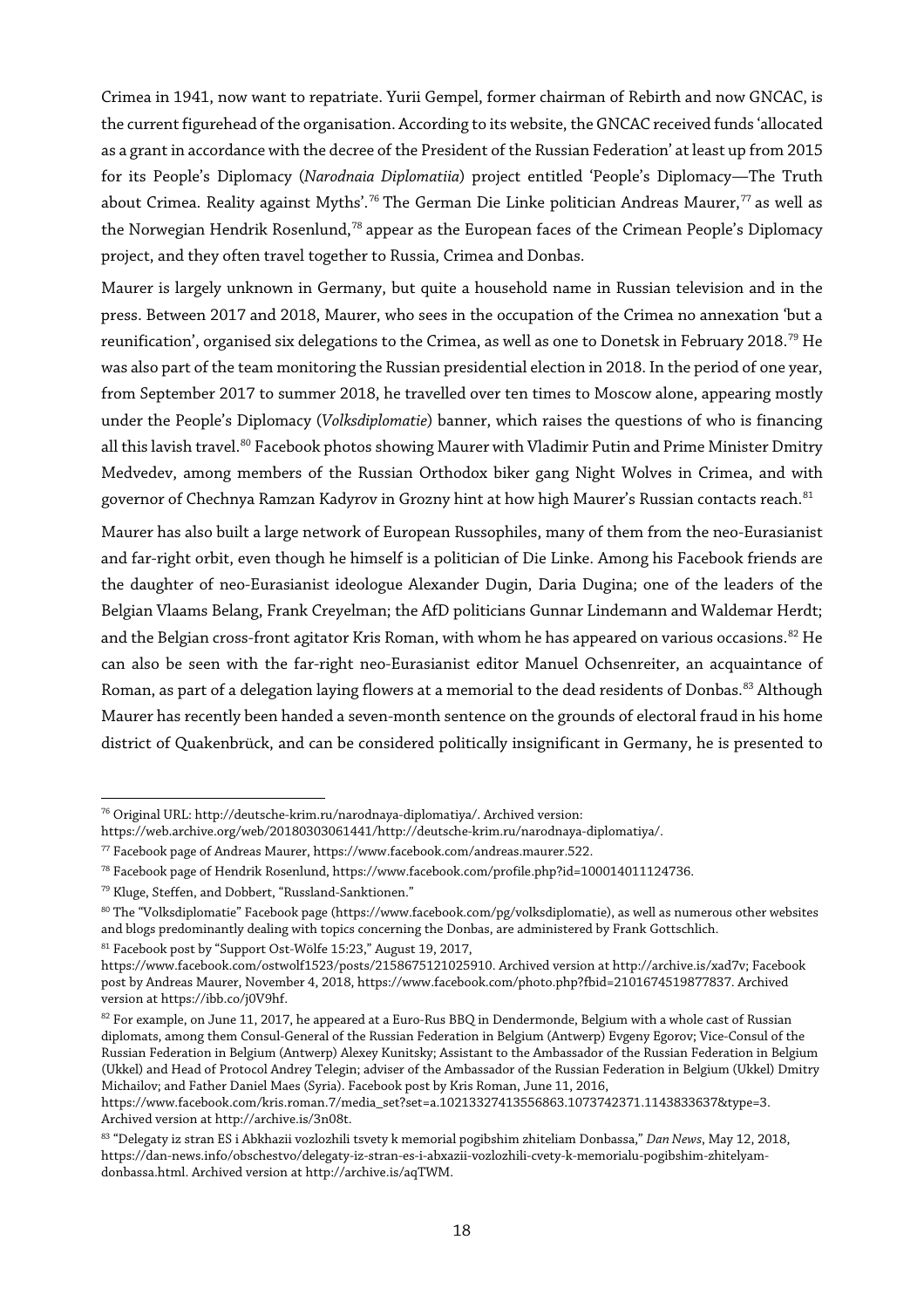Crimea in 1941, now want to repatriate. Yurii Gempel, former chairman of Rebirth and now GNCAC, is the current figurehead of the organisation. According to its website, the GNCAC received funds 'allocated as a grant in accordance with the decree of the President of the Russian Federation' at least up from 2015 for its People's Diplomacy (*Narodnaia Diplomatiia*) project entitled 'People's Diplomacy—The Truth about Crimea. Reality against Myths'.[76] The German Die Linke politician Andreas Maurer,[77] as well as the Norwegian Hendrik Rosenlund,[78] appear as the European faces of the Crimean People's Diplomacy project, and they often travel together to Russia, Crimea and Donbas.

Maurer is largely unknown in Germany, but quite a household name in Russian television and in the press. Between 2017 and 2018, Maurer, who sees in the occupation of the Crimea no annexation 'but a reunification', organised six delegations to the Crimea, as well as one to Donetsk in February 2018.[79] He was also part of the team monitoring the Russian presidential election in 2018. In the period of one year, from September 2017 to summer 2018, he travelled over ten times to Moscow alone, appearing mostly under the People's Diplomacy (*Volksdiplomatie*) banner, which raises the questions of who is financing all this lavish travel.[80] Facebook photos showing Maurer with Vladimir Putin and Prime Minister Dmitry Medvedev, among members of the Russian Orthodox biker gang Night Wolves in Crimea, and with governor of Chechnya Ramzan Kadyrov in Grozny hint at how high Maurer's Russian contacts reach.[81]

Maurer has also built a large network of European Russophiles, many of them from the neo-Eurasianist and far-right orbit, even though he himself is a politician of Die Linke. Among his Facebook friends are the daughter of neo-Eurasianist ideologue Alexander Dugin, Daria Dugina; one of the leaders of the Belgian Vlaams Belang, Frank Creyelman; the AfD politicians Gunnar Lindemann and Waldemar Herdt; and the Belgian cross-front agitator Kris Roman, with whom he has appeared on various occasions.[82] He can also be seen with the far-right neo-Eurasianist editor Manuel Ochsenreiter, an acquaintance of Roman, as part of a delegation laying flowers at a memorial to the dead residents of Donbas.[83] Although Maurer has recently been handed a seven-month sentence on the grounds of electoral fraud in his home district of Quakenbrück, and can be considered politically insignificant in Germany, he is presented to

---

[76] Original URL: http://deutsche-krim.ru/narodnaya-diplomatiya/. Archived version: https://web.archive.org/web/20180303061441/http://deutsche-krim.ru/narodnaya-diplomatiya/.

[77] Facebook page of Andreas Maurer, https://www.facebook.com/andreas.maurer.522.

[78] Facebook page of Hendrik Rosenlund, https://www.facebook.com/profile.php?id=100014011124736.

[79] Kluge, Steffen, and Dobbert, "Russland-Sanktionen."

[80] The "Volksdiplomatie" Facebook page (https://www.facebook.com/pg/volksdiplomatie), as well as numerous other websites and blogs predominantly dealing with topics concerning the Donbas, are administered by Frank Gottschlich.

[81] Facebook post by "Support Ost-Wölfe 15:23," August 19, 2017, https://www.facebook.com/ostwolf1523/posts/2158675121025910. Archived version at http://archive.is/xad7v; Facebook post by Andreas Maurer, November 4, 2018, https://www.facebook.com/photo.php?fbid=2101674519877837. Archived version at https://ibb.co/j0V9hf.

[82] For example, on June 11, 2017, he appeared at a Euro-Rus BBQ in Dendermonde, Belgium with a whole cast of Russian diplomats, among them Consul-General of the Russian Federation in Belgium (Antwerp) Evgeny Egorov; Vice-Consul of the Russian Federation in Belgium (Antwerp) Alexey Kunitsky; Assistant to the Ambassador of the Russian Federation in Belgium (Ukkel) and Head of Protocol Andrey Telegin; adviser of the Ambassador of the Russian Federation in Belgium (Ukkel) Dmitry Michailov; and Father Daniel Maes (Syria). Facebook post by Kris Roman, June 11, 2016, https://www.facebook.com/kris.roman.7/media_set?set=a.10213327413556863.1073742371.1143833637&type=3. Archived version at http://archive.is/3n08t.

[83] "Delegaty iz stran ES i Abkhazii vozlozhili tsvety k memorial pogibshim zhiteliam Donbassa," *Dan News*, May 12, 2018, https://dan-news.info/obschestvo/delegaty-iz-stran-es-i-abxazii-vozlozhili-cvety-k-memorialu-pogibshim-zhitelyam-donbassa.html. Archived version at http://archive.is/aqTWM.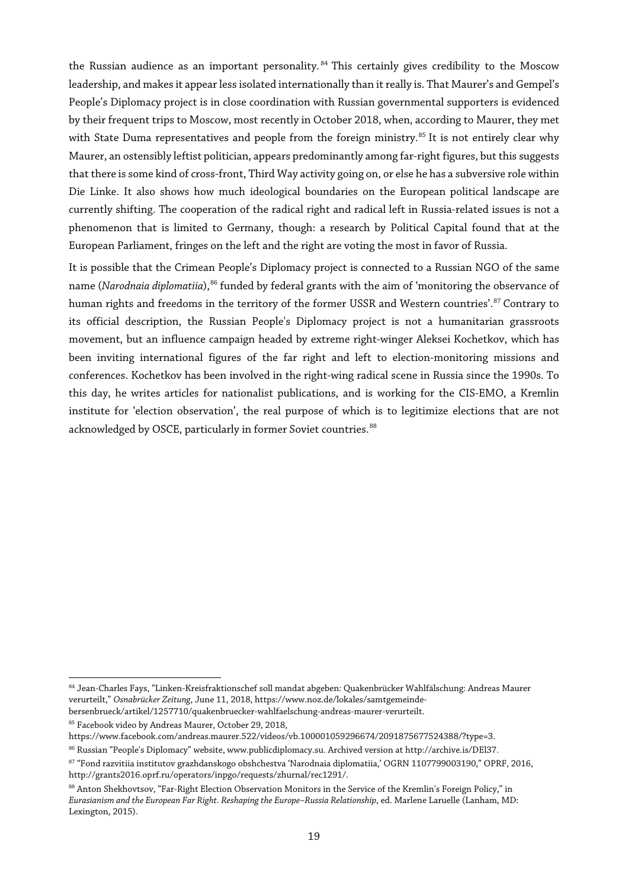the Russian audience as an important personality.[84] This certainly gives credibility to the Moscow leadership, and makes it appear less isolated internationally than it really is. That Maurer's and Gempel's People's Diplomacy project is in close coordination with Russian governmental supporters is evidenced by their frequent trips to Moscow, most recently in October 2018, when, according to Maurer, they met with State Duma representatives and people from the foreign ministry.[85] It is not entirely clear why Maurer, an ostensibly leftist politician, appears predominantly among far-right figures, but this suggests that there is some kind of cross-front, Third Way activity going on, or else he has a subversive role within Die Linke. It also shows how much ideological boundaries on the European political landscape are currently shifting. The cooperation of the radical right and radical left in Russia-related issues is not a phenomenon that is limited to Germany, though: a research by Political Capital found that at the European Parliament, fringes on the left and the right are voting the most in favor of Russia.

It is possible that the Crimean People's Diplomacy project is connected to a Russian NGO of the same name (*Narodnaia diplomatiia*),[86] funded by federal grants with the aim of 'monitoring the observance of human rights and freedoms in the territory of the former USSR and Western countries'.[87] Contrary to its official description, the Russian People's Diplomacy project is not a humanitarian grassroots movement, but an influence campaign headed by extreme right-winger Aleksei Kochetkov, which has been inviting international figures of the far right and left to election-monitoring missions and conferences. Kochetkov has been involved in the right-wing radical scene in Russia since the 1990s. To this day, he writes articles for nationalist publications, and is working for the CIS-EMO, a Kremlin institute for 'election observation', the real purpose of which is to legitimize elections that are not acknowledged by OSCE, particularly in former Soviet countries.[88]

---

[84] Jean-Charles Fays, "Linken-Kreisfraktionschef soll mandat abgeben: Quakenbrücker Wahlfälschung: Andreas Maurer verurteilt," *Osnabrücker Zeitung*, June 11, 2018, https://www.noz.de/lokales/samtgemeinde-bersenbrueck/artikel/1257710/quakenbruecker-wahlfaelschung-andreas-maurer-verurteilt.

[85] Facebook video by Andreas Maurer, October 29, 2018, https://www.facebook.com/andreas.maurer.522/videos/vb.100001059296674/2091875677524388/?type=3.

[86] Russian "People's Diplomacy" website, www.publicdiplomacy.su. Archived version at http://archive.is/DEl37.

[87] "Fond razvitiia institutov grazhdanskogo obshchestva 'Narodnaia diplomatiia,' OGRN 1107799003190," OPRF, 2016, http://grants2016.oprf.ru/operators/inpgo/requests/zhurnal/rec1291/.

[88] Anton Shekhovtsov, "Far-Right Election Observation Monitors in the Service of the Kremlin's Foreign Policy," in *Eurasianism and the European Far Right. Reshaping the Europe–Russia Relationship*, ed. Marlene Laruelle (Lanham, MD: Lexington, 2015).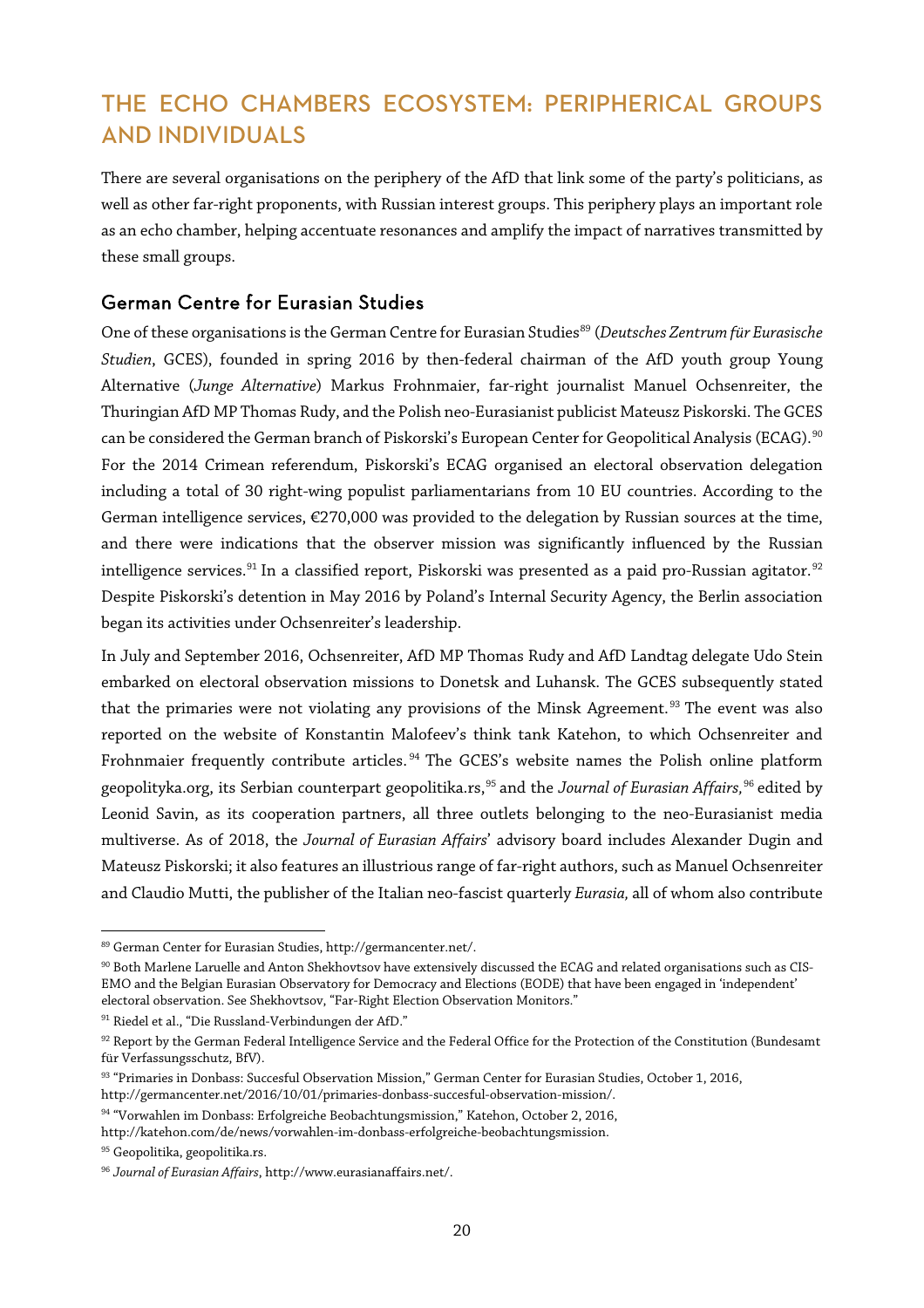## THE ECHO CHAMBERS ECOSYSTEM: PERIPHERICAL GROUPS AND INDIVIDUALS

There are several organisations on the periphery of the AfD that link some of the party's politicians, as well as other far-right proponents, with Russian interest groups. This periphery plays an important role as an echo chamber, helping accentuate resonances and amplify the impact of narratives transmitted by these small groups.

### German Centre for Eurasian Studies

One of these organisations is the German Centre for Eurasian Studies[89] (*Deutsches Zentrum für Eurasische Studien*, GCES), founded in spring 2016 by then-federal chairman of the AfD youth group Young Alternative (*Junge Alternative*) Markus Frohnmaier, far-right journalist Manuel Ochsenreiter, the Thuringian AfD MP Thomas Rudy, and the Polish neo-Eurasianist publicist Mateusz Piskorski. The GCES can be considered the German branch of Piskorski's European Center for Geopolitical Analysis (ECAG).[90] For the 2014 Crimean referendum, Piskorski's ECAG organised an electoral observation delegation including a total of 30 right-wing populist parliamentarians from 10 EU countries. According to the German intelligence services, €270,000 was provided to the delegation by Russian sources at the time, and there were indications that the observer mission was significantly influenced by the Russian intelligence services.[91] In a classified report, Piskorski was presented as a paid pro-Russian agitator.[92] Despite Piskorski's detention in May 2016 by Poland's Internal Security Agency, the Berlin association began its activities under Ochsenreiter's leadership.

In July and September 2016, Ochsenreiter, AfD MP Thomas Rudy and AfD Landtag delegate Udo Stein embarked on electoral observation missions to Donetsk and Luhansk. The GCES subsequently stated that the primaries were not violating any provisions of the Minsk Agreement.[93] The event was also reported on the website of Konstantin Malofeev's think tank Katehon, to which Ochsenreiter and Frohnmaier frequently contribute articles.[94] The GCES's website names the Polish online platform geopolityka.org, its Serbian counterpart geopolitika.rs,[95] and the *Journal of Eurasian Affairs*,[96] edited by Leonid Savin, as its cooperation partners, all three outlets belonging to the neo-Eurasianist media multiverse. As of 2018, the *Journal of Eurasian Affairs*' advisory board includes Alexander Dugin and Mateusz Piskorski; it also features an illustrious range of far-right authors, such as Manuel Ochsenreiter and Claudio Mutti, the publisher of the Italian neo-fascist quarterly *Eurasia,* all of whom also contribute

---

[89] German Center for Eurasian Studies, http://germancenter.net/.

[90] Both Marlene Laruelle and Anton Shekhovtsov have extensively discussed the ECAG and related organisations such as CIS-EMO and the Belgian Eurasian Observatory for Democracy and Elections (EODE) that have been engaged in 'independent' electoral observation. See Shekhovtsov, "Far-Right Election Observation Monitors."

[91] Riedel et al., "Die Russland-Verbindungen der AfD."

[92] Report by the German Federal Intelligence Service and the Federal Office for the Protection of the Constitution (Bundesamt für Verfassungsschutz, BfV).

[93] "Primaries in Donbass: Succesful Observation Mission," German Center for Eurasian Studies, October 1, 2016, http://germancenter.net/2016/10/01/primaries-donbass-succesful-observation-mission/.

[94] "Vorwahlen im Donbass: Erfolgreiche Beobachtungsmission," Katehon, October 2, 2016, http://katehon.com/de/news/vorwahlen-im-donbass-erfolgreiche-beobachtungsmission.

[95] Geopolitika, geopolitika.rs.

[96] *Journal of Eurasian Affairs*, http://www.eurasianaffairs.net/.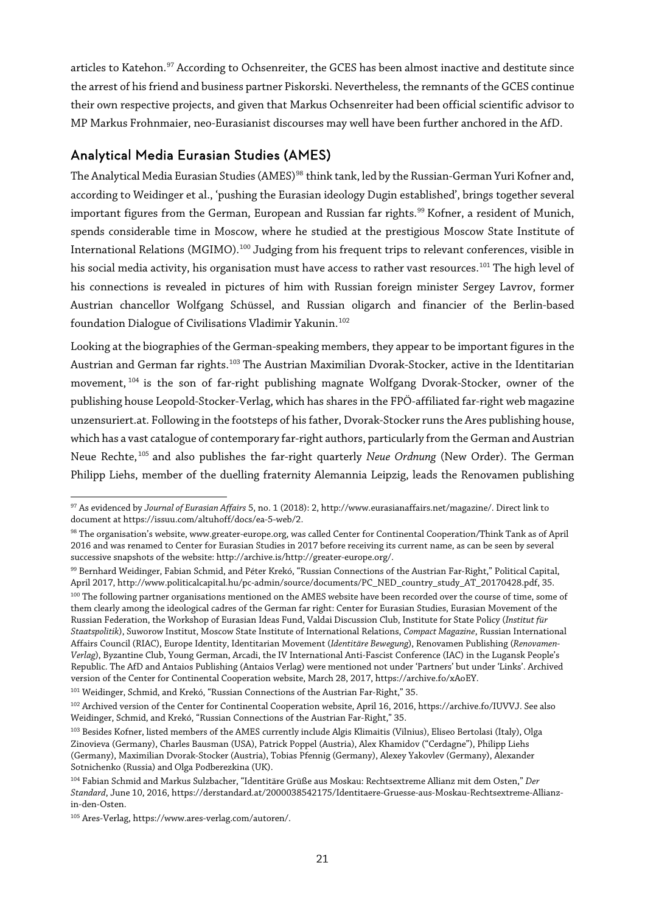articles to Katehon.[97] According to Ochsenreiter, the GCES has been almost inactive and destitute since the arrest of his friend and business partner Piskorski. Nevertheless, the remnants of the GCES continue their own respective projects, and given that Markus Ochsenreiter had been official scientific advisor to MP Markus Frohnmaier, neo-Eurasianist discourses may well have been further anchored in the AfD.

## Analytical Media Eurasian Studies (AMES)

The Analytical Media Eurasian Studies (AMES)[98] think tank, led by the Russian-German Yuri Kofner and, according to Weidinger et al., 'pushing the Eurasian ideology Dugin established', brings together several important figures from the German, European and Russian far rights.[99] Kofner, a resident of Munich, spends considerable time in Moscow, where he studied at the prestigious Moscow State Institute of International Relations (MGIMO).[100] Judging from his frequent trips to relevant conferences, visible in his social media activity, his organisation must have access to rather vast resources.[101] The high level of his connections is revealed in pictures of him with Russian foreign minister Sergey Lavrov, former Austrian chancellor Wolfgang Schüssel, and Russian oligarch and financier of the Berlin-based foundation Dialogue of Civilisations Vladimir Yakunin.[102]

Looking at the biographies of the German-speaking members, they appear to be important figures in the Austrian and German far rights.[103] The Austrian Maximilian Dvorak-Stocker, active in the Identitarian movement,[104] is the son of far-right publishing magnate Wolfgang Dvorak-Stocker, owner of the publishing house Leopold-Stocker-Verlag, which has shares in the FPÖ-affiliated far-right web magazine unzensuriert.at. Following in the footsteps of his father, Dvorak-Stocker runs the Ares publishing house, which has a vast catalogue of contemporary far-right authors, particularly from the German and Austrian Neue Rechte,[105] and also publishes the far-right quarterly *Neue Ordnung* (New Order). The German Philipp Liehs, member of the duelling fraternity Alemannia Leipzig, leads the Renovamen publishing

---

[97] As evidenced by *Journal of Eurasian Affairs* 5, no. 1 (2018): 2, http://www.eurasianaffairs.net/magazine/. Direct link to document at https://issuu.com/altuhoff/docs/ea-5-web/2.

[98] The organisation's website, www.greater-europe.org, was called Center for Continental Cooperation/Think Tank as of April 2016 and was renamed to Center for Eurasian Studies in 2017 before receiving its current name, as can be seen by several successive snapshots of the website: http://archive.is/http://greater-europe.org/.

[99] Bernhard Weidinger, Fabian Schmid, and Péter Krekó, "Russian Connections of the Austrian Far-Right," Political Capital, April 2017, http://www.politicalcapital.hu/pc-admin/source/documents/PC_NED_country_study_AT_20170428.pdf, 35.

[100] The following partner organisations mentioned on the AMES website have been recorded over the course of time, some of them clearly among the ideological cadres of the German far right: Center for Eurasian Studies, Eurasian Movement of the Russian Federation, the Workshop of Eurasian Ideas Fund, Valdai Discussion Club, Institute for State Policy (*Institut für Staatspolitik*), Suworow Institut, Moscow State Institute of International Relations, *Compact Magazine*, Russian International Affairs Council (RIAC), Europe Identity, Identitarian Movement (*Identitäre Bewegung*), Renovamen Publishing (*Renovamen-Verlag*), Byzantine Club, Young German, Arcadi, the IV International Anti-Fascist Conference (IAC) in the Lugansk People's Republic. The AfD and Antaios Publishing (Antaios Verlag) were mentioned not under 'Partners' but under 'Links'. Archived version of the Center for Continental Cooperation website, March 28, 2017, https://archive.fo/xAoEY.

[101] Weidinger, Schmid, and Krekó, "Russian Connections of the Austrian Far-Right," 35.

[102] Archived version of the Center for Continental Cooperation website, April 16, 2016, https://archive.fo/IUVVJ. See also Weidinger, Schmid, and Krekó, "Russian Connections of the Austrian Far-Right," 35.

[103] Besides Kofner, listed members of the AMES currently include Algis Klimaitis (Vilnius), Eliseo Bertolasi (Italy), Olga Zinovieva (Germany), Charles Bausman (USA), Patrick Poppel (Austria), Alex Khamidov ("Cerdagne"), Philipp Liehs (Germany), Maximilian Dvorak-Stocker (Austria), Tobias Pfennig (Germany), Alexey Yakovlev (Germany), Alexander Sotnichenko (Russia) and Olga Podberezkina (UK).

[104] Fabian Schmid and Markus Sulzbacher, "Identitäre Grüße aus Moskau: Rechtsextreme Allianz mit dem Osten," *Der Standard*, June 10, 2016, https://derstandard.at/2000038542175/Identitaere-Gruesse-aus-Moskau-Rechtsextreme-Allianz-in-den-Osten.

[105] Ares-Verlag, https://www.ares-verlag.com/autoren/.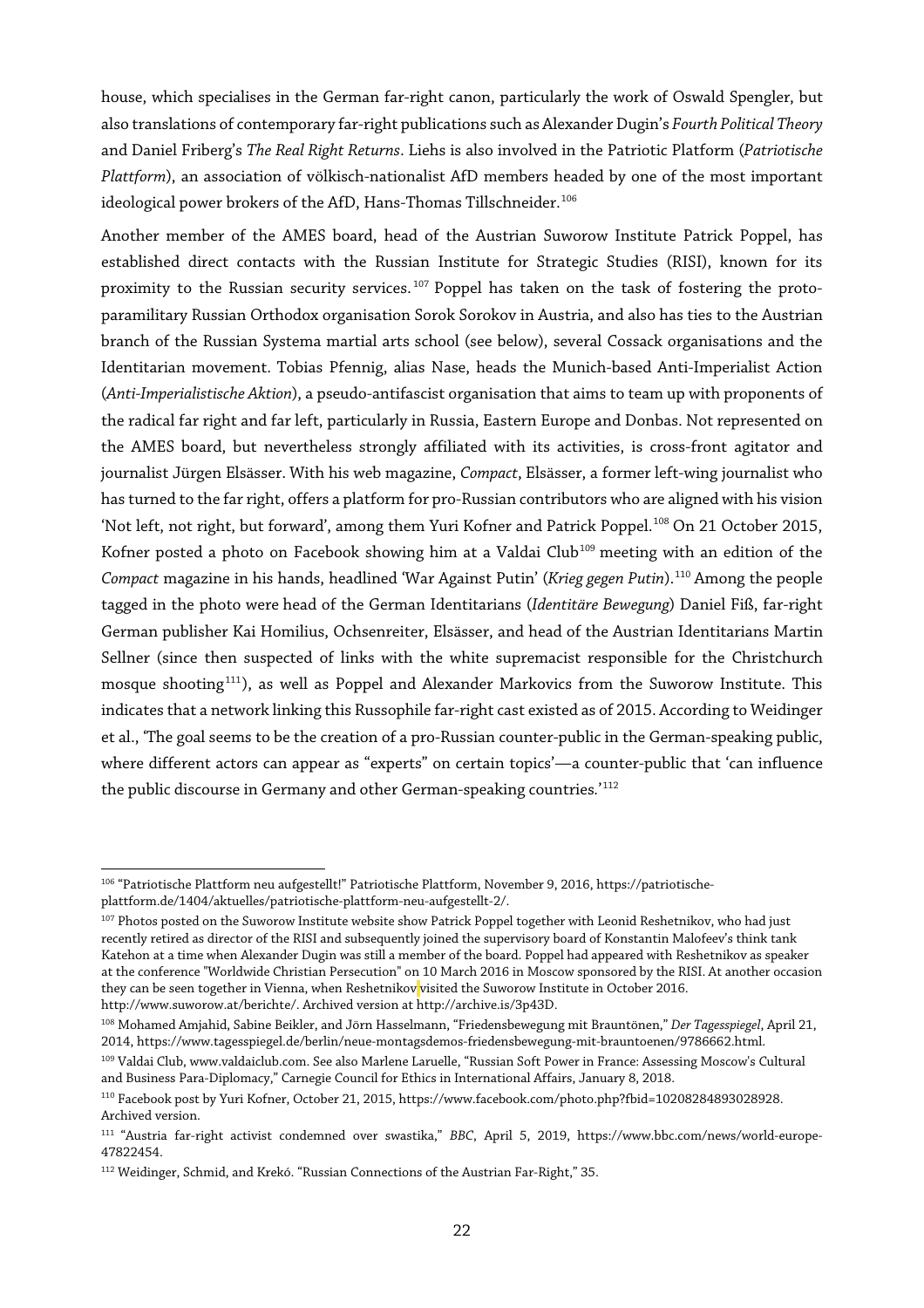house, which specialises in the German far-right canon, particularly the work of Oswald Spengler, but also translations of contemporary far-right publications such as Alexander Dugin's *Fourth Political Theory* and Daniel Friberg's *The Real Right Returns*. Liehs is also involved in the Patriotic Platform (*Patriotische Plattform*), an association of völkisch-nationalist AfD members headed by one of the most important ideological power brokers of the AfD, Hans-Thomas Tillschneider.[106]

Another member of the AMES board, head of the Austrian Suworow Institute Patrick Poppel, has established direct contacts with the Russian Institute for Strategic Studies (RISI), known for its proximity to the Russian security services.[107] Poppel has taken on the task of fostering the proto-paramilitary Russian Orthodox organisation Sorok Sorokov in Austria, and also has ties to the Austrian branch of the Russian Systema martial arts school (see below), several Cossack organisations and the Identitarian movement. Tobias Pfennig, alias Nase, heads the Munich-based Anti-Imperialist Action (*Anti-Imperialistische Aktion*), a pseudo-antifascist organisation that aims to team up with proponents of the radical far right and far left, particularly in Russia, Eastern Europe and Donbas. Not represented on the AMES board, but nevertheless strongly affiliated with its activities, is cross-front agitator and journalist Jürgen Elsässer. With his web magazine, *Compact*, Elsässer, a former left-wing journalist who has turned to the far right, offers a platform for pro-Russian contributors who are aligned with his vision 'Not left, not right, but forward', among them Yuri Kofner and Patrick Poppel.[108] On 21 October 2015, Kofner posted a photo on Facebook showing him at a Valdai Club[109] meeting with an edition of the *Compact* magazine in his hands, headlined 'War Against Putin' (*Krieg gegen Putin*).[110] Among the people tagged in the photo were head of the German Identitarians (*Identitäre Bewegung*) Daniel Fiß, far-right German publisher Kai Homilius, Ochsenreiter, Elsässer, and head of the Austrian Identitarians Martin Sellner (since then suspected of links with the white supremacist responsible for the Christchurch mosque shooting[111]), as well as Poppel and Alexander Markovics from the Suworow Institute. This indicates that a network linking this Russophile far-right cast existed as of 2015. According to Weidinger et al., 'The goal seems to be the creation of a pro-Russian counter-public in the German-speaking public, where different actors can appear as "experts" on certain topics'—a counter-public that 'can influence the public discourse in Germany and other German-speaking countries.'[112]

---

[106] "Patriotische Plattform neu aufgestellt!" Patriotische Plattform, November 9, 2016, https://patriotische-plattform.de/1404/aktuelles/patriotische-plattform-neu-aufgestellt-2/.

[107] Photos posted on the Suworow Institute website show Patrick Poppel together with Leonid Reshetnikov, who had just recently retired as director of the RISI and subsequently joined the supervisory board of Konstantin Malofeev's think tank Katehon at a time when Alexander Dugin was still a member of the board. Poppel had appeared with Reshetnikov as speaker at the conference "Worldwide Christian Persecution" on 10 March 2016 in Moscow sponsored by the RISI. At another occasion they can be seen together in Vienna, when Reshetnikov visited the Suworow Institute in October 2016. http://www.suworow.at/berichte/. Archived version at http://archive.is/3p43D.

[108] Mohamed Amjahid, Sabine Beikler, and Jörn Hasselmann, "Friedensbewegung mit Brauntönen," *Der Tagesspiegel*, April 21, 2014, https://www.tagesspiegel.de/berlin/neue-montagsdemos-friedensbewegung-mit-brauntoenen/9786662.html.

[109] Valdai Club, www.valdaiclub.com. See also Marlene Laruelle, "Russian Soft Power in France: Assessing Moscow's Cultural and Business Para-Diplomacy," Carnegie Council for Ethics in International Affairs, January 8, 2018.

[110] Facebook post by Yuri Kofner, October 21, 2015, https://www.facebook.com/photo.php?fbid=10208284893028928. Archived version.

[111] "Austria far-right activist condemned over swastika," *BBC*, April 5, 2019, https://www.bbc.com/news/world-europe-47822454.

[112] Weidinger, Schmid, and Krekó. "Russian Connections of the Austrian Far-Right," 35.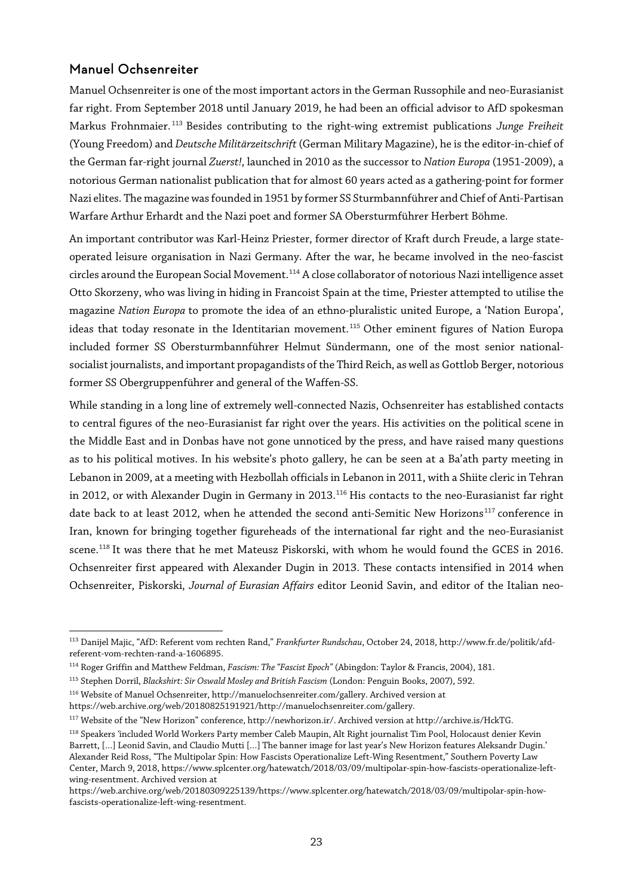## Manuel Ochsenreiter

Manuel Ochsenreiter is one of the most important actors in the German Russophile and neo-Eurasianist far right. From September 2018 until January 2019, he had been an official advisor to AfD spokesman Markus Frohnmaier.[113] Besides contributing to the right-wing extremist publications *Junge Freiheit* (Young Freedom) and *Deutsche Militärzeitschrift* (German Military Magazine), he is the editor-in-chief of the German far-right journal *Zuerst!*, launched in 2010 as the successor to *Nation Europa* (1951-2009), a notorious German nationalist publication that for almost 60 years acted as a gathering-point for former Nazi elites. The magazine was founded in 1951 by former SS Sturmbannführer and Chief of Anti-Partisan Warfare Arthur Erhardt and the Nazi poet and former SA Obersturmführer Herbert Böhme.

An important contributor was Karl-Heinz Priester, former director of Kraft durch Freude, a large state-operated leisure organisation in Nazi Germany. After the war, he became involved in the neo-fascist circles around the European Social Movement.[114] A close collaborator of notorious Nazi intelligence asset Otto Skorzeny, who was living in hiding in Francoist Spain at the time, Priester attempted to utilise the magazine *Nation Europa* to promote the idea of an ethno-pluralistic united Europe, a 'Nation Europa', ideas that today resonate in the Identitarian movement.[115] Other eminent figures of Nation Europa included former SS Obersturmbannführer Helmut Sündermann, one of the most senior national-socialist journalists, and important propagandists of the Third Reich, as well as Gottlob Berger, notorious former SS Obergruppenführer and general of the Waffen-SS.

While standing in a long line of extremely well-connected Nazis, Ochsenreiter has established contacts to central figures of the neo-Eurasianist far right over the years. His activities on the political scene in the Middle East and in Donbas have not gone unnoticed by the press, and have raised many questions as to his political motives. In his website's photo gallery, he can be seen at a Ba'ath party meeting in Lebanon in 2009, at a meeting with Hezbollah officials in Lebanon in 2011, with a Shiite cleric in Tehran in 2012, or with Alexander Dugin in Germany in 2013.[116] His contacts to the neo-Eurasianist far right date back to at least 2012, when he attended the second anti-Semitic New Horizons[117] conference in Iran, known for bringing together figureheads of the international far right and the neo-Eurasianist scene.[118] It was there that he met Mateusz Piskorski, with whom he would found the GCES in 2016. Ochsenreiter first appeared with Alexander Dugin in 2013. These contacts intensified in 2014 when Ochsenreiter, Piskorski, *Journal of Eurasian Affairs* editor Leonid Savin, and editor of the Italian neo-

---

[113] Danijel Majic, "AfD: Referent vom rechten Rand," *Frankfurter Rundschau*, October 24, 2018, http://www.fr.de/politik/afd-referent-vom-rechten-rand-a-1606895.

[114] Roger Griffin and Matthew Feldman, *Fascism: The "Fascist Epoch"* (Abingdon: Taylor & Francis, 2004), 181.

[115] Stephen Dorril, *Blackshirt: Sir Oswald Mosley and British Fascism* (London: Penguin Books, 2007), 592.

[116] Website of Manuel Ochsenreiter, http://manuelochsenreiter.com/gallery. Archived version at https://web.archive.org/web/20180825191921/http://manuelochsenreiter.com/gallery.

[117] Website of the "New Horizon" conference, http://newhorizon.ir/. Archived version at http://archive.is/HckTG.

[118] Speakers 'included World Workers Party member Caleb Maupin, Alt Right journalist Tim Pool, Holocaust denier Kevin Barrett, [...] Leonid Savin, and Claudio Mutti [...] The banner image for last year's New Horizon features Aleksandr Dugin.' Alexander Reid Ross, "The Multipolar Spin: How Fascists Operationalize Left-Wing Resentment," Southern Poverty Law Center, March 9, 2018, https://www.splcenter.org/hatewatch/2018/03/09/multipolar-spin-how-fascists-operationalize-left-wing-resentment. Archived version at https://web.archive.org/web/20180309225139/https://www.splcenter.org/hatewatch/2018/03/09/multipolar-spin-how-fascists-operationalize-left-wing-resentment.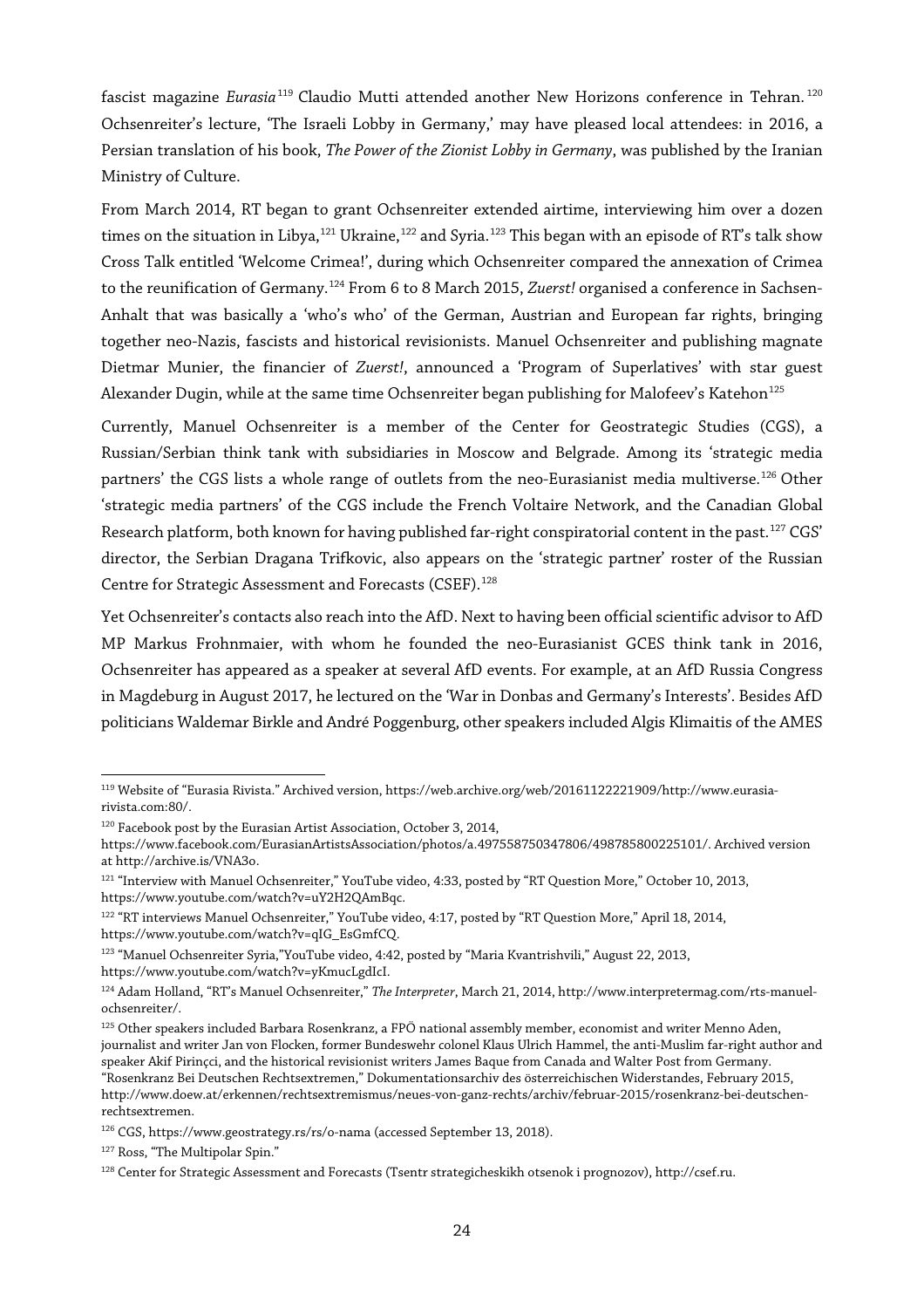fascist magazine *Eurasia*[119] Claudio Mutti attended another New Horizons conference in Tehran.[120] Ochsenreiter's lecture, 'The Israeli Lobby in Germany,' may have pleased local attendees: in 2016, a Persian translation of his book, *The Power of the Zionist Lobby in Germany*, was published by the Iranian Ministry of Culture.

From March 2014, RT began to grant Ochsenreiter extended airtime, interviewing him over a dozen times on the situation in Libya,[121] Ukraine,[122] and Syria.[123] This began with an episode of RT's talk show Cross Talk entitled 'Welcome Crimea!', during which Ochsenreiter compared the annexation of Crimea to the reunification of Germany.[124] From 6 to 8 March 2015, *Zuerst!* organised a conference in Sachsen-Anhalt that was basically a 'who's who' of the German, Austrian and European far rights, bringing together neo-Nazis, fascists and historical revisionists. Manuel Ochsenreiter and publishing magnate Dietmar Munier, the financier of *Zuerst!*, announced a 'Program of Superlatives' with star guest Alexander Dugin, while at the same time Ochsenreiter began publishing for Malofeev's Katehon[125]

Currently, Manuel Ochsenreiter is a member of the Center for Geostrategic Studies (CGS), a Russian/Serbian think tank with subsidiaries in Moscow and Belgrade. Among its 'strategic media partners' the CGS lists a whole range of outlets from the neo-Eurasianist media multiverse.[126] Other 'strategic media partners' of the CGS include the French Voltaire Network, and the Canadian Global Research platform, both known for having published far-right conspiratorial content in the past.[127] CGS' director, the Serbian Dragana Trifkovic, also appears on the 'strategic partner' roster of the Russian Centre for Strategic Assessment and Forecasts (CSEF).[128]

Yet Ochsenreiter's contacts also reach into the AfD. Next to having been official scientific advisor to AfD MP Markus Frohnmaier, with whom he founded the neo-Eurasianist GCES think tank in 2016, Ochsenreiter has appeared as a speaker at several AfD events. For example, at an AfD Russia Congress in Magdeburg in August 2017, he lectured on the 'War in Donbas and Germany's Interests'. Besides AfD politicians Waldemar Birkle and André Poggenburg, other speakers included Algis Klimaitis of the AMES

---

[119] Website of "Eurasia Rivista." Archived version, https://web.archive.org/web/20161122221909/http://www.eurasia-rivista.com:80/.

[120] Facebook post by the Eurasian Artist Association, October 3, 2014, https://www.facebook.com/EurasianArtistsAssociation/photos/a.497558750347806/498785800225101/. Archived version at http://archive.is/VNA3o.

[121] "Interview with Manuel Ochsenreiter," YouTube video, 4:33, posted by "RT Question More," October 10, 2013, https://www.youtube.com/watch?v=uY2H2QAmBqc.

[122] "RT interviews Manuel Ochsenreiter," YouTube video, 4:17, posted by "RT Question More," April 18, 2014, https://www.youtube.com/watch?v=qIG_EsGmfCQ.

[123] "Manuel Ochsenreiter Syria,"YouTube video, 4:42, posted by "Maria Kvantrishvili," August 22, 2013, https://www.youtube.com/watch?v=yKmucLgdIcI.

[124] Adam Holland, "RT's Manuel Ochsenreiter," *The Interpreter*, March 21, 2014, http://www.interpretermag.com/rts-manuel-ochsenreiter/.

[125] Other speakers included Barbara Rosenkranz, a FPÖ national assembly member, economist and writer Menno Aden, journalist and writer Jan von Flocken, former Bundeswehr colonel Klaus Ulrich Hammel, the anti-Muslim far-right author and speaker Akif Pirinçci, and the historical revisionist writers James Baque from Canada and Walter Post from Germany. "Rosenkranz Bei Deutschen Rechtsextremen," Dokumentationsarchiv des österreichischen Widerstandes, February 2015, http://www.doew.at/erkennen/rechtsextremismus/neues-von-ganz-rechts/archiv/februar-2015/rosenkranz-bei-deutschen-rechtsextremen.

[126] CGS, https://www.geostrategy.rs/rs/o-nama (accessed September 13, 2018).

[127] Ross, "The Multipolar Spin."

[128] Center for Strategic Assessment and Forecasts (Tsentr strategicheskikh otsenok i prognozov), http://csef.ru.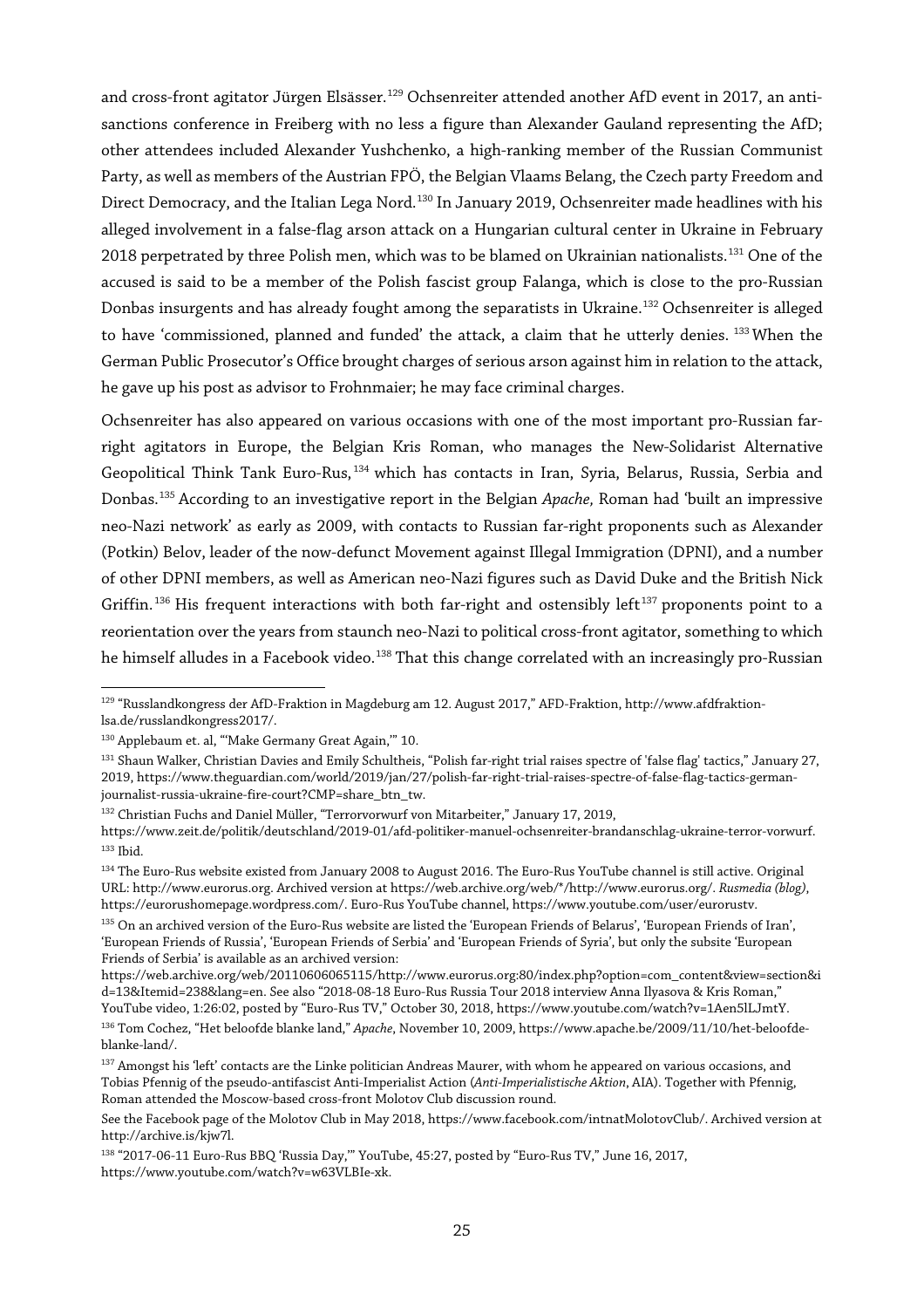and cross-front agitator Jürgen Elsässer.[129] Ochsenreiter attended another AfD event in 2017, an anti-sanctions conference in Freiberg with no less a figure than Alexander Gauland representing the AfD; other attendees included Alexander Yushchenko, a high-ranking member of the Russian Communist Party, as well as members of the Austrian FPÖ, the Belgian Vlaams Belang, the Czech party Freedom and Direct Democracy, and the Italian Lega Nord.[130] In January 2019, Ochsenreiter made headlines with his alleged involvement in a false-flag arson attack on a Hungarian cultural center in Ukraine in February 2018 perpetrated by three Polish men, which was to be blamed on Ukrainian nationalists.[131] One of the accused is said to be a member of the Polish fascist group Falanga, which is close to the pro-Russian Donbas insurgents and has already fought among the separatists in Ukraine.[132] Ochsenreiter is alleged to have 'commissioned, planned and funded' the attack, a claim that he utterly denies.[133] When the German Public Prosecutor's Office brought charges of serious arson against him in relation to the attack, he gave up his post as advisor to Frohnmaier; he may face criminal charges.

Ochsenreiter has also appeared on various occasions with one of the most important pro-Russian far-right agitators in Europe, the Belgian Kris Roman, who manages the New-Solidarist Alternative Geopolitical Think Tank Euro-Rus,[134] which has contacts in Iran, Syria, Belarus, Russia, Serbia and Donbas.[135] According to an investigative report in the Belgian *Apache,* Roman had 'built an impressive neo-Nazi network' as early as 2009, with contacts to Russian far-right proponents such as Alexander (Potkin) Belov, leader of the now-defunct Movement against Illegal Immigration (DPNI), and a number of other DPNI members, as well as American neo-Nazi figures such as David Duke and the British Nick Griffin.[136] His frequent interactions with both far-right and ostensibly left[137] proponents point to a reorientation over the years from staunch neo-Nazi to political cross-front agitator, something to which he himself alludes in a Facebook video.[138] That this change correlated with an increasingly pro-Russian

---

[129] "Russlandkongress der AfD-Fraktion in Magdeburg am 12. August 2017," AFD-Fraktion, http://www.afdfraktion-lsa.de/russlandkongress2017/.

[130] Applebaum et. al, "'Make Germany Great Again,'" 10.

[131] Shaun Walker, Christian Davies and Emily Schultheis, "Polish far-right trial raises spectre of 'false flag' tactics," January 27, 2019, https://www.theguardian.com/world/2019/jan/27/polish-far-right-trial-raises-spectre-of-false-flag-tactics-german-journalist-russia-ukraine-fire-court?CMP=share_btn_tw.

[132] Christian Fuchs and Daniel Müller, "Terrorvorwurf von Mitarbeiter," January 17, 2019, https://www.zeit.de/politik/deutschland/2019-01/afd-politiker-manuel-ochsenreiter-brandanschlag-ukraine-terror-vorwurf.

[133] Ibid.

[134] The Euro-Rus website existed from January 2008 to August 2016. The Euro-Rus YouTube channel is still active. Original URL: http://www.eurorus.org. Archived version at https://web.archive.org/web/*/http://www.eurorus.org/. *Rusmedia (blog)*, https://eurorushomepage.wordpress.com/. Euro-Rus YouTube channel, https://www.youtube.com/user/eurorustv.

[135] On an archived version of the Euro-Rus website are listed the 'European Friends of Belarus', 'European Friends of Iran', 'European Friends of Russia', 'European Friends of Serbia' and 'European Friends of Syria', but only the subsite 'European Friends of Serbia' is available as an archived version: https://web.archive.org/web/20110606065115/http://www.eurorus.org:80/index.php?option=com_content&view=section&id=13&Itemid=238&lang=en. See also "2018-08-18 Euro-Rus Russia Tour 2018 interview Anna Ilyasova & Kris Roman," YouTube video, 1:26:02, posted by "Euro-Rus TV," October 30, 2018, https://www.youtube.com/watch?v=1Aen5lLJmtY.

[136] Tom Cochez, "Het beloofde blanke land," *Apache*, November 10, 2009, https://www.apache.be/2009/11/10/het-beloofde-blanke-land/.

[137] Amongst his 'left' contacts are the Linke politician Andreas Maurer, with whom he appeared on various occasions, and Tobias Pfennig of the pseudo-antifascist Anti-Imperialist Action (*Anti-Imperialistische Aktion*, AIA). Together with Pfennig, Roman attended the Moscow-based cross-front Molotov Club discussion round.

See the Facebook page of the Molotov Club in May 2018, https://www.facebook.com/intnatMolotovClub/. Archived version at http://archive.is/kjw7l.

[138] "2017-06-11 Euro-Rus BBQ 'Russia Day,'" YouTube, 45:27, posted by "Euro-Rus TV," June 16, 2017, https://www.youtube.com/watch?v=w63VLBIe-xk.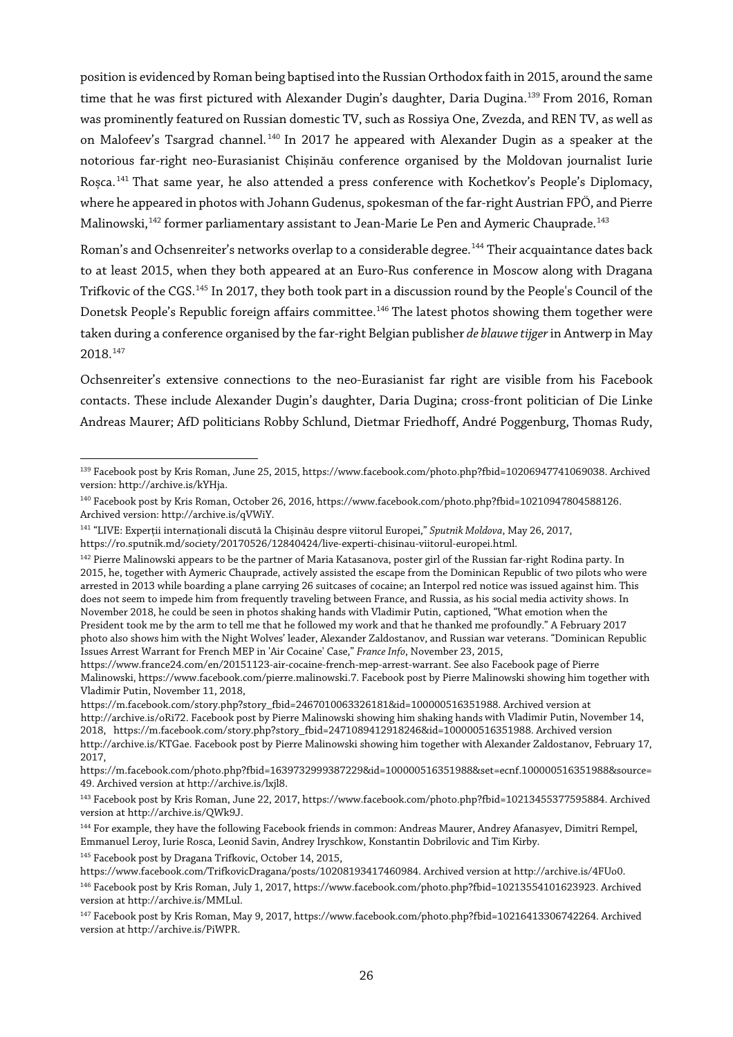position is evidenced by Roman being baptised into the Russian Orthodox faith in 2015, around the same time that he was first pictured with Alexander Dugin's daughter, Daria Dugina.[139] From 2016, Roman was prominently featured on Russian domestic TV, such as Rossiya One, Zvezda, and REN TV, as well as on Malofeev's Tsargrad channel.[140] In 2017 he appeared with Alexander Dugin as a speaker at the notorious far-right neo-Eurasianist Chișinău conference organised by the Moldovan journalist Iurie Roșca.[141] That same year, he also attended a press conference with Kochetkov's People's Diplomacy, where he appeared in photos with Johann Gudenus, spokesman of the far-right Austrian FPÖ, and Pierre Malinowski,[142] former parliamentary assistant to Jean-Marie Le Pen and Aymeric Chauprade.[143]

Roman's and Ochsenreiter's networks overlap to a considerable degree.[144] Their acquaintance dates back to at least 2015, when they both appeared at an Euro-Rus conference in Moscow along with Dragana Trifkovic of the CGS.[145] In 2017, they both took part in a discussion round by the People's Council of the Donetsk People's Republic foreign affairs committee.[146] The latest photos showing them together were taken during a conference organised by the far-right Belgian publisher *de blauwe tijger* in Antwerp in May 2018.[147]

Ochsenreiter's extensive connections to the neo-Eurasianist far right are visible from his Facebook contacts. These include Alexander Dugin's daughter, Daria Dugina; cross-front politician of Die Linke Andreas Maurer; AfD politicians Robby Schlund, Dietmar Friedhoff, André Poggenburg, Thomas Rudy,

---

[139] Facebook post by Kris Roman, June 25, 2015, https://www.facebook.com/photo.php?fbid=10206947741069038. Archived version: http://archive.is/kYHja.

[140] Facebook post by Kris Roman, October 26, 2016, https://www.facebook.com/photo.php?fbid=10210947804588126. Archived version: http://archive.is/qVWiY.

[141] "LIVE: Experții internaționali discută la Chișinău despre viitorul Europei," *Sputnik Moldova*, May 26, 2017, https://ro.sputnik.md/society/20170526/12840424/live-experti-chisinau-viitorul-europei.html.

[142] Pierre Malinowski appears to be the partner of Maria Katasanova, poster girl of the Russian far-right Rodina party. In 2015, he, together with Aymeric Chauprade, actively assisted the escape from the Dominican Republic of two pilots who were arrested in 2013 while boarding a plane carrying 26 suitcases of cocaine; an Interpol red notice was issued against him. This does not seem to impede him from frequently traveling between France, and Russia, as his social media activity shows. In November 2018, he could be seen in photos shaking hands with Vladimir Putin, captioned, "What emotion when the President took me by the arm to tell me that he followed my work and that he thanked me profoundly." A February 2017 photo also shows him with the Night Wolves' leader, Alexander Zaldostanov, and Russian war veterans. "Dominican Republic Issues Arrest Warrant for French MEP in 'Air Cocaine' Case," *France Info*, November 23, 2015, https://www.france24.com/en/20151123-air-cocaine-french-mep-arrest-warrant. See also Facebook page of Pierre Malinowski, https://www.facebook.com/pierre.malinowski.7. Facebook post by Pierre Malinowski showing him together with Vladimir Putin, November 11, 2018, https://m.facebook.com/story.php?story_fbid=2467010063326181&id=100000516351988. Archived version at http://archive.is/oRi72. Facebook post by Pierre Malinowski showing him shaking hands with Vladimir Putin, November 14, 2018, https://m.facebook.com/story.php?story_fbid=2471089412918246&id=100000516351988. Archived version http://archive.is/KTGae. Facebook post by Pierre Malinowski showing him together with Alexander Zaldostanov, February 17, 2017, https://m.facebook.com/photo.php?fbid=1639732999387229&id=100000516351988&set=ecnf.100000516351988&source=49. Archived version at http://archive.is/lxjl8.

[143] Facebook post by Kris Roman, June 22, 2017, https://www.facebook.com/photo.php?fbid=10213455377595884. Archived version at http://archive.is/QWk9J.

[144] For example, they have the following Facebook friends in common: Andreas Maurer, Andrey Afanasyev, Dimitri Rempel, Emmanuel Leroy, Iurie Rosca, Leonid Savin, Andrey Iryschkow, Konstantin Dobrilovic and Tim Kirby.

[145] Facebook post by Dragana Trifkovic, October 14, 2015, https://www.facebook.com/TrifkovicDragana/posts/10208193417460984. Archived version at http://archive.is/4FUo0.

[146] Facebook post by Kris Roman, July 1, 2017, https://www.facebook.com/photo.php?fbid=10213554101623923. Archived version at http://archive.is/MMLul.

[147] Facebook post by Kris Roman, May 9, 2017, https://www.facebook.com/photo.php?fbid=10216413306742264. Archived version at http://archive.is/PiWPR.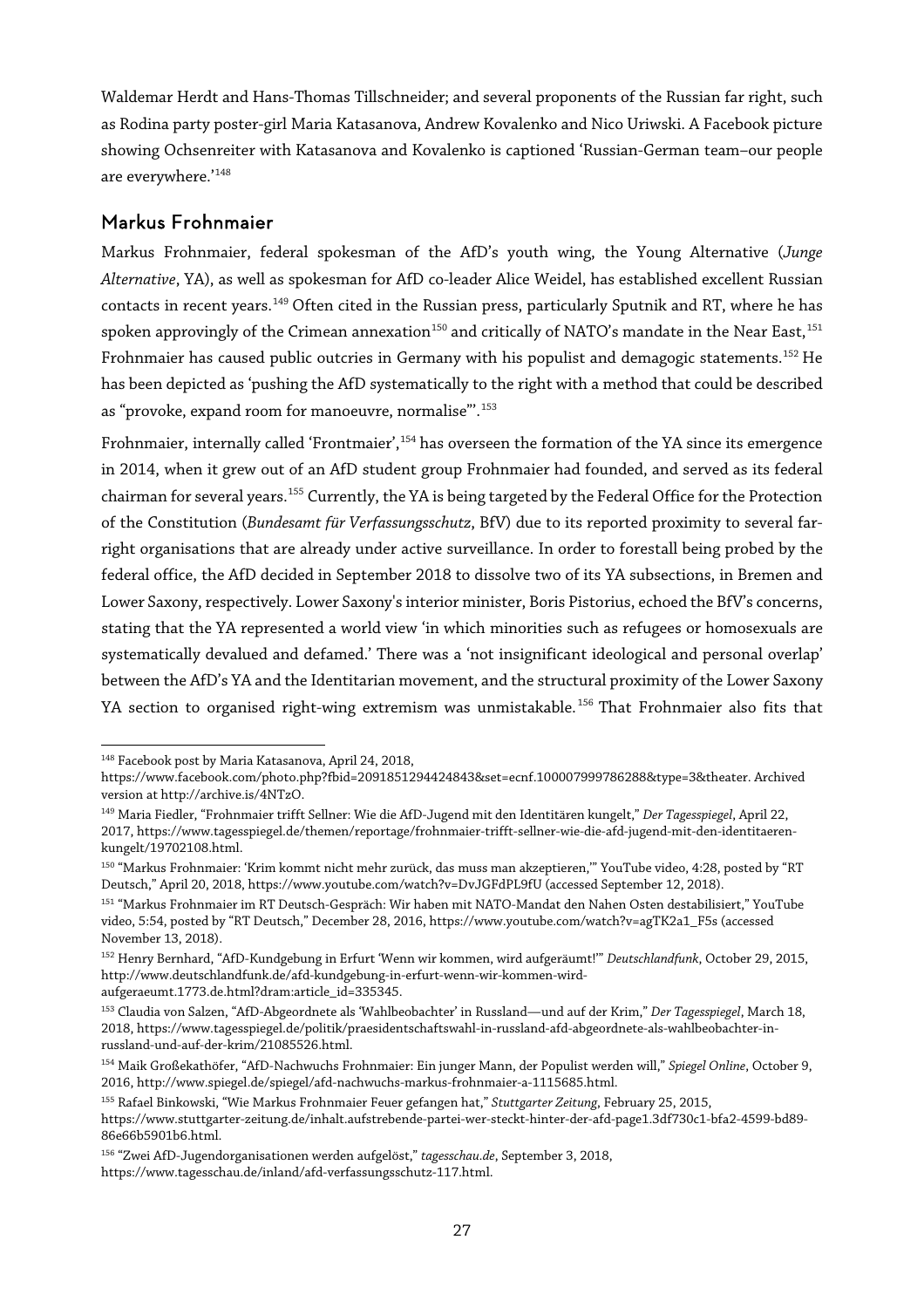Waldemar Herdt and Hans-Thomas Tillschneider; and several proponents of the Russian far right, such as Rodina party poster-girl Maria Katasanova, Andrew Kovalenko and Nico Uriwski. A Facebook picture showing Ochsenreiter with Katasanova and Kovalenko is captioned 'Russian-German team–our people are everywhere.'[148]

## Markus Frohnmaier

Markus Frohnmaier, federal spokesman of the AfD's youth wing, the Young Alternative (*Junge Alternative*, YA), as well as spokesman for AfD co-leader Alice Weidel, has established excellent Russian contacts in recent years.[149] Often cited in the Russian press, particularly Sputnik and RT, where he has spoken approvingly of the Crimean annexation[150] and critically of NATO's mandate in the Near East,[151] Frohnmaier has caused public outcries in Germany with his populist and demagogic statements.[152] He has been depicted as 'pushing the AfD systematically to the right with a method that could be described as "provoke, expand room for manoeuvre, normalise"'.[153]

Frohnmaier, internally called 'Frontmaier',[154] has overseen the formation of the YA since its emergence in 2014, when it grew out of an AfD student group Frohnmaier had founded, and served as its federal chairman for several years.[155] Currently, the YA is being targeted by the Federal Office for the Protection of the Constitution (*Bundesamt für Verfassungsschutz*, BfV) due to its reported proximity to several far-right organisations that are already under active surveillance. In order to forestall being probed by the federal office, the AfD decided in September 2018 to dissolve two of its YA subsections, in Bremen and Lower Saxony, respectively. Lower Saxony's interior minister, Boris Pistorius, echoed the BfV's concerns, stating that the YA represented a world view 'in which minorities such as refugees or homosexuals are systematically devalued and defamed.' There was a 'not insignificant ideological and personal overlap' between the AfD's YA and the Identitarian movement, and the structural proximity of the Lower Saxony YA section to organised right-wing extremism was unmistakable.[156] That Frohnmaier also fits that

---

[148] Facebook post by Maria Katasanova, April 24, 2018, https://www.facebook.com/photo.php?fbid=2091851294424843&set=ecnf.100007999786288&type=3&theater. Archived version at http://archive.is/4NTzO.

[149] Maria Fiedler, "Frohnmaier trifft Sellner: Wie die AfD-Jugend mit den Identitären kungelt," *Der Tagesspiegel*, April 22, 2017, https://www.tagesspiegel.de/themen/reportage/frohnmaier-trifft-sellner-wie-die-afd-jugend-mit-den-identitaeren-kungelt/19702108.html.

[150] "Markus Frohnmaier: 'Krim kommt nicht mehr zurück, das muss man akzeptieren,'" YouTube video, 4:28, posted by "RT Deutsch," April 20, 2018, https://www.youtube.com/watch?v=DvJGFdPL9fU (accessed September 12, 2018).

[151] "Markus Frohnmaier im RT Deutsch-Gespräch: Wir haben mit NATO-Mandat den Nahen Osten destabilisiert," YouTube video, 5:54, posted by "RT Deutsch," December 28, 2016, https://www.youtube.com/watch?v=agTK2a1_F5s (accessed November 13, 2018).

[152] Henry Bernhard, "AfD-Kundgebung in Erfurt 'Wenn wir kommen, wird aufgeräumt!'" *Deutschlandfunk*, October 29, 2015, http://www.deutschlandfunk.de/afd-kundgebung-in-erfurt-wenn-wir-kommen-wird-aufgeraeumt.1773.de.html?dram:article_id=335345.

[153] Claudia von Salzen, "AfD-Abgeordnete als 'Wahlbeobachter' in Russland—und auf der Krim," *Der Tagesspiegel*, March 18, 2018, https://www.tagesspiegel.de/politik/praesidentschaftswahl-in-russland-afd-abgeordnete-als-wahlbeobachter-in-russland-und-auf-der-krim/21085526.html.

[154] Maik Großekathöfer, "AfD-Nachwuchs Frohnmaier: Ein junger Mann, der Populist werden will," *Spiegel Online*, October 9, 2016, http://www.spiegel.de/spiegel/afd-nachwuchs-markus-frohnmaier-a-1115685.html.

[155] Rafael Binkowski, "Wie Markus Frohnmaier Feuer gefangen hat," *Stuttgarter Zeitung*, February 25, 2015, https://www.stuttgarter-zeitung.de/inhalt.aufstrebende-partei-wer-steckt-hinter-der-afd-page1.3df730c1-bfa2-4599-bd89-86e66b5901b6.html.

[156] "Zwei AfD-Jugendorganisationen werden aufgelöst," *tagesschau.de*, September 3, 2018, https://www.tagesschau.de/inland/afd-verfassungsschutz-117.html.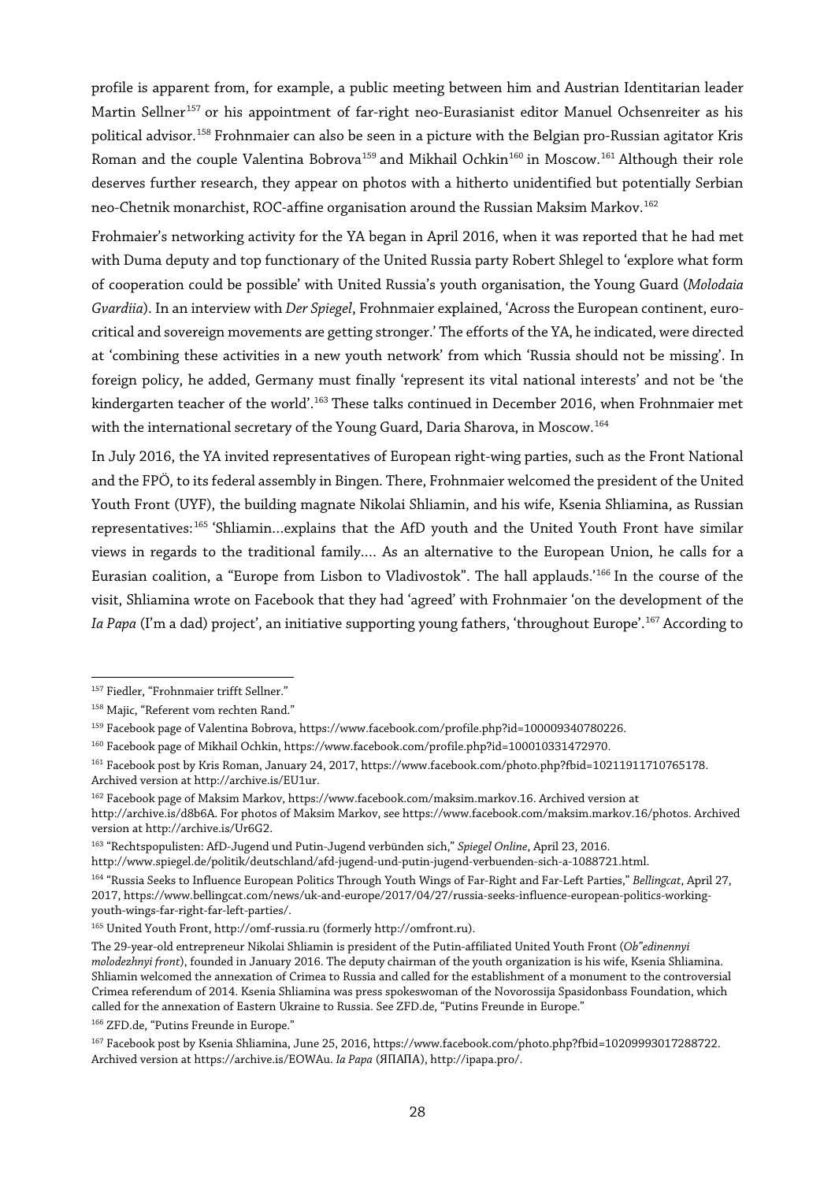profile is apparent from, for example, a public meeting between him and Austrian Identitarian leader Martin Sellner[157] or his appointment of far-right neo-Eurasianist editor Manuel Ochsenreiter as his political advisor.[158] Frohnmaier can also be seen in a picture with the Belgian pro-Russian agitator Kris Roman and the couple Valentina Bobrova[159] and Mikhail Ochkin[160] in Moscow.[161] Although their role deserves further research, they appear on photos with a hitherto unidentified but potentially Serbian neo-Chetnik monarchist, ROC-affine organisation around the Russian Maksim Markov.[162]

Frohmaier's networking activity for the YA began in April 2016, when it was reported that he had met with Duma deputy and top functionary of the United Russia party Robert Shlegel to 'explore what form of cooperation could be possible' with United Russia's youth organisation, the Young Guard (*Molodaia Gvardiia*). In an interview with *Der Spiegel*, Frohnmaier explained, 'Across the European continent, euro-critical and sovereign movements are getting stronger.' The efforts of the YA, he indicated, were directed at 'combining these activities in a new youth network' from which 'Russia should not be missing'. In foreign policy, he added, Germany must finally 'represent its vital national interests' and not be 'the kindergarten teacher of the world'.[163] These talks continued in December 2016, when Frohnmaier met with the international secretary of the Young Guard, Daria Sharova, in Moscow.[164]

In July 2016, the YA invited representatives of European right-wing parties, such as the Front National and the FPÖ, to its federal assembly in Bingen. There, Frohnmaier welcomed the president of the United Youth Front (UYF), the building magnate Nikolai Shliamin, and his wife, Ksenia Shliamina, as Russian representatives:[165] 'Shliamin…explains that the AfD youth and the United Youth Front have similar views in regards to the traditional family.… As an alternative to the European Union, he calls for a Eurasian coalition, a "Europe from Lisbon to Vladivostok". The hall applauds.'[166] In the course of the visit, Shliamina wrote on Facebook that they had 'agreed' with Frohnmaier 'on the development of the *Ia Papa* (I'm a dad) project', an initiative supporting young fathers, 'throughout Europe'.[167] According to

---

[157] Fiedler, "Frohnmaier trifft Sellner."

[158] Majic, "Referent vom rechten Rand."

[159] Facebook page of Valentina Bobrova, https://www.facebook.com/profile.php?id=100009340780226.

[160] Facebook page of Mikhail Ochkin, https://www.facebook.com/profile.php?id=100010331472970.

[161] Facebook post by Kris Roman, January 24, 2017, https://www.facebook.com/photo.php?fbid=10211911710765178. Archived version at http://archive.is/EU1ur.

[162] Facebook page of Maksim Markov, https://www.facebook.com/maksim.markov.16. Archived version at http://archive.is/d8b6A. For photos of Maksim Markov, see https://www.facebook.com/maksim.markov.16/photos. Archived version at http://archive.is/Ur6G2.

[163] "Rechtspopulisten: AfD-Jugend und Putin-Jugend verbünden sich," *Spiegel Online*, April 23, 2016. http://www.spiegel.de/politik/deutschland/afd-jugend-und-putin-jugend-verbuenden-sich-a-1088721.html.

[164] "Russia Seeks to Influence European Politics Through Youth Wings of Far-Right and Far-Left Parties," *Bellingcat*, April 27, 2017, https://www.bellingcat.com/news/uk-and-europe/2017/04/27/russia-seeks-influence-european-politics-working-youth-wings-far-right-far-left-parties/.

[165] United Youth Front, http://omf-russia.ru (formerly http://omfront.ru).

The 29-year-old entrepreneur Nikolai Shliamin is president of the Putin-affiliated United Youth Front (*Ob"edinennyi molodezhnyi front*), founded in January 2016. The deputy chairman of the youth organization is his wife, Ksenia Shliamina. Shliamin welcomed the annexation of Crimea to Russia and called for the establishment of a monument to the controversial Crimea referendum of 2014. Ksenia Shliamina was press spokeswoman of the Novorossija Spasidonbass Foundation, which called for the annexation of Eastern Ukraine to Russia. See ZFD.de, "Putins Freunde in Europe."

[166] ZFD.de, "Putins Freunde in Europe."

[167] Facebook post by Ksenia Shliamina, June 25, 2016, https://www.facebook.com/photo.php?fbid=10209993017288722. Archived version at https://archive.is/EOWAu. *Ia Papa* (ЯПАПА), http://ipapa.pro/.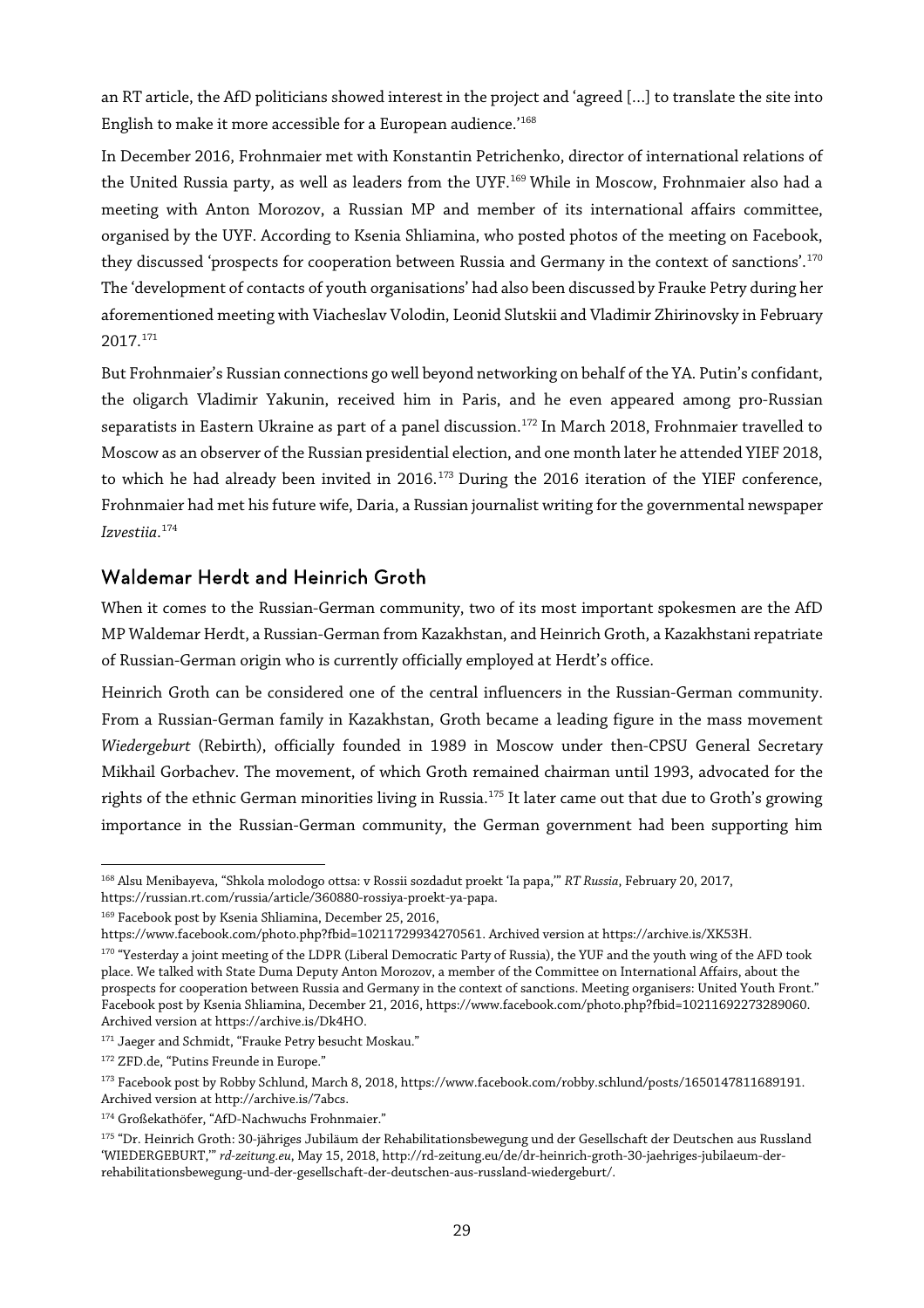an RT article, the AfD politicians showed interest in the project and 'agreed […] to translate the site into English to make it more accessible for a European audience.'[168]

In December 2016, Frohnmaier met with Konstantin Petrichenko, director of international relations of the United Russia party, as well as leaders from the UYF.[169] While in Moscow, Frohnmaier also had a meeting with Anton Morozov, a Russian MP and member of its international affairs committee, organised by the UYF. According to Ksenia Shliamina, who posted photos of the meeting on Facebook, they discussed 'prospects for cooperation between Russia and Germany in the context of sanctions'.[170] The 'development of contacts of youth organisations' had also been discussed by Frauke Petry during her aforementioned meeting with Viacheslav Volodin, Leonid Slutskii and Vladimir Zhirinovsky in February 2017.[171]

But Frohnmaier's Russian connections go well beyond networking on behalf of the YA. Putin's confidant, the oligarch Vladimir Yakunin, received him in Paris, and he even appeared among pro-Russian separatists in Eastern Ukraine as part of a panel discussion.[172] In March 2018, Frohnmaier travelled to Moscow as an observer of the Russian presidential election, and one month later he attended YIEF 2018, to which he had already been invited in 2016.[173] During the 2016 iteration of the YIEF conference, Frohnmaier had met his future wife, Daria, a Russian journalist writing for the governmental newspaper *Izvestiia*.[174]

## Waldemar Herdt and Heinrich Groth

When it comes to the Russian-German community, two of its most important spokesmen are the AfD MP Waldemar Herdt, a Russian-German from Kazakhstan, and Heinrich Groth, a Kazakhstani repatriate of Russian-German origin who is currently officially employed at Herdt's office.

Heinrich Groth can be considered one of the central influencers in the Russian-German community. From a Russian-German family in Kazakhstan, Groth became a leading figure in the mass movement *Wiedergeburt* (Rebirth), officially founded in 1989 in Moscow under then-CPSU General Secretary Mikhail Gorbachev. The movement, of which Groth remained chairman until 1993, advocated for the rights of the ethnic German minorities living in Russia.[175] It later came out that due to Groth's growing importance in the Russian-German community, the German government had been supporting him

---

[168] Alsu Menibayeva, "Shkola molodogo ottsa: v Rossii sozdadut proekt 'Ia papa,'" *RT Russia*, February 20, 2017, https://russian.rt.com/russia/article/360880-rossiya-proekt-ya-papa.

[169] Facebook post by Ksenia Shliamina, December 25, 2016, https://www.facebook.com/photo.php?fbid=10211729934270561. Archived version at https://archive.is/XK53H.

[170] "Yesterday a joint meeting of the LDPR (Liberal Democratic Party of Russia), the YUF and the youth wing of the AFD took place. We talked with State Duma Deputy Anton Morozov, a member of the Committee on International Affairs, about the prospects for cooperation between Russia and Germany in the context of sanctions. Meeting organisers: United Youth Front." Facebook post by Ksenia Shliamina, December 21, 2016, https://www.facebook.com/photo.php?fbid=10211692273289060. Archived version at https://archive.is/Dk4HO.

[171] Jaeger and Schmidt, "Frauke Petry besucht Moskau."

[172] ZFD.de, "Putins Freunde in Europe."

[173] Facebook post by Robby Schlund, March 8, 2018, https://www.facebook.com/robby.schlund/posts/1650147811689191. Archived version at http://archive.is/7abcs.

[174] Großekathöfer, "AfD-Nachwuchs Frohnmaier."

[175] "Dr. Heinrich Groth: 30-jähriges Jubiläum der Rehabilitationsbewegung und der Gesellschaft der Deutschen aus Russland 'WIEDERGEBURT,'" *rd-zeitung.eu*, May 15, 2018, http://rd-zeitung.eu/de/dr-heinrich-groth-30-jaehriges-jubilaeum-der-rehabilitationsbewegung-und-der-gesellschaft-der-deutschen-aus-russland-wiedergeburt/.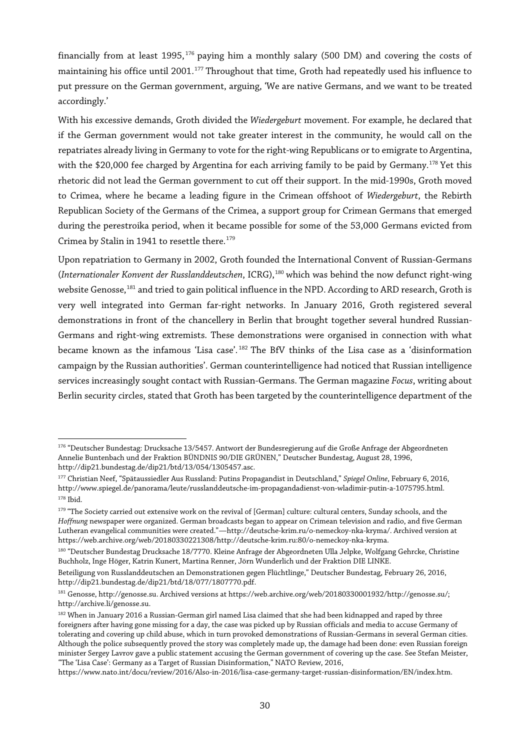financially from at least 1995,[176] paying him a monthly salary (500 DM) and covering the costs of maintaining his office until 2001.[177] Throughout that time, Groth had repeatedly used his influence to put pressure on the German government, arguing, 'We are native Germans, and we want to be treated accordingly.'

With his excessive demands, Groth divided the *Wiedergeburt* movement. For example, he declared that if the German government would not take greater interest in the community, he would call on the repatriates already living in Germany to vote for the right-wing Republicans or to emigrate to Argentina, with the $20,000 fee charged by Argentina for each arriving family to be paid by Germany.[178] Yet this rhetoric did not lead the German government to cut off their support. In the mid-1990s, Groth moved to Crimea, where he became a leading figure in the Crimean offshoot of *Wiedergeburt*, the Rebirth Republican Society of the Germans of the Crimea, a support group for Crimean Germans that emerged during the perestroika period, when it became possible for some of the 53,000 Germans evicted from Crimea by Stalin in 1941 to resettle there.[179]

Upon repatriation to Germany in 2002, Groth founded the International Convent of Russian-Germans (*Internationaler Konvent der Russlanddeutschen*, ICRG),[180] which was behind the now defunct right-wing website Genosse,[181] and tried to gain political influence in the NPD. According to ARD research, Groth is very well integrated into German far-right networks. In January 2016, Groth registered several demonstrations in front of the chancellery in Berlin that brought together several hundred Russian-Germans and right-wing extremists. These demonstrations were organised in connection with what became known as the infamous 'Lisa case'.[182] The BfV thinks of the Lisa case as a 'disinformation campaign by the Russian authorities'. German counterintelligence had noticed that Russian intelligence services increasingly sought contact with Russian-Germans. The German magazine *Focus*, writing about Berlin security circles, stated that Groth has been targeted by the counterintelligence department of the

---

[176] "Deutscher Bundestag: Drucksache 13/5457. Antwort der Bundesregierung auf die Große Anfrage der Abgeordneten Annelie Buntenbach und der Fraktion BÜNDNIS 90/DIE GRÜNEN," Deutscher Bundestag, August 28, 1996, http://dip21.bundestag.de/dip21/btd/13/054/1305457.asc.

[177] Christian Neef, "Spätaussiedler Aus Russland: Putins Propagandist in Deutschland," *Spiegel Online*, February 6, 2016, http://www.spiegel.de/panorama/leute/russlanddeutsche-im-propagandadienst-von-wladimir-putin-a-1075795.html.

[178] Ibid.

[179] "The Society carried out extensive work on the revival of [German] culture: cultural centers, Sunday schools, and the *Hoffnung* newspaper were organized. German broadcasts began to appear on Crimean television and radio, and five German Lutheran evangelical communities were created."—http://deutsche-krim.ru/o-nemeckoy-nka-kryma/. Archived version at https://web.archive.org/web/20180330221308/http://deutsche-krim.ru:80/o-nemeckoy-nka-kryma.

[180] "Deutscher Bundestag Drucksache 18/7770. Kleine Anfrage der Abgeordneten Ulla Jelpke, Wolfgang Gehrcke, Christine Buchholz, Inge Höger, Katrin Kunert, Martina Renner, Jörn Wunderlich und der Fraktion DIE LINKE.

Beteiligung von Russlanddeutschen an Demonstrationen gegen Flüchtlinge," Deutscher Bundestag, February 26, 2016, http://dip21.bundestag.de/dip21/btd/18/077/1807770.pdf.

[181] Genosse, http://genosse.su. Archived versions at https://web.archive.org/web/20180330001932/http://genosse.su/; http://archive.li/genosse.su.

[182] When in January 2016 a Russian-German girl named Lisa claimed that she had been kidnapped and raped by three foreigners after having gone missing for a day, the case was picked up by Russian officials and media to accuse Germany of tolerating and covering up child abuse, which in turn provoked demonstrations of Russian-Germans in several German cities. Although the police subsequently proved the story was completely made up, the damage had been done: even Russian foreign minister Sergey Lavrov gave a public statement accusing the German government of covering up the case. See Stefan Meister, "The 'Lisa Case': Germany as a Target of Russian Disinformation," NATO Review, 2016, https://www.nato.int/docu/review/2016/Also-in-2016/lisa-case-germany-target-russian-disinformation/EN/index.htm.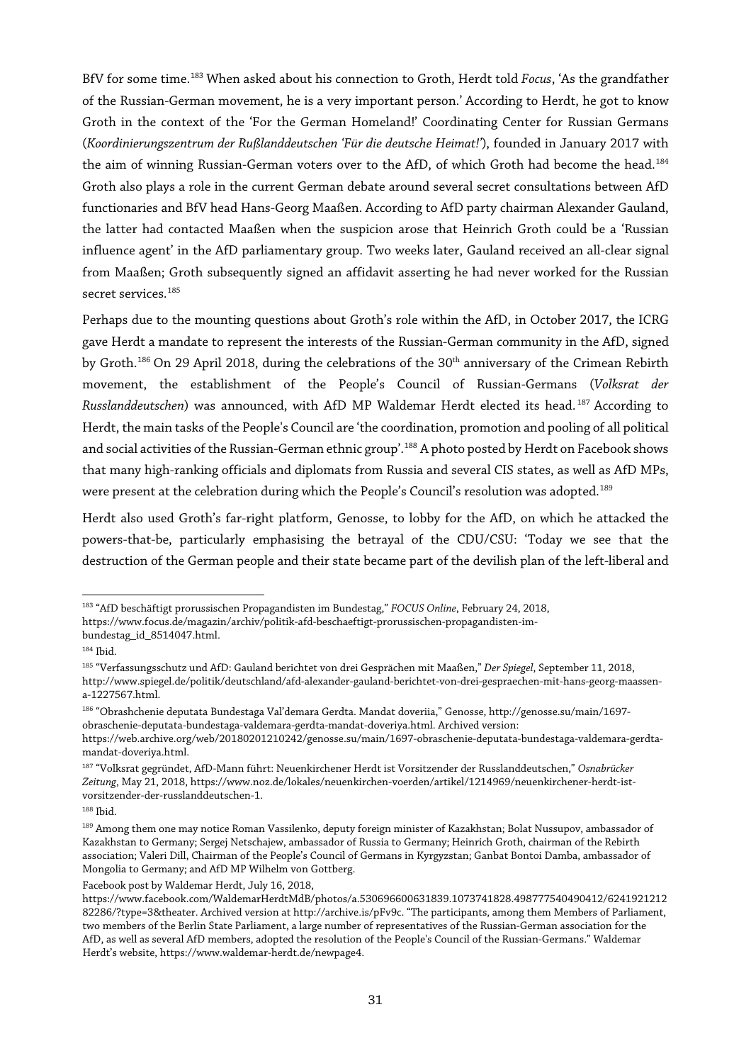BfV for some time.[183] When asked about his connection to Groth, Herdt told *Focus*, 'As the grandfather of the Russian-German movement, he is a very important person.' According to Herdt, he got to know Groth in the context of the 'For the German Homeland!' Coordinating Center for Russian Germans (*Koordinierungszentrum der Rußlanddeutschen 'Für die deutsche Heimat!'*), founded in January 2017 with the aim of winning Russian-German voters over to the AfD, of which Groth had become the head.[184] Groth also plays a role in the current German debate around several secret consultations between AfD functionaries and BfV head Hans-Georg Maaßen. According to AfD party chairman Alexander Gauland, the latter had contacted Maaßen when the suspicion arose that Heinrich Groth could be a 'Russian influence agent' in the AfD parliamentary group. Two weeks later, Gauland received an all-clear signal from Maaßen; Groth subsequently signed an affidavit asserting he had never worked for the Russian secret services.[185]

Perhaps due to the mounting questions about Groth's role within the AfD, in October 2017, the ICRG gave Herdt a mandate to represent the interests of the Russian-German community in the AfD, signed by Groth.[186] On 29 April 2018, during the celebrations of the 30th anniversary of the Crimean Rebirth movement, the establishment of the People's Council of Russian-Germans (*Volksrat der Russlanddeutschen*) was announced, with AfD MP Waldemar Herdt elected its head.[187] According to Herdt, the main tasks of the People's Council are 'the coordination, promotion and pooling of all political and social activities of the Russian-German ethnic group'.[188] A photo posted by Herdt on Facebook shows that many high-ranking officials and diplomats from Russia and several CIS states, as well as AfD MPs, were present at the celebration during which the People's Council's resolution was adopted.[189]

Herdt also used Groth's far-right platform, Genosse, to lobby for the AfD, on which he attacked the powers-that-be, particularly emphasising the betrayal of the CDU/CSU: 'Today we see that the destruction of the German people and their state became part of the devilish plan of the left-liberal and

---

[183] "AfD beschäftigt prorussischen Propagandisten im Bundestag," *FOCUS Online*, February 24, 2018, https://www.focus.de/magazin/archiv/politik-afd-beschaeftigt-prorussischen-propagandisten-im-bundestag_id_8514047.html.

[184] Ibid.

[185] "Verfassungsschutz und AfD: Gauland berichtet von drei Gesprächen mit Maaßen," *Der Spiegel*, September 11, 2018, http://www.spiegel.de/politik/deutschland/afd-alexander-gauland-berichtet-von-drei-gespraechen-mit-hans-georg-maassen-a-1227567.html.

[186] "Obrashchenie deputata Bundestaga Val'demara Gerdta. Mandat doveriia," Genosse, http://genosse.su/main/1697-obraschenie-deputata-bundestaga-valdemara-gerdta-mandat-doveriya.html. Archived version: https://web.archive.org/web/20180201210242/genosse.su/main/1697-obraschenie-deputata-bundestaga-valdemara-gerdta-mandat-doveriya.html.

[187] "Volksrat gegründet, AfD-Mann führt: Neuenkirchener Herdt ist Vorsitzender der Russlanddeutschen," *Osnabrücker Zeitung*, May 21, 2018, https://www.noz.de/lokales/neuenkirchen-voerden/artikel/1214969/neuenkirchener-herdt-ist-vorsitzender-der-russlanddeutschen-1.

[188] Ibid.

[189] Among them one may notice Roman Vassilenko, deputy foreign minister of Kazakhstan; Bolat Nussupov, ambassador of Kazakhstan to Germany; Sergej Netschajew, ambassador of Russia to Germany; Heinrich Groth, chairman of the Rebirth association; Valeri Dill, Chairman of the People's Council of Germans in Kyrgyzstan; Ganbat Bontoi Damba, ambassador of Mongolia to Germany; and AfD MP Wilhelm von Gottberg.

Facebook post by Waldemar Herdt, July 16, 2018, https://www.facebook.com/WaldemarHerdtMdB/photos/a.530696600631839.1073741828.498777540490412/624192121282286/?type=3&theater. Archived version at http://archive.is/pFv9c. "The participants, among them Members of Parliament, two members of the Berlin State Parliament, a large number of representatives of the Russian-German association for the AfD, as well as several AfD members, adopted the resolution of the People's Council of the Russian-Germans." Waldemar Herdt's website, https://www.waldemar-herdt.de/newpage4.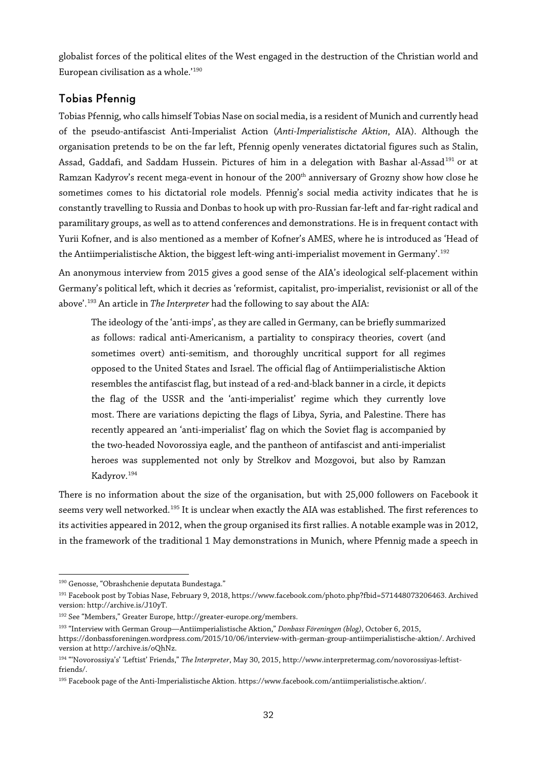globalist forces of the political elites of the West engaged in the destruction of the Christian world and European civilisation as a whole.'[190]

## Tobias Pfennig

Tobias Pfennig, who calls himself Tobias Nase on social media, is a resident of Munich and currently head of the pseudo-antifascist Anti-Imperialist Action (*Anti-Imperialistische Aktion*, AIA). Although the organisation pretends to be on the far left, Pfennig openly venerates dictatorial figures such as Stalin, Assad, Gaddafi, and Saddam Hussein. Pictures of him in a delegation with Bashar al-Assad[191] or at Ramzan Kadyrov's recent mega-event in honour of the 200th anniversary of Grozny show how close he sometimes comes to his dictatorial role models. Pfennig's social media activity indicates that he is constantly travelling to Russia and Donbas to hook up with pro-Russian far-left and far-right radical and paramilitary groups, as well as to attend conferences and demonstrations. He is in frequent contact with Yurii Kofner, and is also mentioned as a member of Kofner's AMES, where he is introduced as 'Head of the Antiimperialistische Aktion, the biggest left-wing anti-imperialist movement in Germany'.[192]

An anonymous interview from 2015 gives a good sense of the AIA's ideological self-placement within Germany's political left, which it decries as 'reformist, capitalist, pro-imperialist, revisionist or all of the above'.[193] An article in *The Interpreter* had the following to say about the AIA:

> The ideology of the 'anti-imps', as they are called in Germany, can be briefly summarized as follows: radical anti-Americanism, a partiality to conspiracy theories, covert (and sometimes overt) anti-semitism, and thoroughly uncritical support for all regimes opposed to the United States and Israel. The official flag of Antiimperialistische Aktion resembles the antifascist flag, but instead of a red-and-black banner in a circle, it depicts the flag of the USSR and the 'anti-imperialist' regime which they currently love most. There are variations depicting the flags of Libya, Syria, and Palestine. There has recently appeared an 'anti-imperialist' flag on which the Soviet flag is accompanied by the two-headed Novorossiya eagle, and the pantheon of antifascist and anti-imperialist heroes was supplemented not only by Strelkov and Mozgovoi, but also by Ramzan Kadyrov.[194]

There is no information about the size of the organisation, but with 25,000 followers on Facebook it seems very well networked.[195] It is unclear when exactly the AIA was established. The first references to its activities appeared in 2012, when the group organised its first rallies. A notable example was in 2012, in the framework of the traditional 1 May demonstrations in Munich, where Pfennig made a speech in

---

[190] Genosse, "Obrashchenie deputata Bundestaga."

[191] Facebook post by Tobias Nase, February 9, 2018, https://www.facebook.com/photo.php?fbid=571448073206463. Archived version: http://archive.is/J10yT.

[192] See "Members," Greater Europe, http://greater-europe.org/members.

[193] "Interview with German Group—Antiimperialistische Aktion," *Donbass Föreningen (blog)*, October 6, 2015, https://donbassforeningen.wordpress.com/2015/10/06/interview-with-german-group-antiimperialistische-aktion/. Archived version at http://archive.is/oQhNz.

[194] "'Novorossiya's' 'Leftist' Friends," *The Interpreter*, May 30, 2015, http://www.interpretermag.com/novorossiyas-leftist-friends/.

[195] Facebook page of the Anti-Imperialistische Aktion. https://www.facebook.com/antiimperialistische.aktion/.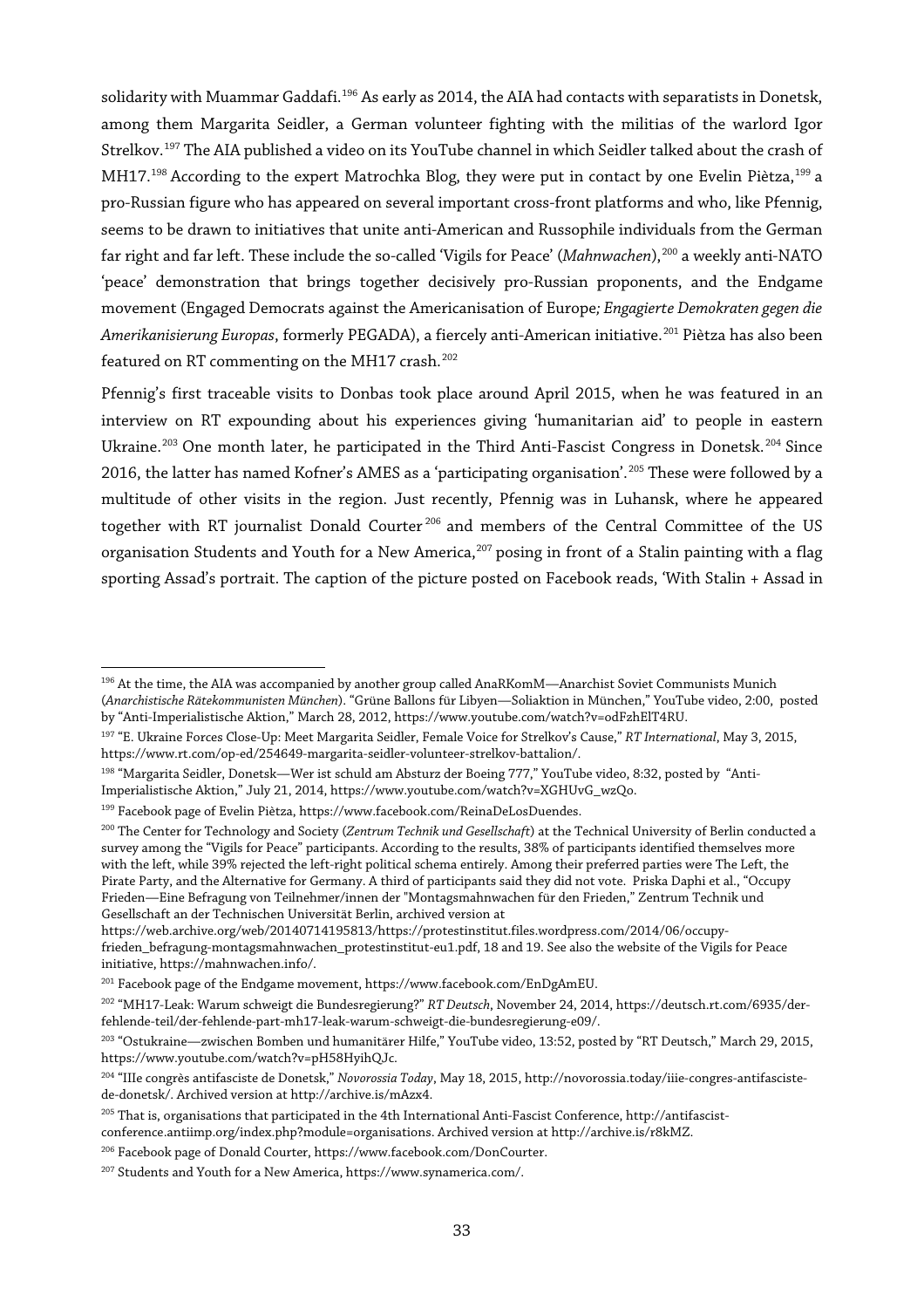solidarity with Muammar Gaddafi.[196] As early as 2014, the AIA had contacts with separatists in Donetsk, among them Margarita Seidler, a German volunteer fighting with the militias of the warlord Igor Strelkov.[197] The AIA published a video on its YouTube channel in which Seidler talked about the crash of MH17.[198] According to the expert Matrochka Blog, they were put in contact by one Evelin Piètza,[199] a pro-Russian figure who has appeared on several important cross-front platforms and who, like Pfennig, seems to be drawn to initiatives that unite anti-American and Russophile individuals from the German far right and far left. These include the so-called 'Vigils for Peace' (*Mahnwachen*),[200] a weekly anti-NATO 'peace' demonstration that brings together decisively pro-Russian proponents, and the Endgame movement (Engaged Democrats against the Americanisation of Europe*; Engagierte Demokraten gegen die Amerikanisierung Europas*, formerly PEGADA), a fiercely anti-American initiative.[201] Piètza has also been featured on RT commenting on the MH17 crash.[202]

Pfennig's first traceable visits to Donbas took place around April 2015, when he was featured in an interview on RT expounding about his experiences giving 'humanitarian aid' to people in eastern Ukraine.[203] One month later, he participated in the Third Anti-Fascist Congress in Donetsk.[204] Since 2016, the latter has named Kofner's AMES as a 'participating organisation'.[205] These were followed by a multitude of other visits in the region. Just recently, Pfennig was in Luhansk, where he appeared together with RT journalist Donald Courter[206] and members of the Central Committee of the US organisation Students and Youth for a New America,[207] posing in front of a Stalin painting with a flag sporting Assad's portrait. The caption of the picture posted on Facebook reads, 'With Stalin + Assad in

---

[196] At the time, the AIA was accompanied by another group called AnaRKomM—Anarchist Soviet Communists Munich (*Anarchistische Rätekommunisten München*). "Grüne Ballons für Libyen—Soliaktion in München," YouTube video, 2:00, posted by "Anti-Imperialistische Aktion," March 28, 2012, https://www.youtube.com/watch?v=odFzhElT4RU.

[197] "E. Ukraine Forces Close-Up: Meet Margarita Seidler, Female Voice for Strelkov's Cause," *RT International*, May 3, 2015, https://www.rt.com/op-ed/254649-margarita-seidler-volunteer-strelkov-battalion/.

[198] "Margarita Seidler, Donetsk—Wer ist schuld am Absturz der Boeing 777," YouTube video, 8:32, posted by "Anti-Imperialistische Aktion," July 21, 2014, https://www.youtube.com/watch?v=XGHUvG_wzQo.

[199] Facebook page of Evelin Piètza, https://www.facebook.com/ReinaDeLosDuendes.

[200] The Center for Technology and Society (*Zentrum Technik und Gesellschaft*) at the Technical University of Berlin conducted a survey among the "Vigils for Peace" participants. According to the results, 38% of participants identified themselves more with the left, while 39% rejected the left-right political schema entirely. Among their preferred parties were The Left, the Pirate Party, and the Alternative for Germany. A third of participants said they did not vote. Priska Daphi et al., "Occupy Frieden—Eine Befragung von Teilnehmer/innen der "Montagsmahnwachen für den Frieden," Zentrum Technik und Gesellschaft an der Technischen Universität Berlin, archived version at https://web.archive.org/web/20140714195813/https://protestinstitut.files.wordpress.com/2014/06/occupy-frieden_befragung-montagsmahnwachen_protestinstitut-eu1.pdf, 18 and 19. See also the website of the Vigils for Peace initiative, https://mahnwachen.info/.

[201] Facebook page of the Endgame movement, https://www.facebook.com/EnDgAmEU.

[202] "MH17-Leak: Warum schweigt die Bundesregierung?" *RT Deutsch*, November 24, 2014, https://deutsch.rt.com/6935/der-fehlende-teil/der-fehlende-part-mh17-leak-warum-schweigt-die-bundesregierung-e09/.

[203] "Ostukraine—zwischen Bomben und humanitärer Hilfe," YouTube video, 13:52, posted by "RT Deutsch," March 29, 2015, https://www.youtube.com/watch?v=pH58HyihQJc.

[204] "IIIe congrès antifasciste de Donetsk," *Novorossia Today*, May 18, 2015, http://novorossia.today/iiie-congres-antifasciste-de-donetsk/. Archived version at http://archive.is/mAzx4.

[205] That is, organisations that participated in the 4th International Anti-Fascist Conference, http://antifascist-conference.antiimp.org/index.php?module=organisations. Archived version at http://archive.is/r8kMZ.

[206] Facebook page of Donald Courter, https://www.facebook.com/DonCourter.

[207] Students and Youth for a New America, https://www.synamerica.com/.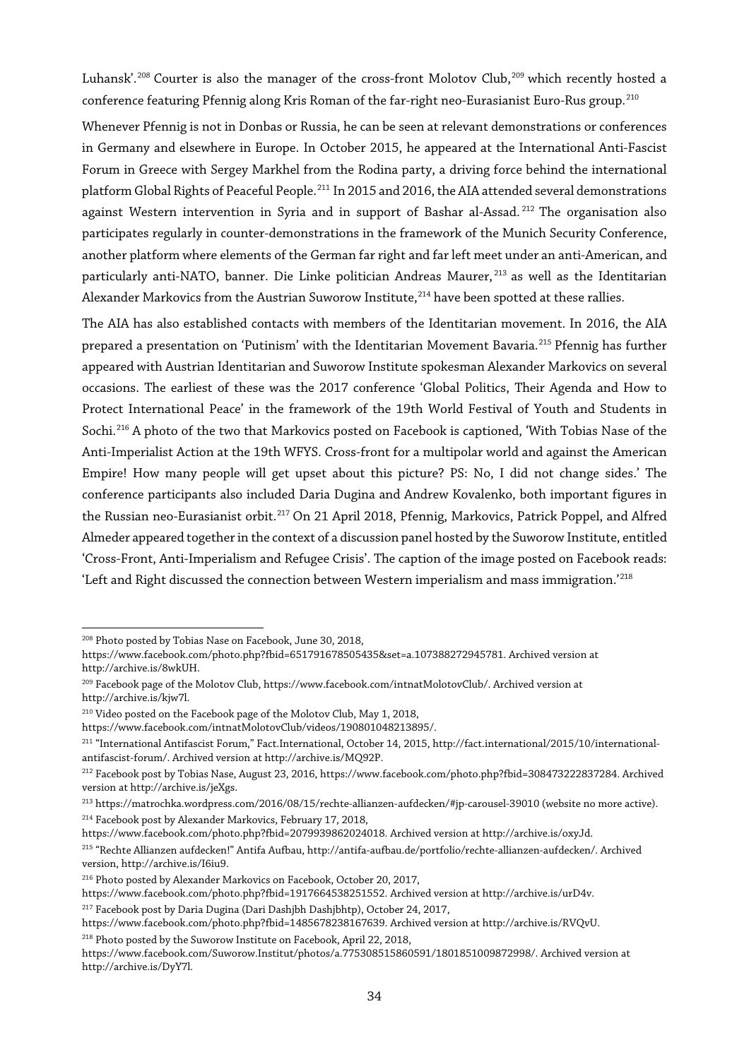Luhansk'.[208] Courter is also the manager of the cross-front Molotov Club,[209] which recently hosted a conference featuring Pfennig along Kris Roman of the far-right neo-Eurasianist Euro-Rus group.[210]

Whenever Pfennig is not in Donbas or Russia, he can be seen at relevant demonstrations or conferences in Germany and elsewhere in Europe. In October 2015, he appeared at the International Anti-Fascist Forum in Greece with Sergey Markhel from the Rodina party, a driving force behind the international platform Global Rights of Peaceful People.[211] In 2015 and 2016, the AIA attended several demonstrations against Western intervention in Syria and in support of Bashar al-Assad.[212] The organisation also participates regularly in counter-demonstrations in the framework of the Munich Security Conference, another platform where elements of the German far right and far left meet under an anti-American, and particularly anti-NATO, banner. Die Linke politician Andreas Maurer,[213] as well as the Identitarian Alexander Markovics from the Austrian Suworow Institute,[214] have been spotted at these rallies.

The AIA has also established contacts with members of the Identitarian movement. In 2016, the AIA prepared a presentation on 'Putinism' with the Identitarian Movement Bavaria.[215] Pfennig has further appeared with Austrian Identitarian and Suworow Institute spokesman Alexander Markovics on several occasions. The earliest of these was the 2017 conference 'Global Politics, Their Agenda and How to Protect International Peace' in the framework of the 19th World Festival of Youth and Students in Sochi.[216] A photo of the two that Markovics posted on Facebook is captioned, 'With Tobias Nase of the Anti-Imperialist Action at the 19th WFYS. Cross-front for a multipolar world and against the American Empire! How many people will get upset about this picture? PS: No, I did not change sides.' The conference participants also included Daria Dugina and Andrew Kovalenko, both important figures in the Russian neo-Eurasianist orbit.[217] On 21 April 2018, Pfennig, Markovics, Patrick Poppel, and Alfred Almeder appeared together in the context of a discussion panel hosted by the Suworow Institute, entitled 'Cross-Front, Anti-Imperialism and Refugee Crisis'. The caption of the image posted on Facebook reads: 'Left and Right discussed the connection between Western imperialism and mass immigration.'[218]

---

[208] Photo posted by Tobias Nase on Facebook, June 30, 2018, https://www.facebook.com/photo.php?fbid=651791678505435&set=a.107388272945781. Archived version at http://archive.is/8wkUH.

[209] Facebook page of the Molotov Club, https://www.facebook.com/intnatMolotovClub/. Archived version at http://archive.is/kjw7l.

[210] Video posted on the Facebook page of the Molotov Club, May 1, 2018, https://www.facebook.com/intnatMolotovClub/videos/190801048213895/.

[211] "International Antifascist Forum," Fact.International, October 14, 2015, http://fact.international/2015/10/international-antifascist-forum/. Archived version at http://archive.is/MQ92P.

[212] Facebook post by Tobias Nase, August 23, 2016, https://www.facebook.com/photo.php?fbid=308473222837284. Archived version at http://archive.is/jeXgs.

[213] https://matrochka.wordpress.com/2016/08/15/rechte-allianzen-aufdecken/#jp-carousel-39010 (website no more active).

[214] Facebook post by Alexander Markovics, February 17, 2018, https://www.facebook.com/photo.php?fbid=2079939862024018. Archived version at http://archive.is/oxyJd.

[215] "Rechte Allianzen aufdecken!" Antifa Aufbau, http://antifa-aufbau.de/portfolio/rechte-allianzen-aufdecken/. Archived version, http://archive.is/I6iu9.

[216] Photo posted by Alexander Markovics on Facebook, October 20, 2017, https://www.facebook.com/photo.php?fbid=1917664538251552. Archived version at http://archive.is/urD4v.

[217] Facebook post by Daria Dugina (Dari Dashjbh Dashjbhtp), October 24, 2017, https://www.facebook.com/photo.php?fbid=1485678238167639. Archived version at http://archive.is/RVQvU.

[218] Photo posted by the Suworow Institute on Facebook, April 22, 2018, https://www.facebook.com/Suworow.Institut/photos/a.775308515860591/1801851009872998/. Archived version at http://archive.is/DyY7l.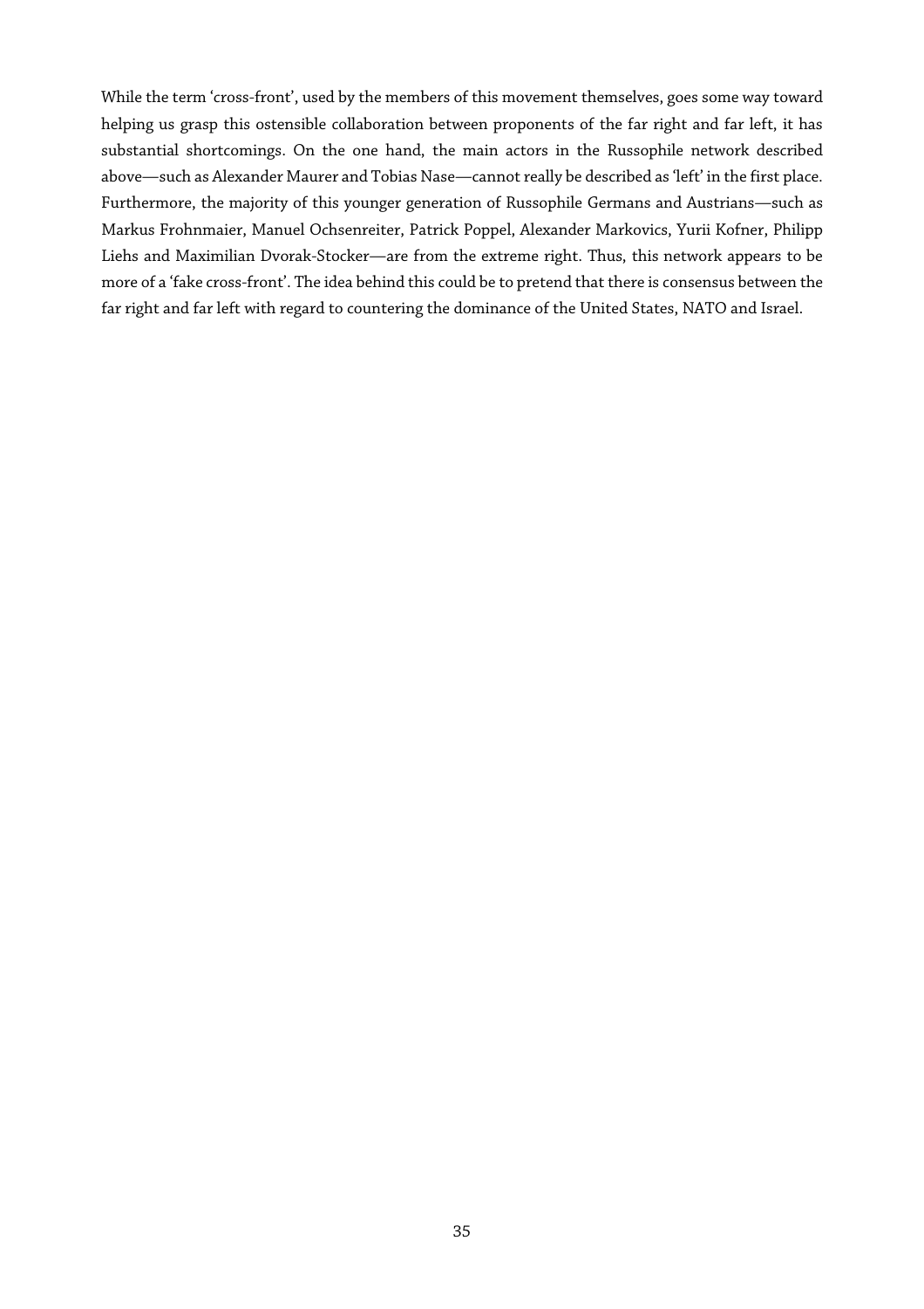While the term 'cross-front', used by the members of this movement themselves, goes some way toward helping us grasp this ostensible collaboration between proponents of the far right and far left, it has substantial shortcomings. On the one hand, the main actors in the Russophile network described above—such as Alexander Maurer and Tobias Nase—cannot really be described as 'left' in the first place. Furthermore, the majority of this younger generation of Russophile Germans and Austrians—such as Markus Frohnmaier, Manuel Ochsenreiter, Patrick Poppel, Alexander Markovics, Yurii Kofner, Philipp Liehs and Maximilian Dvorak-Stocker—are from the extreme right. Thus, this network appears to be more of a 'fake cross-front'. The idea behind this could be to pretend that there is consensus between the far right and far left with regard to countering the dominance of the United States, NATO and Israel.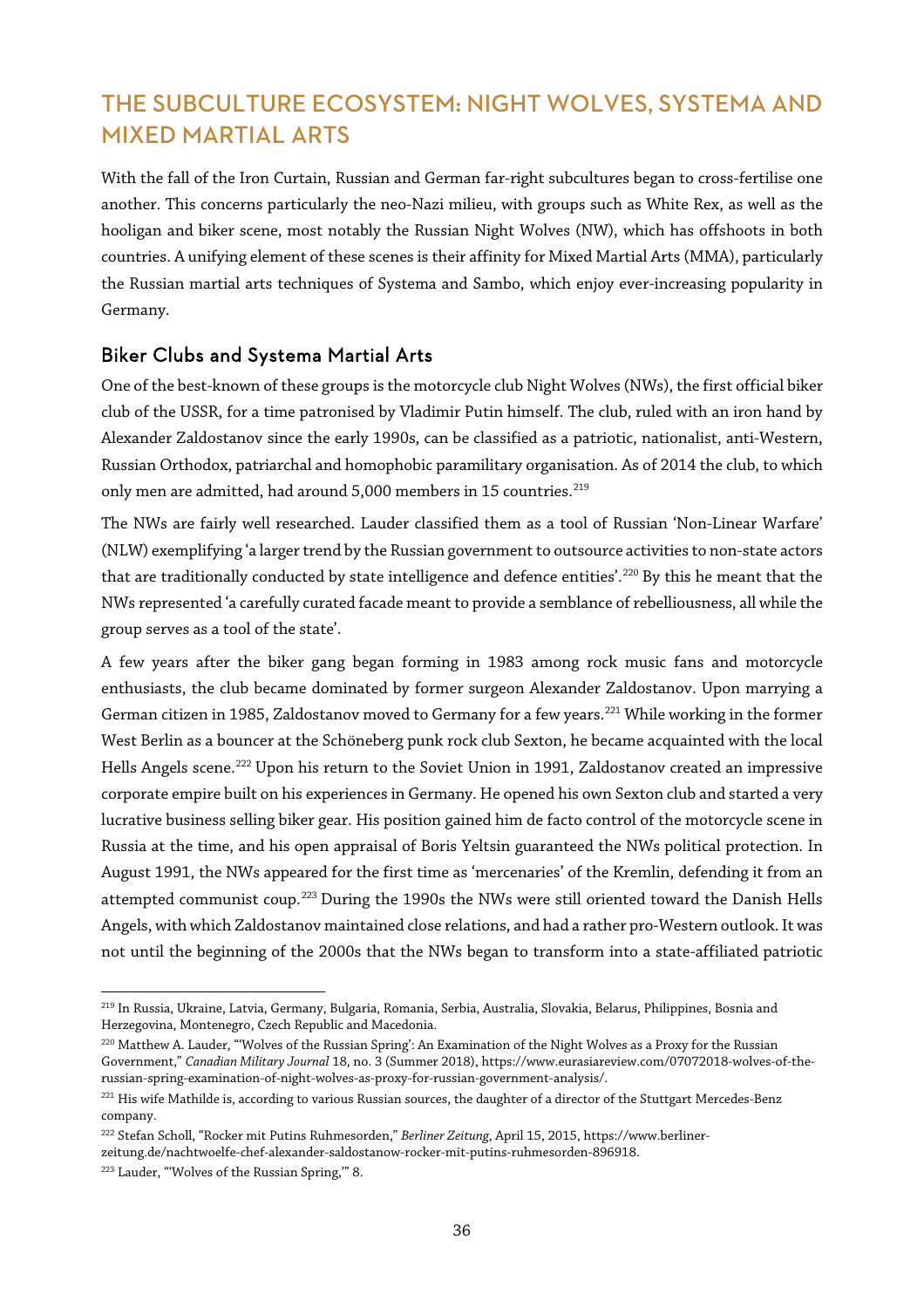## THE SUBCULTURE ECOSYSTEM: NIGHT WOLVES, SYSTEMA AND MIXED MARTIAL ARTS

With the fall of the Iron Curtain, Russian and German far-right subcultures began to cross-fertilise one another. This concerns particularly the neo-Nazi milieu, with groups such as White Rex, as well as the hooligan and biker scene, most notably the Russian Night Wolves (NW), which has offshoots in both countries. A unifying element of these scenes is their affinity for Mixed Martial Arts (MMA), particularly the Russian martial arts techniques of Systema and Sambo, which enjoy ever-increasing popularity in Germany.

### Biker Clubs and Systema Martial Arts

One of the best-known of these groups is the motorcycle club Night Wolves (NWs), the first official biker club of the USSR, for a time patronised by Vladimir Putin himself. The club, ruled with an iron hand by Alexander Zaldostanov since the early 1990s, can be classified as a patriotic, nationalist, anti-Western, Russian Orthodox, patriarchal and homophobic paramilitary organisation. As of 2014 the club, to which only men are admitted, had around 5,000 members in 15 countries.[219]

The NWs are fairly well researched. Lauder classified them as a tool of Russian 'Non-Linear Warfare' (NLW) exemplifying 'a larger trend by the Russian government to outsource activities to non-state actors that are traditionally conducted by state intelligence and defence entities'.[220] By this he meant that the NWs represented 'a carefully curated facade meant to provide a semblance of rebelliousness, all while the group serves as a tool of the state'.

A few years after the biker gang began forming in 1983 among rock music fans and motorcycle enthusiasts, the club became dominated by former surgeon Alexander Zaldostanov. Upon marrying a German citizen in 1985, Zaldostanov moved to Germany for a few years.[221] While working in the former West Berlin as a bouncer at the Schöneberg punk rock club Sexton, he became acquainted with the local Hells Angels scene.[222] Upon his return to the Soviet Union in 1991, Zaldostanov created an impressive corporate empire built on his experiences in Germany. He opened his own Sexton club and started a very lucrative business selling biker gear. His position gained him de facto control of the motorcycle scene in Russia at the time, and his open appraisal of Boris Yeltsin guaranteed the NWs political protection. In August 1991, the NWs appeared for the first time as 'mercenaries' of the Kremlin, defending it from an attempted communist coup.[223] During the 1990s the NWs were still oriented toward the Danish Hells Angels, with which Zaldostanov maintained close relations, and had a rather pro-Western outlook. It was not until the beginning of the 2000s that the NWs began to transform into a state-affiliated patriotic

---

[219] In Russia, Ukraine, Latvia, Germany, Bulgaria, Romania, Serbia, Australia, Slovakia, Belarus, Philippines, Bosnia and Herzegovina, Montenegro, Czech Republic and Macedonia.

[220] Matthew A. Lauder, "'Wolves of the Russian Spring': An Examination of the Night Wolves as a Proxy for the Russian Government," *Canadian Military Journal* 18, no. 3 (Summer 2018), https://www.eurasiareview.com/07072018-wolves-of-the-russian-spring-examination-of-night-wolves-as-proxy-for-russian-government-analysis/.

[221] His wife Mathilde is, according to various Russian sources, the daughter of a director of the Stuttgart Mercedes-Benz company.

[222] Stefan Scholl, "Rocker mit Putins Ruhmesorden," *Berliner Zeitung*, April 15, 2015, https://www.berliner-zeitung.de/nachtwoelfe-chef-alexander-saldostanow-rocker-mit-putins-ruhmesorden-896918.

[223] Lauder, "'Wolves of the Russian Spring,'" 8.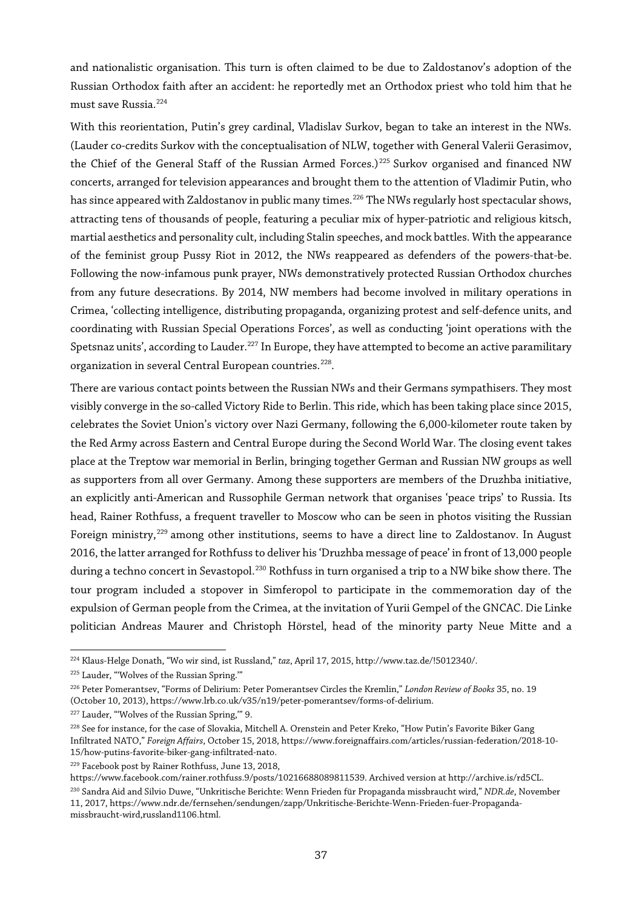and nationalistic organisation. This turn is often claimed to be due to Zaldostanov's adoption of the Russian Orthodox faith after an accident: he reportedly met an Orthodox priest who told him that he must save Russia.[224]

With this reorientation, Putin's grey cardinal, Vladislav Surkov, began to take an interest in the NWs. (Lauder co-credits Surkov with the conceptualisation of NLW, together with General Valerii Gerasimov, the Chief of the General Staff of the Russian Armed Forces.)[225] Surkov organised and financed NW concerts, arranged for television appearances and brought them to the attention of Vladimir Putin, who has since appeared with Zaldostanov in public many times.[226] The NWs regularly host spectacular shows, attracting tens of thousands of people, featuring a peculiar mix of hyper-patriotic and religious kitsch, martial aesthetics and personality cult, including Stalin speeches, and mock battles. With the appearance of the feminist group Pussy Riot in 2012, the NWs reappeared as defenders of the powers-that-be. Following the now-infamous punk prayer, NWs demonstratively protected Russian Orthodox churches from any future desecrations. By 2014, NW members had become involved in military operations in Crimea, 'collecting intelligence, distributing propaganda, organizing protest and self-defence units, and coordinating with Russian Special Operations Forces', as well as conducting 'joint operations with the Spetsnaz units', according to Lauder.[227] In Europe, they have attempted to become an active paramilitary organization in several Central European countries.[228].

There are various contact points between the Russian NWs and their Germans sympathisers. They most visibly converge in the so-called Victory Ride to Berlin. This ride, which has been taking place since 2015, celebrates the Soviet Union's victory over Nazi Germany, following the 6,000-kilometer route taken by the Red Army across Eastern and Central Europe during the Second World War. The closing event takes place at the Treptow war memorial in Berlin, bringing together German and Russian NW groups as well as supporters from all over Germany. Among these supporters are members of the Druzhba initiative, an explicitly anti-American and Russophile German network that organises 'peace trips' to Russia. Its head, Rainer Rothfuss, a frequent traveller to Moscow who can be seen in photos visiting the Russian Foreign ministry,[229] among other institutions, seems to have a direct line to Zaldostanov. In August 2016, the latter arranged for Rothfuss to deliver his 'Druzhba message of peace' in front of 13,000 people during a techno concert in Sevastopol.[230] Rothfuss in turn organised a trip to a NW bike show there. The tour program included a stopover in Simferopol to participate in the commemoration day of the expulsion of German people from the Crimea, at the invitation of Yurii Gempel of the GNCAC. Die Linke politician Andreas Maurer and Christoph Hörstel, head of the minority party Neue Mitte and a

---

[224] Klaus-Helge Donath, "Wo wir sind, ist Russland," *taz*, April 17, 2015, http://www.taz.de/!5012340/.

[225] Lauder, "'Wolves of the Russian Spring.'"

[226] Peter Pomerantsev, "Forms of Delirium: Peter Pomerantsev Circles the Kremlin," *London Review of Books* 35, no. 19 (October 10, 2013), https://www.lrb.co.uk/v35/n19/peter-pomerantsev/forms-of-delirium.

[227] Lauder, "'Wolves of the Russian Spring,'" 9.

[228] See for instance, for the case of Slovakia, Mitchell A. Orenstein and Peter Kreko, "How Putin's Favorite Biker Gang Infiltrated NATO," *Foreign Affairs*, October 15, 2018, https://www.foreignaffairs.com/articles/russian-federation/2018-10-15/how-putins-favorite-biker-gang-infiltrated-nato.

[229] Facebook post by Rainer Rothfuss, June 13, 2018, https://www.facebook.com/rainer.rothfuss.9/posts/10216688089811539. Archived version at http://archive.is/rd5CL.

[230] Sandra Aid and Silvio Duwe, "Unkritische Berichte: Wenn Frieden für Propaganda missbraucht wird," *NDR.de*, November 11, 2017, https://www.ndr.de/fernsehen/sendungen/zapp/Unkritische-Berichte-Wenn-Frieden-fuer-Propaganda-missbraucht-wird,russland1106.html.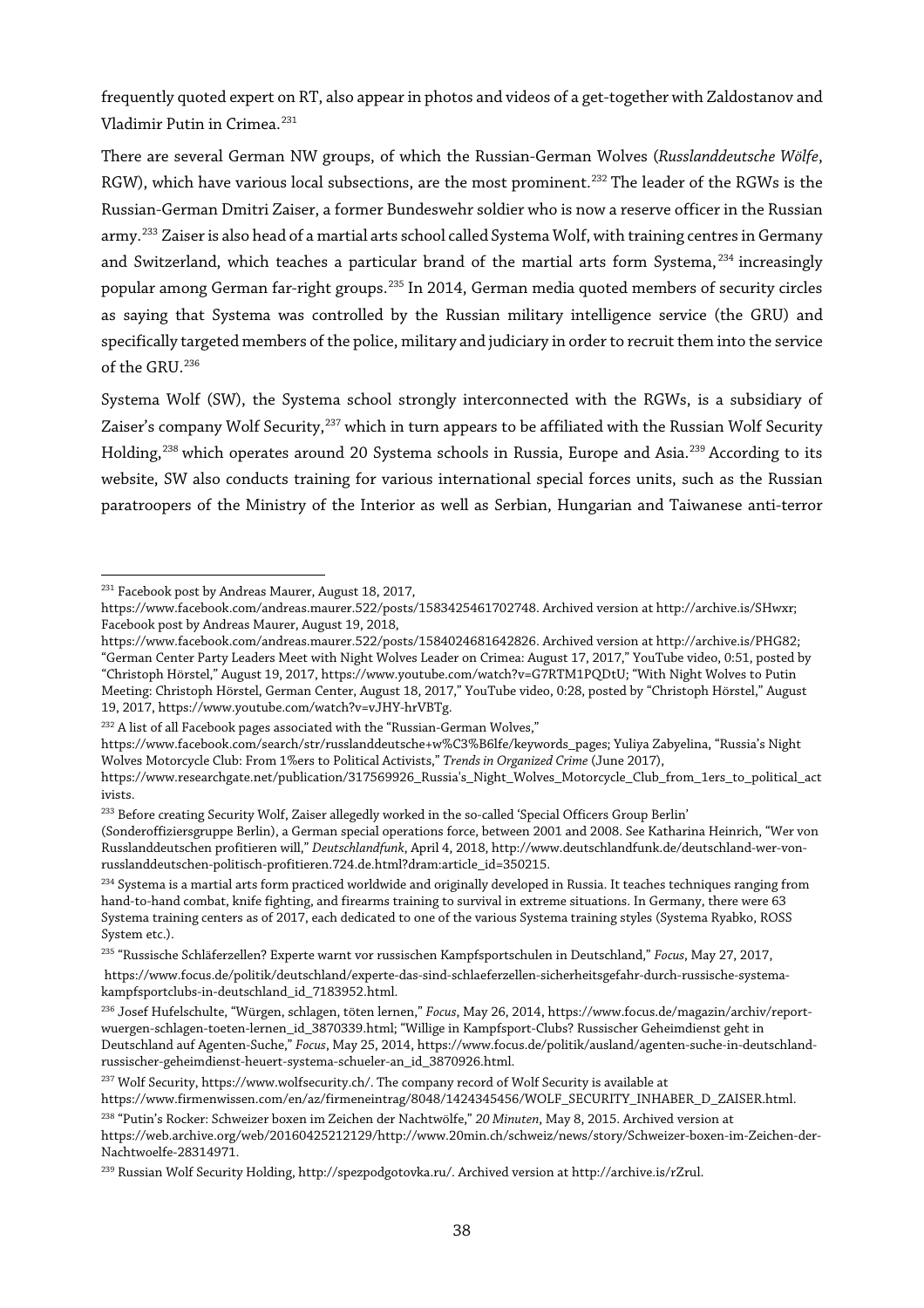frequently quoted expert on RT, also appear in photos and videos of a get-together with Zaldostanov and Vladimir Putin in Crimea.[231]

There are several German NW groups, of which the Russian-German Wolves (*Russlanddeutsche Wölfe*, RGW), which have various local subsections, are the most prominent.[232] The leader of the RGWs is the Russian-German Dmitri Zaiser, a former Bundeswehr soldier who is now a reserve officer in the Russian army.[233] Zaiser is also head of a martial arts school called Systema Wolf, with training centres in Germany and Switzerland, which teaches a particular brand of the martial arts form Systema,[234] increasingly popular among German far-right groups.[235] In 2014, German media quoted members of security circles as saying that Systema was controlled by the Russian military intelligence service (the GRU) and specifically targeted members of the police, military and judiciary in order to recruit them into the service of the GRU.[236]

Systema Wolf (SW), the Systema school strongly interconnected with the RGWs, is a subsidiary of Zaiser's company Wolf Security,[237] which in turn appears to be affiliated with the Russian Wolf Security Holding,[238] which operates around 20 Systema schools in Russia, Europe and Asia.[239] According to its website, SW also conducts training for various international special forces units, such as the Russian paratroopers of the Ministry of the Interior as well as Serbian, Hungarian and Taiwanese anti-terror

---

[231] Facebook post by Andreas Maurer, August 18, 2017, https://www.facebook.com/andreas.maurer.522/posts/1583425461702748. Archived version at http://archive.is/SHwxr; Facebook post by Andreas Maurer, August 19, 2018, https://www.facebook.com/andreas.maurer.522/posts/1584024681642826. Archived version at http://archive.is/PHG82; "German Center Party Leaders Meet with Night Wolves Leader on Crimea: August 17, 2017," YouTube video, 0:51, posted by "Christoph Hörstel," August 19, 2017, https://www.youtube.com/watch?v=G7RTM1PQDtU; "With Night Wolves to Putin Meeting: Christoph Hörstel, German Center, August 18, 2017," YouTube video, 0:28, posted by "Christoph Hörstel," August 19, 2017, https://www.youtube.com/watch?v=vJHY-hrVBTg.

[232] A list of all Facebook pages associated with the "Russian-German Wolves," https://www.facebook.com/search/str/russlanddeutsche+w%C3%B6lfe/keywords_pages; Yuliya Zabyelina, "Russia's Night Wolves Motorcycle Club: From 1%ers to Political Activists," *Trends in Organized Crime* (June 2017), https://www.researchgate.net/publication/317569926_Russia's_Night_Wolves_Motorcycle_Club_from_1ers_to_political_activists.

[233] Before creating Security Wolf, Zaiser allegedly worked in the so-called 'Special Officers Group Berlin' (Sonderoffiziersgruppe Berlin), a German special operations force, between 2001 and 2008. See Katharina Heinrich, "Wer von Russlanddeutschen profitieren will," *Deutschlandfunk*, April 4, 2018, http://www.deutschlandfunk.de/deutschland-wer-von-russlanddeutschen-politisch-profitieren.724.de.html?dram:article_id=350215.

[234] Systema is a martial arts form practiced worldwide and originally developed in Russia. It teaches techniques ranging from hand-to-hand combat, knife fighting, and firearms training to survival in extreme situations. In Germany, there were 63 Systema training centers as of 2017, each dedicated to one of the various Systema training styles (Systema Ryabko, ROSS System etc.).

[235] "Russische Schläferzellen? Experte warnt vor russischen Kampfsportschulen in Deutschland," *Focus*, May 27, 2017, https://www.focus.de/politik/deutschland/experte-das-sind-schlaeferzellen-sicherheitsgefahr-durch-russische-systema-kampfsportclubs-in-deutschland_id_7183952.html.

[236] Josef Hufelschulte, "Würgen, schlagen, töten lernen," *Focus*, May 26, 2014, https://www.focus.de/magazin/archiv/report-wuergen-schlagen-toeten-lernen_id_3870339.html; "Willige in Kampfsport-Clubs? Russischer Geheimdienst geht in Deutschland auf Agenten-Suche," *Focus*, May 25, 2014, https://www.focus.de/politik/ausland/agenten-suche-in-deutschland-russischer-geheimdienst-heuert-systema-schueler-an_id_3870926.html.

[237] Wolf Security, https://www.wolfsecurity.ch/. The company record of Wolf Security is available at https://www.firmenwissen.com/en/az/firmeneintrag/8048/1424345456/WOLF_SECURITY_INHABER_D_ZAISER.html.

[238] "Putin's Rocker: Schweizer boxen im Zeichen der Nachtwölfe," *20 Minuten*, May 8, 2015. Archived version at https://web.archive.org/web/20160425212129/http://www.20min.ch/schweiz/news/story/Schweizer-boxen-im-Zeichen-der-Nachtwoelfe-28314971.

[239] Russian Wolf Security Holding, http://spezpodgotovka.ru/. Archived version at http://archive.is/rZrul.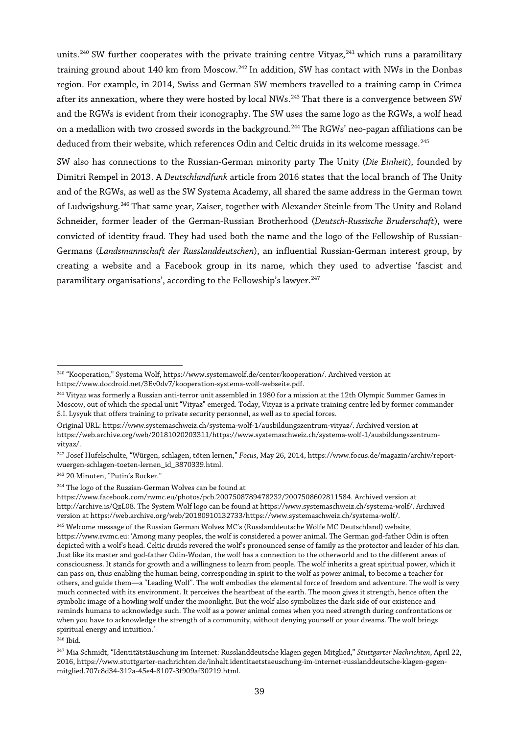units.[240] SW further cooperates with the private training centre Vityaz,[241] which runs a paramilitary training ground about 140 km from Moscow.[242] In addition, SW has contact with NWs in the Donbas region. For example, in 2014, Swiss and German SW members travelled to a training camp in Crimea after its annexation, where they were hosted by local NWs.[243] That there is a convergence between SW and the RGWs is evident from their iconography. The SW uses the same logo as the RGWs, a wolf head on a medallion with two crossed swords in the background.[244] The RGWs' neo-pagan affiliations can be deduced from their website, which references Odin and Celtic druids in its welcome message.[245]

SW also has connections to the Russian-German minority party The Unity (*Die Einheit*), founded by Dimitri Rempel in 2013. A *Deutschlandfunk* article from 2016 states that the local branch of The Unity and of the RGWs, as well as the SW Systema Academy, all shared the same address in the German town of Ludwigsburg.[246] That same year, Zaiser, together with Alexander Steinle from The Unity and Roland Schneider, former leader of the German-Russian Brotherhood (*Deutsch-Russische Bruderschaft*), were convicted of identity fraud. They had used both the name and the logo of the Fellowship of Russian-Germans (*Landsmannschaft der Russlanddeutschen*), an influential Russian-German interest group, by creating a website and a Facebook group in its name, which they used to advertise 'fascist and paramilitary organisations', according to the Fellowship's lawyer.[247]

---

[240] "Kooperation," Systema Wolf, https://www.systemawolf.de/center/kooperation/. Archived version at https://www.docdroid.net/3Ev0dv7/kooperation-systema-wolf-webseite.pdf.

[241] Vityaz was formerly a Russian anti-terror unit assembled in 1980 for a mission at the 12th Olympic Summer Games in Moscow, out of which the special unit "Vityaz" emerged. Today, Vityaz is a private training centre led by former commander S.I. Lysyuk that offers training to private security personnel, as well as to special forces.

Original URL: https://www.systemaschweiz.ch/systema-wolf-1/ausbildungszentrum-vityaz/. Archived version at https://web.archive.org/web/20181020203311/https://www.systemaschweiz.ch/systema-wolf-1/ausbildungszentrum-vityaz/.

[242] Josef Hufelschulte, "Würgen, schlagen, töten lernen," *Focus*, May 26, 2014, https://www.focus.de/magazin/archiv/report-wuergen-schlagen-toeten-lernen_id_3870339.html.

[243] 20 Minuten, "Putin's Rocker."

[244] The logo of the Russian-German Wolves can be found at https://www.facebook.com/rwmc.eu/photos/pcb.2007508789478232/2007508602811584. Archived version at http://archive.is/QzL08. The System Wolf logo can be found at https://www.systemaschweiz.ch/systema-wolf/. Archived version at https://web.archive.org/web/20180910132733/https://www.systemaschweiz.ch/systema-wolf/.

[245] Welcome message of the Russian German Wolves MC's (Russlanddeutsche Wölfe MC Deutschland) website, https://www.rwmc.eu: 'Among many peoples, the wolf is considered a power animal. The German god-father Odin is often depicted with a wolf's head. Celtic druids revered the wolf's pronounced sense of family as the protector and leader of his clan. Just like its master and god-father Odin-Wodan, the wolf has a connection to the otherworld and to the different areas of consciousness. It stands for growth and a willingness to learn from people. The wolf inherits a great spiritual power, which it can pass on, thus enabling the human being, corresponding in spirit to the wolf as power animal, to become a teacher for others, and guide them—a "Leading Wolf". The wolf embodies the elemental force of freedom and adventure. The wolf is very much connected with its environment. It perceives the heartbeat of the earth. The moon gives it strength, hence often the symbolic image of a howling wolf under the moonlight. But the wolf also symbolizes the dark side of our existence and reminds humans to acknowledge such. The wolf as a power animal comes when you need strength during confrontations or when you have to acknowledge the strength of a community, without denying yourself or your dreams. The wolf brings spiritual energy and intuition.'

[246] Ibid.

[247] Mia Schmidt, "Identitätstäuschung im Internet: Russlanddeutsche klagen gegen Mitglied," *Stuttgarter Nachrichten*, April 22, 2016, https://www.stuttgarter-nachrichten.de/inhalt.identitaetstaeuschung-im-internet-russlanddeutsche-klagen-gegen-mitglied.707c8d34-312a-45e4-8107-3f909af30219.html.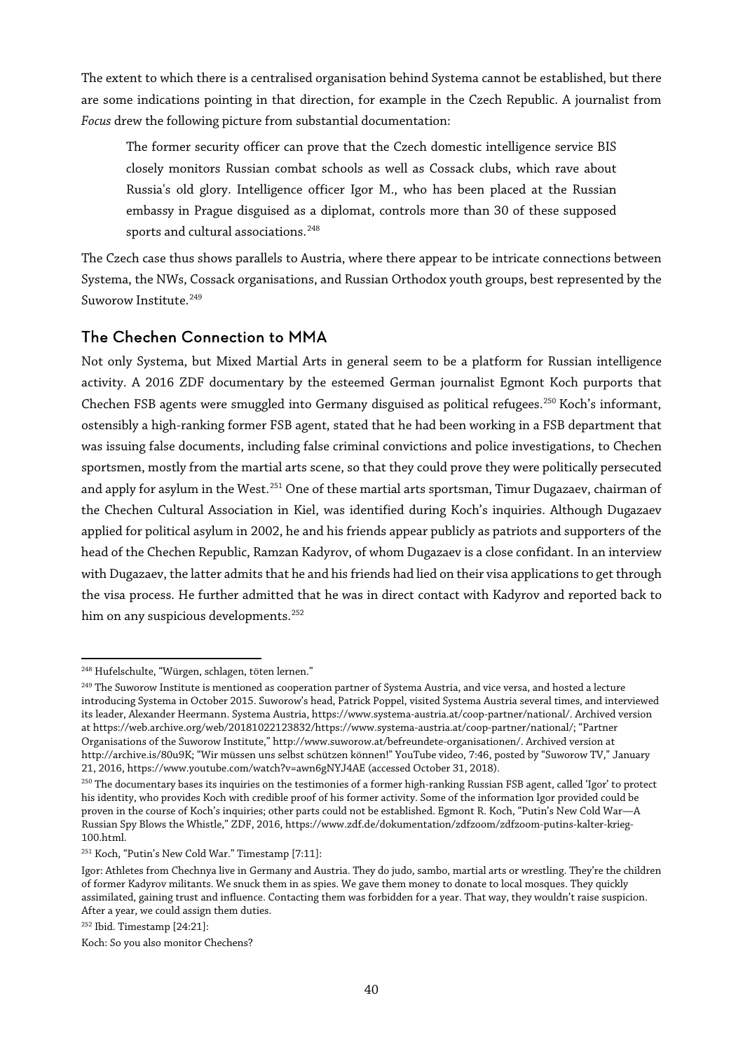The extent to which there is a centralised organisation behind Systema cannot be established, but there are some indications pointing in that direction, for example in the Czech Republic. A journalist from *Focus* drew the following picture from substantial documentation:

> The former security officer can prove that the Czech domestic intelligence service BIS closely monitors Russian combat schools as well as Cossack clubs, which rave about Russia's old glory. Intelligence officer Igor M., who has been placed at the Russian embassy in Prague disguised as a diplomat, controls more than 30 of these supposed sports and cultural associations.[248]

The Czech case thus shows parallels to Austria, where there appear to be intricate connections between Systema, the NWs, Cossack organisations, and Russian Orthodox youth groups, best represented by the Suworow Institute.[249]

## The Chechen Connection to MMA

Not only Systema, but Mixed Martial Arts in general seem to be a platform for Russian intelligence activity. A 2016 ZDF documentary by the esteemed German journalist Egmont Koch purports that Chechen FSB agents were smuggled into Germany disguised as political refugees.[250] Koch's informant, ostensibly a high-ranking former FSB agent, stated that he had been working in a FSB department that was issuing false documents, including false criminal convictions and police investigations, to Chechen sportsmen, mostly from the martial arts scene, so that they could prove they were politically persecuted and apply for asylum in the West.[251] One of these martial arts sportsman, Timur Dugazaev, chairman of the Chechen Cultural Association in Kiel, was identified during Koch's inquiries. Although Dugazaev applied for political asylum in 2002, he and his friends appear publicly as patriots and supporters of the head of the Chechen Republic, Ramzan Kadyrov, of whom Dugazaev is a close confidant. In an interview with Dugazaev, the latter admits that he and his friends had lied on their visa applications to get through the visa process. He further admitted that he was in direct contact with Kadyrov and reported back to him on any suspicious developments.[252]

---

[248] Hufelschulte, "Würgen, schlagen, töten lernen."

[249] The Suworow Institute is mentioned as cooperation partner of Systema Austria, and vice versa, and hosted a lecture introducing Systema in October 2015. Suworow's head, Patrick Poppel, visited Systema Austria several times, and interviewed its leader, Alexander Heermann. Systema Austria, https://www.systema-austria.at/coop-partner/national/. Archived version at https://web.archive.org/web/20181022123832/https://www.systema-austria.at/coop-partner/national/; "Partner Organisations of the Suworow Institute," http://www.suworow.at/befreundete-organisationen/. Archived version at http://archive.is/80u9K; "Wir müssen uns selbst schützen können!" YouTube video, 7:46, posted by "Suworow TV," January 21, 2016, https://www.youtube.com/watch?v=awn6gNYJ4AE (accessed October 31, 2018).

[250] The documentary bases its inquiries on the testimonies of a former high-ranking Russian FSB agent, called 'Igor' to protect his identity, who provides Koch with credible proof of his former activity. Some of the information Igor provided could be proven in the course of Koch's inquiries; other parts could not be established. Egmont R. Koch, "Putin's New Cold War—A Russian Spy Blows the Whistle," ZDF, 2016, https://www.zdf.de/dokumentation/zdfzoom/zdfzoom-putins-kalter-krieg-100.html.

[251] Koch, "Putin's New Cold War." Timestamp [7:11]:

Igor: Athletes from Chechnya live in Germany and Austria. They do judo, sambo, martial arts or wrestling. They're the children of former Kadyrov militants. We snuck them in as spies. We gave them money to donate to local mosques. They quickly assimilated, gaining trust and influence. Contacting them was forbidden for a year. That way, they wouldn't raise suspicion. After a year, we could assign them duties.

[252] Ibid. Timestamp [24:21]:

Koch: So you also monitor Chechens?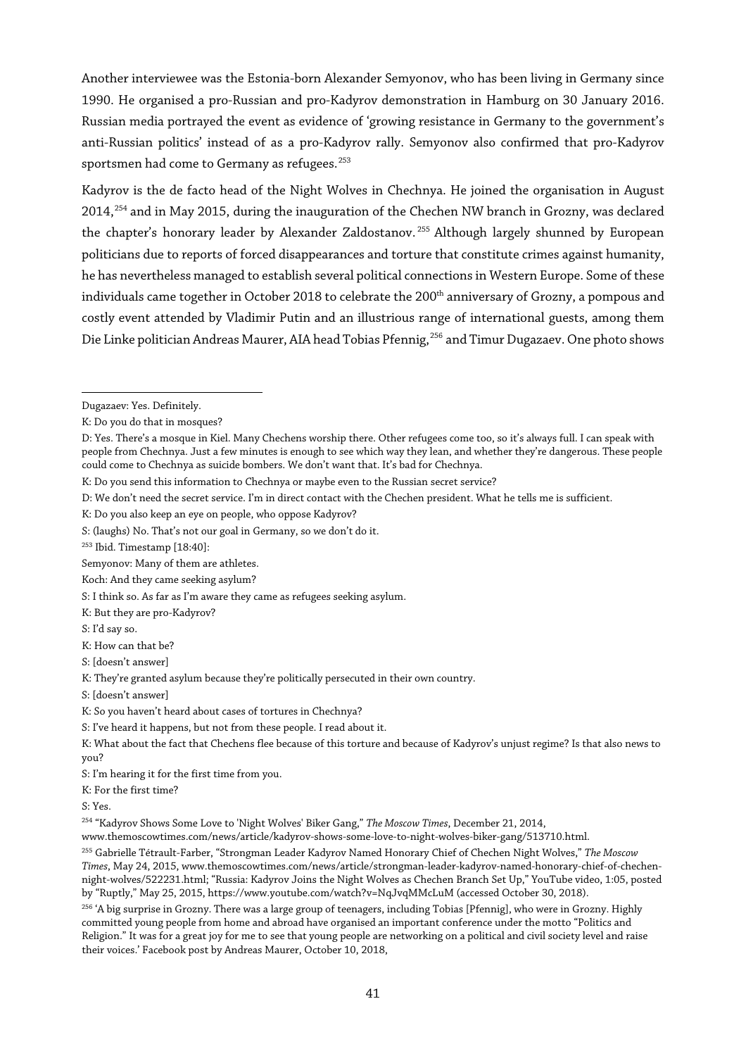Another interviewee was the Estonia-born Alexander Semyonov, who has been living in Germany since 1990. He organised a pro-Russian and pro-Kadyrov demonstration in Hamburg on 30 January 2016. Russian media portrayed the event as evidence of 'growing resistance in Germany to the government's anti-Russian politics' instead of as a pro-Kadyrov rally. Semyonov also confirmed that pro-Kadyrov sportsmen had come to Germany as refugees.[253]

Kadyrov is the de facto head of the Night Wolves in Chechnya. He joined the organisation in August 2014,[254] and in May 2015, during the inauguration of the Chechen NW branch in Grozny, was declared the chapter's honorary leader by Alexander Zaldostanov.[255] Although largely shunned by European politicians due to reports of forced disappearances and torture that constitute crimes against humanity, he has nevertheless managed to establish several political connections in Western Europe. Some of these individuals came together in October 2018 to celebrate the 200th anniversary of Grozny, a pompous and costly event attended by Vladimir Putin and an illustrious range of international guests, among them Die Linke politician Andreas Maurer, AIA head Tobias Pfennig,[256] and Timur Dugazaev. One photo shows

---

Dugazaev: Yes. Definitely.

K: Do you do that in mosques?

D: Yes. There's a mosque in Kiel. Many Chechens worship there. Other refugees come too, so it's always full. I can speak with people from Chechnya. Just a few minutes is enough to see which way they lean, and whether they're dangerous. These people could come to Chechnya as suicide bombers. We don't want that. It's bad for Chechnya.

K: Do you send this information to Chechnya or maybe even to the Russian secret service?

D: We don't need the secret service. I'm in direct contact with the Chechen president. What he tells me is sufficient.

K: Do you also keep an eye on people, who oppose Kadyrov?

S: (laughs) No. That's not our goal in Germany, so we don't do it.

[253] Ibid. Timestamp [18:40]:

Semyonov: Many of them are athletes.

Koch: And they came seeking asylum?

S: I think so. As far as I'm aware they came as refugees seeking asylum.

K: But they are pro-Kadyrov?

S: I'd say so.

K: How can that be?

S: [doesn't answer]

K: They're granted asylum because they're politically persecuted in their own country.

S: [doesn't answer]

K: So you haven't heard about cases of tortures in Chechnya?

S: I've heard it happens, but not from these people. I read about it.

K: What about the fact that Chechens flee because of this torture and because of Kadyrov's unjust regime? Is that also news to you?

S: I'm hearing it for the first time from you.

K: For the first time?

S: Yes.

[254] "Kadyrov Shows Some Love to 'Night Wolves' Biker Gang," *The Moscow Times*, December 21, 2014, www.themoscowtimes.com/news/article/kadyrov-shows-some-love-to-night-wolves-biker-gang/513710.html.

[255] Gabrielle Tétrault-Farber, "Strongman Leader Kadyrov Named Honorary Chief of Chechen Night Wolves," *The Moscow Times*, May 24, 2015, www.themoscowtimes.com/news/article/strongman-leader-kadyrov-named-honorary-chief-of-chechen-night-wolves/522231.html; "Russia: Kadyrov Joins the Night Wolves as Chechen Branch Set Up," YouTube video, 1:05, posted by "Ruptly," May 25, 2015, https://www.youtube.com/watch?v=NqJvqMMcLuM (accessed October 30, 2018).

[256] 'A big surprise in Grozny. There was a large group of teenagers, including Tobias [Pfennig], who were in Grozny. Highly committed young people from home and abroad have organised an important conference under the motto "Politics and Religion." It was for a great joy for me to see that young people are networking on a political and civil society level and raise their voices.' Facebook post by Andreas Maurer, October 10, 2018,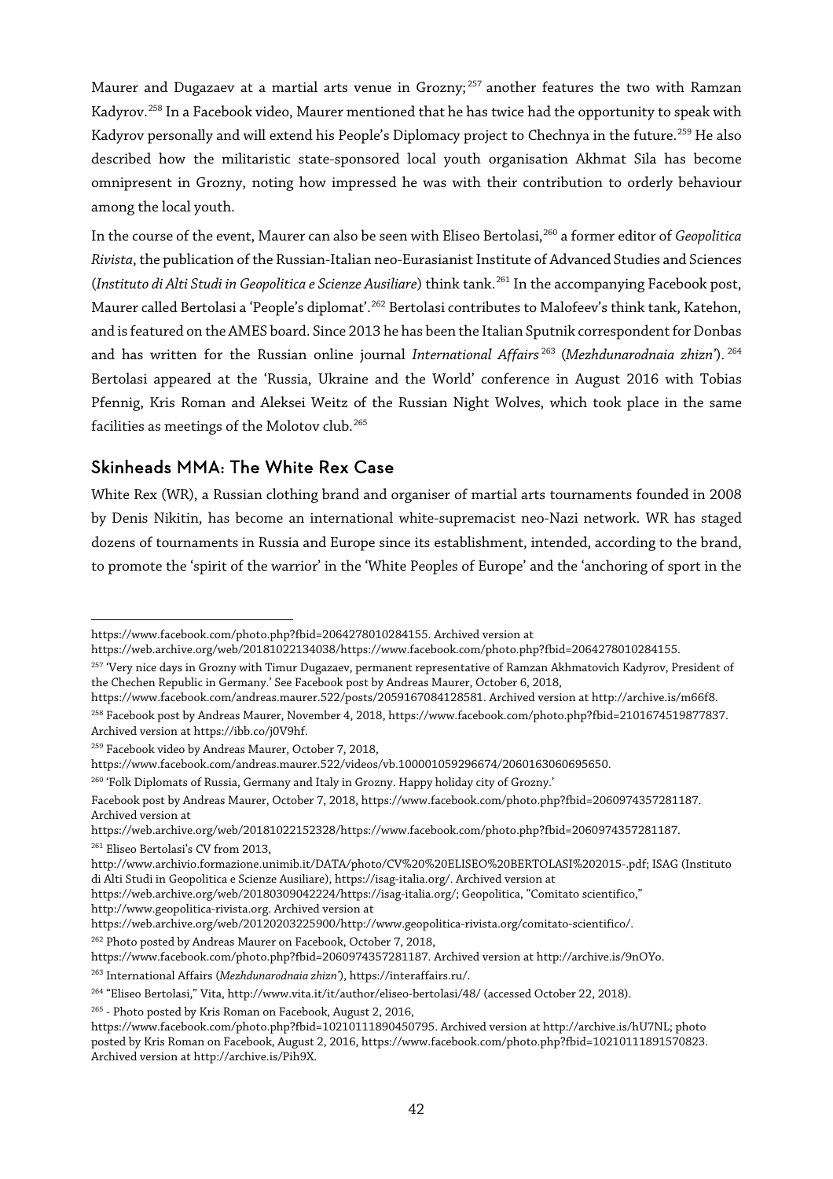Maurer and Dugazaev at a martial arts venue in Grozny;[257] another features the two with Ramzan Kadyrov.[258] In a Facebook video, Maurer mentioned that he has twice had the opportunity to speak with Kadyrov personally and will extend his People's Diplomacy project to Chechnya in the future.[259] He also described how the militaristic state-sponsored local youth organisation Akhmat Sila has become omnipresent in Grozny, noting how impressed he was with their contribution to orderly behaviour among the local youth.

In the course of the event, Maurer can also be seen with Eliseo Bertolasi,[260] a former editor of *Geopolitica Rivista*, the publication of the Russian-Italian neo-Eurasianist Institute of Advanced Studies and Sciences (*Instituto di Alti Studi in Geopolitica e Scienze Ausiliare*) think tank.[261] In the accompanying Facebook post, Maurer called Bertolasi a 'People's diplomat'.[262] Bertolasi contributes to Malofeev's think tank, Katehon, and is featured on the AMES board. Since 2013 he has been the Italian Sputnik correspondent for Donbas and has written for the Russian online journal *International Affairs*[263] (*Mezhdunarodnaia zhizn'*).[264] Bertolasi appeared at the 'Russia, Ukraine and the World' conference in August 2016 with Tobias Pfennig, Kris Roman and Aleksei Weitz of the Russian Night Wolves, which took place in the same facilities as meetings of the Molotov club.[265]

## Skinheads MMA: The White Rex Case

White Rex (WR), a Russian clothing brand and organiser of martial arts tournaments founded in 2008 by Denis Nikitin, has become an international white-supremacist neo-Nazi network. WR has staged dozens of tournaments in Russia and Europe since its establishment, intended, according to the brand, to promote the 'spirit of the warrior' in the 'White Peoples of Europe' and the 'anchoring of sport in the

---

https://www.facebook.com/photo.php?fbid=2064278010284155. Archived version at https://web.archive.org/web/20181022134038/https://www.facebook.com/photo.php?fbid=2064278010284155.

[257] 'Very nice days in Grozny with Timur Dugazaev, permanent representative of Ramzan Akhmatovich Kadyrov, President of the Chechen Republic in Germany.' See Facebook post by Andreas Maurer, October 6, 2018, https://www.facebook.com/andreas.maurer.522/posts/2059167084128581. Archived version at http://archive.is/m66f8.

[258] Facebook post by Andreas Maurer, November 4, 2018, https://www.facebook.com/photo.php?fbid=2101674519877837. Archived version at https://ibb.co/j0V9hf.

[259] Facebook video by Andreas Maurer, October 7, 2018, https://www.facebook.com/andreas.maurer.522/videos/vb.100001059296674/2060163060695650.

[260] 'Folk Diplomats of Russia, Germany and Italy in Grozny. Happy holiday city of Grozny.' Facebook post by Andreas Maurer, October 7, 2018, https://www.facebook.com/photo.php?fbid=2060974357281187. Archived version at https://web.archive.org/web/20181022152328/https://www.facebook.com/photo.php?fbid=2060974357281187.

[261] Eliseo Bertolasi's CV from 2013, http://www.archivio.formazione.unimib.it/DATA/photo/CV%20%20ELISEO%20BERTOLASI%202015-.pdf; ISAG (Instituto di Alti Studi in Geopolitica e Scienze Ausiliare), https://isag-italia.org/. Archived version at https://web.archive.org/web/20180309042224/https://isag-italia.org/; Geopolitica, "Comitato scientifico," http://www.geopolitica-rivista.org. Archived version at https://web.archive.org/web/20120203225900/http://www.geopolitica-rivista.org/comitato-scientifico/.

[262] Photo posted by Andreas Maurer on Facebook, October 7, 2018, https://www.facebook.com/photo.php?fbid=2060974357281187. Archived version at http://archive.is/9nOYo.

[263] International Affairs (*Mezhdunarodnaia zhizn'*), https://interaffairs.ru/.

[264] "Eliseo Bertolasi," Vita, http://www.vita.it/it/author/eliseo-bertolasi/48/ (accessed October 22, 2018).

[265] - Photo posted by Kris Roman on Facebook, August 2, 2016, https://www.facebook.com/photo.php?fbid=10210111890450795. Archived version at http://archive.is/hU7NL; photo posted by Kris Roman on Facebook, August 2, 2016, https://www.facebook.com/photo.php?fbid=10210111891570823. Archived version at http://archive.is/Pih9X.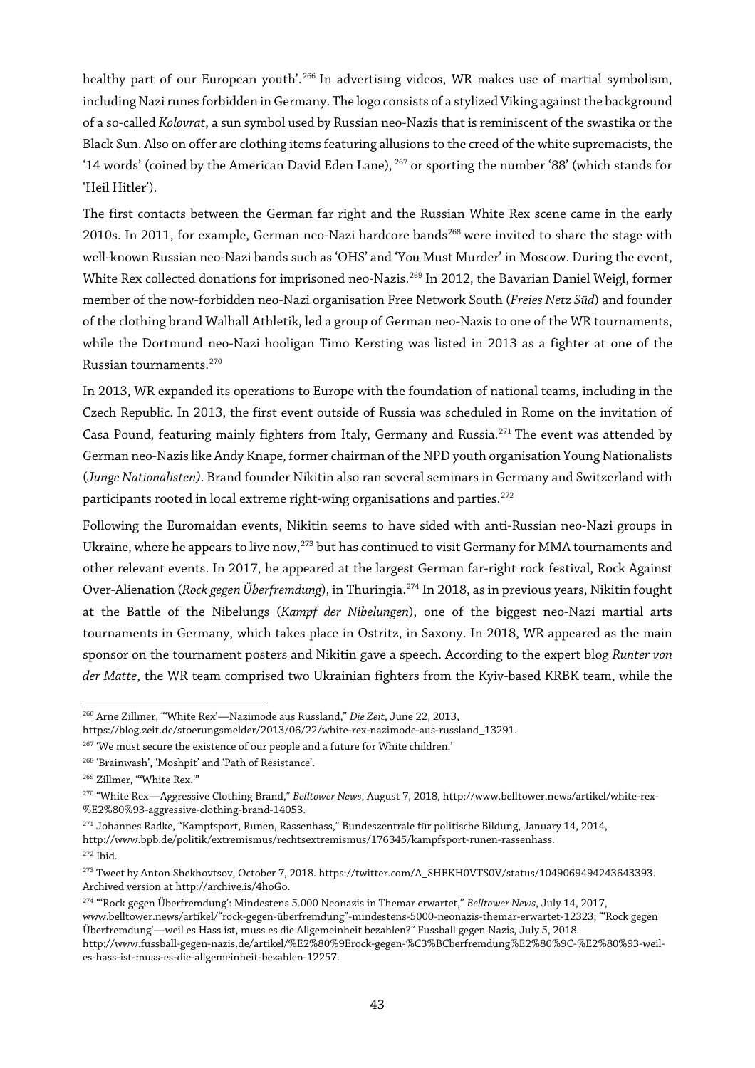healthy part of our European youth'.[266] In advertising videos, WR makes use of martial symbolism, including Nazi runes forbidden in Germany. The logo consists of a stylized Viking against the background of a so-called *Kolovrat*, a sun symbol used by Russian neo-Nazis that is reminiscent of the swastika or the Black Sun. Also on offer are clothing items featuring allusions to the creed of the white supremacists, the '14 words' (coined by the American David Eden Lane), [267] or sporting the number '88' (which stands for 'Heil Hitler').

The first contacts between the German far right and the Russian White Rex scene came in the early 2010s. In 2011, for example, German neo-Nazi hardcore bands[268] were invited to share the stage with well-known Russian neo-Nazi bands such as 'OHS' and 'You Must Murder' in Moscow. During the event, White Rex collected donations for imprisoned neo-Nazis.[269] In 2012, the Bavarian Daniel Weigl, former member of the now-forbidden neo-Nazi organisation Free Network South (*Freies Netz Süd*) and founder of the clothing brand Walhall Athletik, led a group of German neo-Nazis to one of the WR tournaments, while the Dortmund neo-Nazi hooligan Timo Kersting was listed in 2013 as a fighter at one of the Russian tournaments.[270]

In 2013, WR expanded its operations to Europe with the foundation of national teams, including in the Czech Republic. In 2013, the first event outside of Russia was scheduled in Rome on the invitation of Casa Pound, featuring mainly fighters from Italy, Germany and Russia.[271] The event was attended by German neo-Nazis like Andy Knape, former chairman of the NPD youth organisation Young Nationalists (*Junge Nationalisten)*. Brand founder Nikitin also ran several seminars in Germany and Switzerland with participants rooted in local extreme right-wing organisations and parties.[272]

Following the Euromaidan events, Nikitin seems to have sided with anti-Russian neo-Nazi groups in Ukraine, where he appears to live now,[273] but has continued to visit Germany for MMA tournaments and other relevant events. In 2017, he appeared at the largest German far-right rock festival, Rock Against Over-Alienation (*Rock gegen Überfremdung*), in Thuringia.[274] In 2018, as in previous years, Nikitin fought at the Battle of the Nibelungs (*Kampf der Nibelungen*), one of the biggest neo-Nazi martial arts tournaments in Germany, which takes place in Ostritz, in Saxony. In 2018, WR appeared as the main sponsor on the tournament posters and Nikitin gave a speech. According to the expert blog *Runter von der Matte*, the WR team comprised two Ukrainian fighters from the Kyiv-based KRBK team, while the

---

[266] Arne Zillmer, "'White Rex'—Nazimode aus Russland," *Die Zeit*, June 22, 2013, https://blog.zeit.de/stoerungsmelder/2013/06/22/white-rex-nazimode-aus-russland_13291.

[267] 'We must secure the existence of our people and a future for White children.'

[268] 'Brainwash', 'Moshpit' and 'Path of Resistance'.

[269] Zillmer, "'White Rex.'"

[270] "White Rex—Aggressive Clothing Brand," *Belltower News*, August 7, 2018, http://www.belltower.news/artikel/white-rex-%E2%80%93-aggressive-clothing-brand-14053.

[271] Johannes Radke, "Kampfsport, Runen, Rassenhass," Bundeszentrale für politische Bildung, January 14, 2014, http://www.bpb.de/politik/extremismus/rechtsextremismus/176345/kampfsport-runen-rassenhass.

[272] Ibid.

[273] Tweet by Anton Shekhovtsov, October 7, 2018. https://twitter.com/A_SHEKH0VTS0V/status/1049069494243643393. Archived version at http://archive.is/4hoGo.

[274] "'Rock gegen Überfremdung': Mindestens 5.000 Neonazis in Themar erwartet," *Belltower News*, July 14, 2017, www.belltower.news/artikel/"rock-gegen-überfremdung"-mindestens-5000-neonazis-themar-erwartet-12323; "'Rock gegen Überfremdung'—weil es Hass ist, muss es die Allgemeinheit bezahlen?" Fussball gegen Nazis, July 5, 2018. http://www.fussball-gegen-nazis.de/artikel/%E2%80%9Erock-gegen-%C3%BCberfremdung%E2%80%9C-%E2%80%93-weil-es-hass-ist-muss-es-die-allgemeinheit-bezahlen-12257.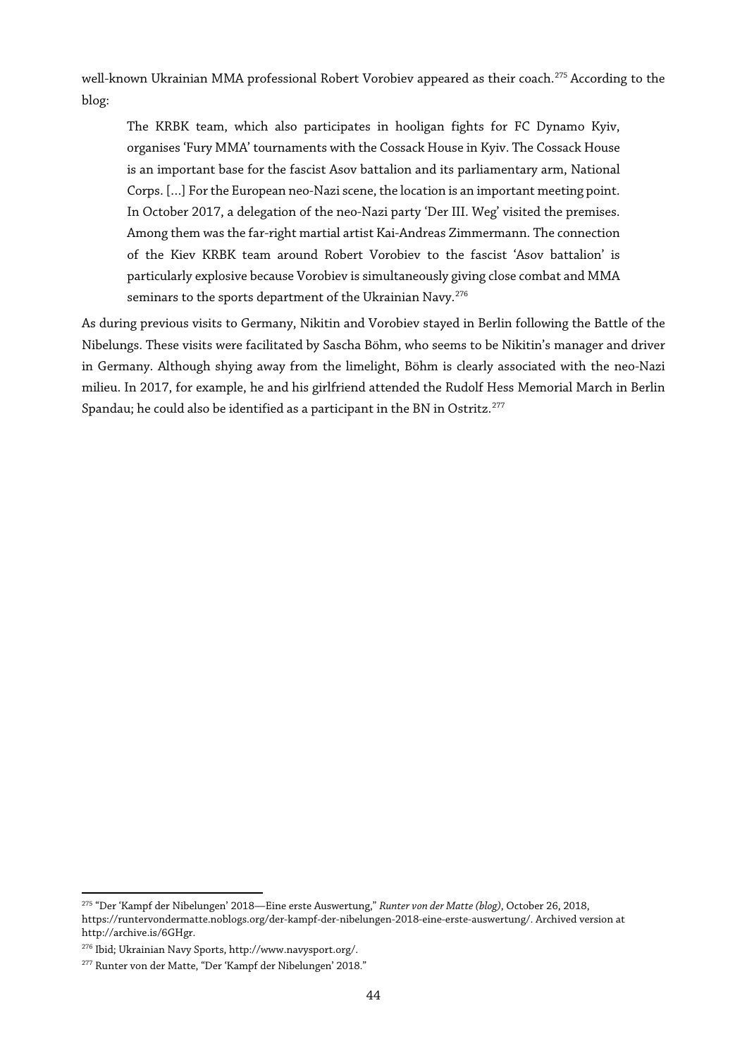well-known Ukrainian MMA professional Robert Vorobiev appeared as their coach.[275] According to the blog:

> The KRBK team, which also participates in hooligan fights for FC Dynamo Kyiv, organises 'Fury MMA' tournaments with the Cossack House in Kyiv. The Cossack House is an important base for the fascist Asov battalion and its parliamentary arm, National Corps. […] For the European neo-Nazi scene, the location is an important meeting point. In October 2017, a delegation of the neo-Nazi party 'Der III. Weg' visited the premises. Among them was the far-right martial artist Kai-Andreas Zimmermann. The connection of the Kiev KRBK team around Robert Vorobiev to the fascist 'Asov battalion' is particularly explosive because Vorobiev is simultaneously giving close combat and MMA seminars to the sports department of the Ukrainian Navy.[276]

As during previous visits to Germany, Nikitin and Vorobiev stayed in Berlin following the Battle of the Nibelungs. These visits were facilitated by Sascha Böhm, who seems to be Nikitin's manager and driver in Germany. Although shying away from the limelight, Böhm is clearly associated with the neo-Nazi milieu. In 2017, for example, he and his girlfriend attended the Rudolf Hess Memorial March in Berlin Spandau; he could also be identified as a participant in the BN in Ostritz.[277]

---

[275] "Der 'Kampf der Nibelungen' 2018—Eine erste Auswertung," *Runter von der Matte (blog)*, October 26, 2018, https://runtervondermatte.noblogs.org/der-kampf-der-nibelungen-2018-eine-erste-auswertung/. Archived version at http://archive.is/6GHgr.

[276] Ibid; Ukrainian Navy Sports, http://www.navysport.org/.

[277] Runter von der Matte, "Der 'Kampf der Nibelungen' 2018."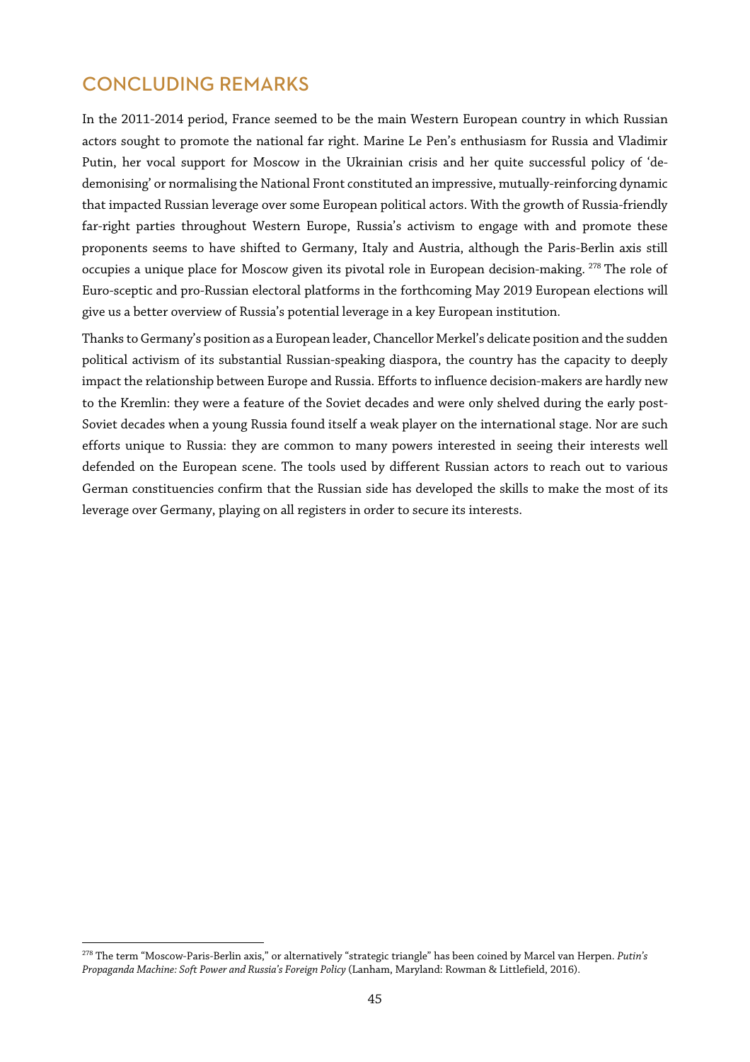## CONCLUDING REMARKS

In the 2011-2014 period, France seemed to be the main Western European country in which Russian actors sought to promote the national far right. Marine Le Pen's enthusiasm for Russia and Vladimir Putin, her vocal support for Moscow in the Ukrainian crisis and her quite successful policy of 'de-demonising' or normalising the National Front constituted an impressive, mutually-reinforcing dynamic that impacted Russian leverage over some European political actors. With the growth of Russia-friendly far-right parties throughout Western Europe, Russia's activism to engage with and promote these proponents seems to have shifted to Germany, Italy and Austria, although the Paris-Berlin axis still occupies a unique place for Moscow given its pivotal role in European decision-making. [278] The role of Euro-sceptic and pro-Russian electoral platforms in the forthcoming May 2019 European elections will give us a better overview of Russia's potential leverage in a key European institution.

Thanks to Germany's position as a European leader, Chancellor Merkel's delicate position and the sudden political activism of its substantial Russian-speaking diaspora, the country has the capacity to deeply impact the relationship between Europe and Russia. Efforts to influence decision-makers are hardly new to the Kremlin: they were a feature of the Soviet decades and were only shelved during the early post-Soviet decades when a young Russia found itself a weak player on the international stage. Nor are such efforts unique to Russia: they are common to many powers interested in seeing their interests well defended on the European scene. The tools used by different Russian actors to reach out to various German constituencies confirm that the Russian side has developed the skills to make the most of its leverage over Germany, playing on all registers in order to secure its interests.

---

[278] The term "Moscow-Paris-Berlin axis," or alternatively "strategic triangle" has been coined by Marcel van Herpen. *Putin's Propaganda Machine: Soft Power and Russia's Foreign Policy* (Lanham, Maryland: Rowman & Littlefield, 2016).